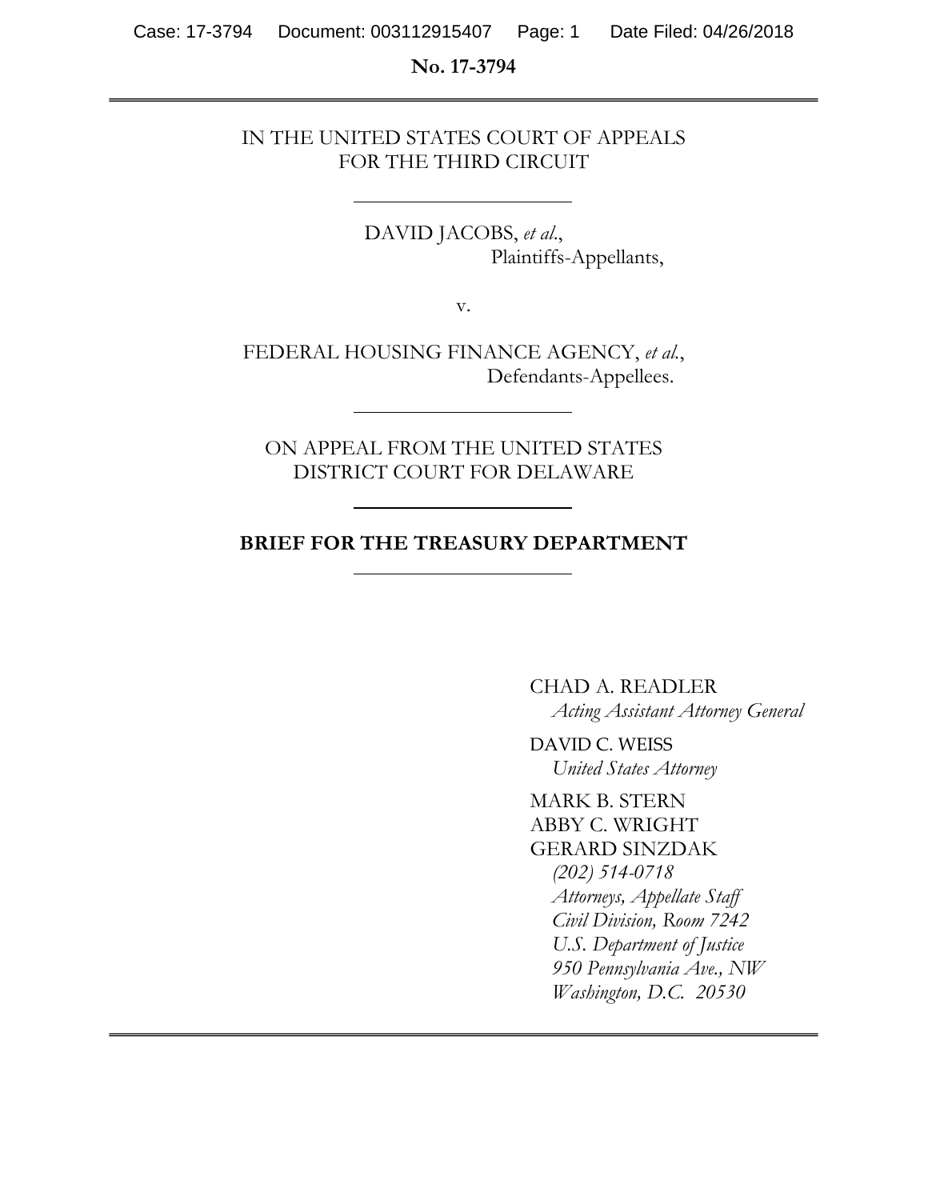**No. 17-3794**

IN THE UNITED STATES COURT OF APPEALS
FOR THE THIRD CIRCUIT

---

DAVID JACOBS, *et al.*,
Plaintiffs-Appellants,

v.

FEDERAL HOUSING FINANCE AGENCY, *et al.*,
Defendants-Appellees.

---

ON APPEAL FROM THE UNITED STATES
DISTRICT COURT FOR DELAWARE

---

**BRIEF FOR THE TREASURY DEPARTMENT**

---

CHAD A. READLER
*Acting Assistant Attorney General*

DAVID C. WEISS
*United States Attorney*

MARK B. STERN
ABBY C. WRIGHT
GERARD SINZDAK
*(202) 514-0718*
*Attorneys, Appellate Staff*
*Civil Division, Room 7242*
*U.S. Department of Justice*
*950 Pennsylvania Ave., NW*
*Washington, D.C. 20530*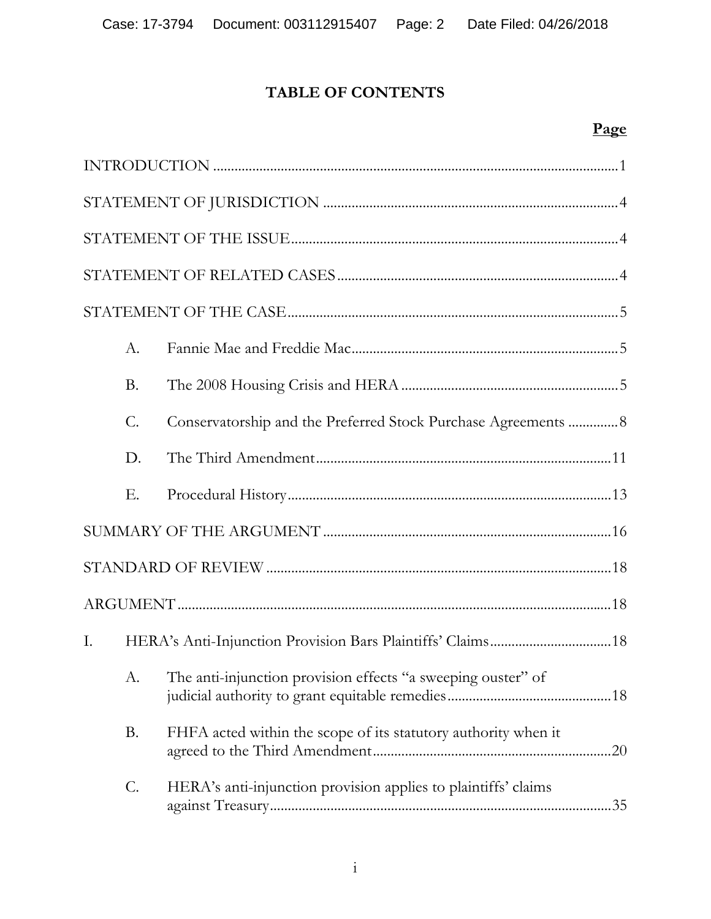# TABLE OF CONTENTS

**Page**

INTRODUCTION ....................................................................................................1

STATEMENT OF JURISDICTION ......................................................................4

STATEMENT OF THE ISSUE..............................................................................4

STATEMENT OF RELATED CASES ..................................................................4

STATEMENT OF THE CASE...............................................................................5

- A. Fannie Mae and Freddie Mac............................................................................5
- B. The 2008 Housing Crisis and HERA ..................................................................5
- C. Conservatorship and the Preferred Stock Purchase Agreements ..............8
- D. The Third Amendment....................................................................................11
- E. Procedural History...........................................................................................13

SUMMARY OF THE ARGUMENT ...................................................................16

STANDARD OF REVIEW ...................................................................................18

ARGUMENT..........................................................................................................18

I. HERA's Anti-Injunction Provision Bars Plaintiffs' Claims..................................18

- A. The anti-injunction provision effects "a sweeping ouster" of judicial authority to grant equitable remedies...............................................18
- B. FHFA acted within the scope of its statutory authority when it agreed to the Third Amendment....................................................................20
- C. HERA's anti-injunction provision applies to plaintiffs' claims against Treasury.................................................................................................35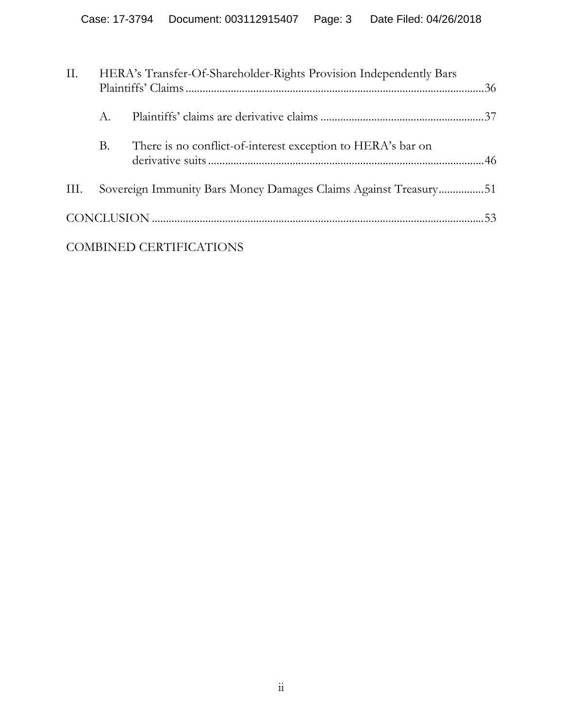II. HERA's Transfer-Of-Shareholder-Rights Provision Independently Bars Plaintiffs' Claims ........................................................................................................36

   A. Plaintiffs' claims are derivative claims ..........................................................37

   B. There is no conflict-of-interest exception to HERA's bar on derivative suits ..................................................................................................46

III. Sovereign Immunity Bars Money Damages Claims Against Treasury ................51

CONCLUSION ....................................................................................................................53

COMBINED CERTIFICATIONS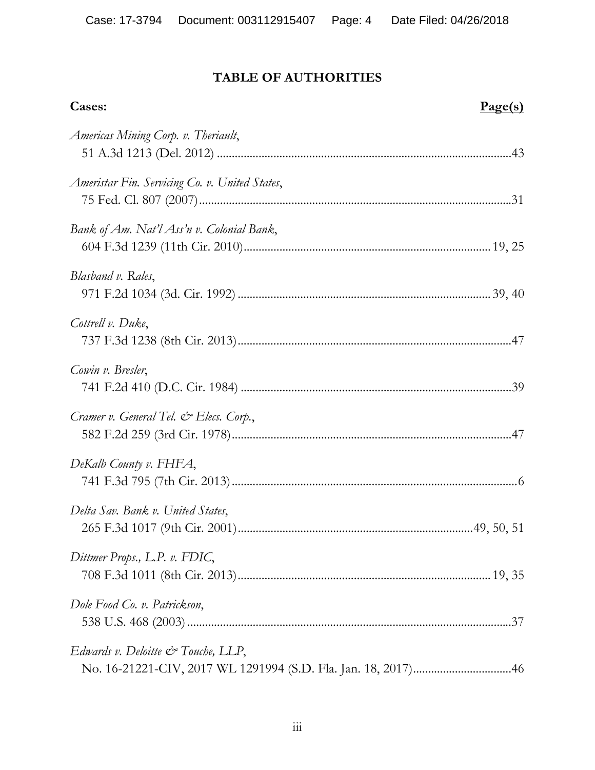## TABLE OF AUTHORITIES

**Cases:** **Page(s)**

*Americas Mining Corp. v. Theriault*,
51 A.3d 1213 (Del. 2012) .....43

*Ameristar Fin. Servicing Co. v. United States*,
75 Fed. Cl. 807 (2007).....31

*Bank of Am. Nat'l Ass'n v. Colonial Bank*,
604 F.3d 1239 (11th Cir. 2010).....19, 25

*Blasband v. Rales*,
971 F.2d 1034 (3d. Cir. 1992) .....39, 40

*Cottrell v. Duke*,
737 F.3d 1238 (8th Cir. 2013).....47

*Cowin v. Bresler*,
741 F.2d 410 (D.C. Cir. 1984) .....39

*Cramer v. General Tel. & Elecs. Corp.*,
582 F.2d 259 (3rd Cir. 1978).....47

*DeKalb County v. FHFA*,
741 F.3d 795 (7th Cir. 2013).....6

*Delta Sav. Bank v. United States*,
265 F.3d 1017 (9th Cir. 2001).....49, 50, 51

*Dittmer Props., L.P. v. FDIC*,
708 F.3d 1011 (8th Cir. 2013).....19, 35

*Dole Food Co. v. Patrickson*,
538 U.S. 468 (2003) .....37

*Edwards v. Deloitte & Touche, LLP*,
No. 16-21221-CIV, 2017 WL 1291994 (S.D. Fla. Jan. 18, 2017).....46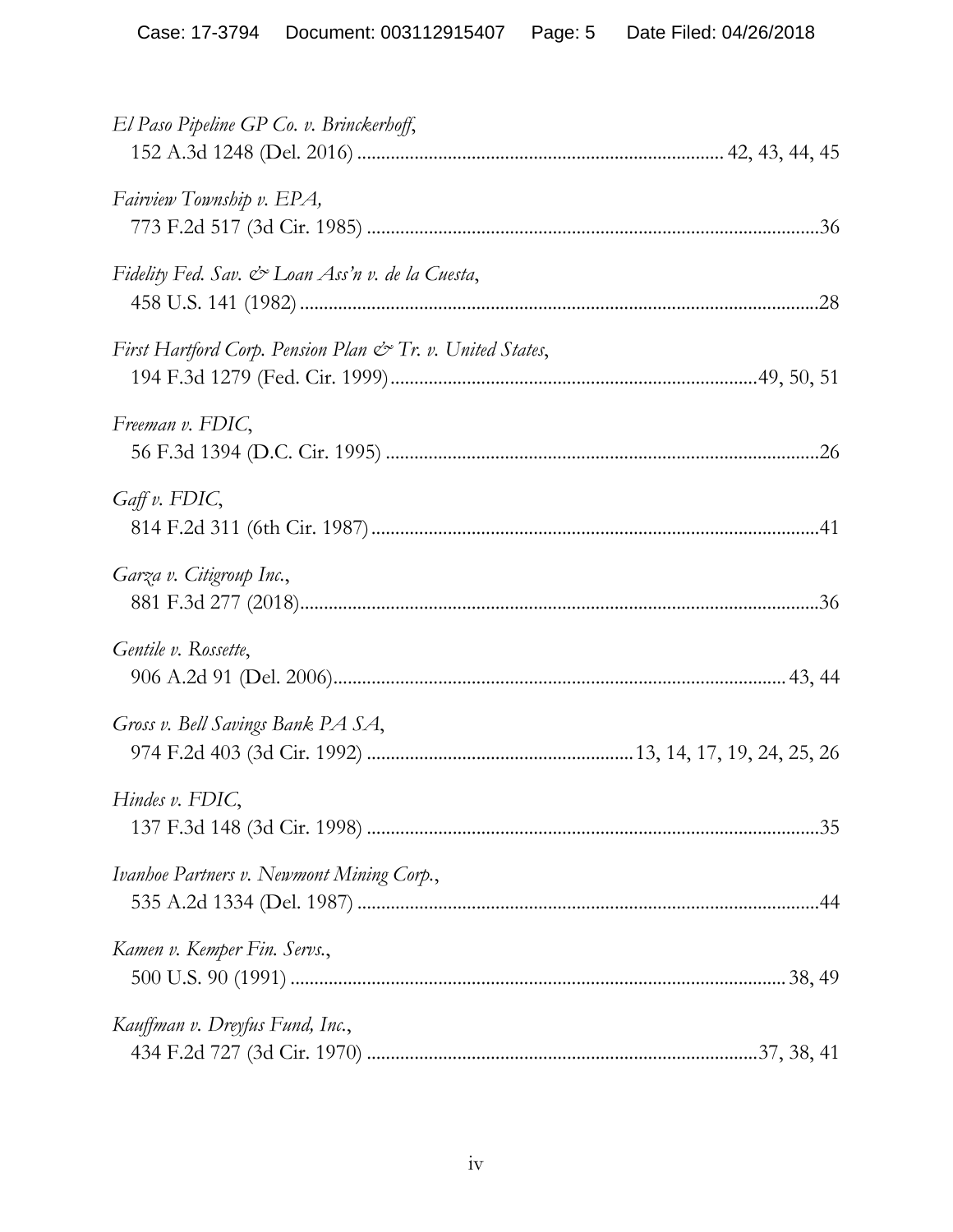*El Paso Pipeline GP Co. v. Brinckerhoff*,
152 A.3d 1248 (Del. 2016) .......................................................................... 42, 43, 44, 45

*Fairview Township v. EPA,*
773 F.2d 517 (3d Cir. 1985) ............................................................................................36

*Fidelity Fed. Sav. & Loan Ass'n v. de la Cuesta*,
458 U.S. 141 (1982) ..........................................................................................................28

*First Hartford Corp. Pension Plan & Tr. v. United States*,
194 F.3d 1279 (Fed. Cir. 1999).........................................................................49, 50, 51

*Freeman v. FDIC*,
56 F.3d 1394 (D.C. Cir. 1995) .........................................................................................26

*Gaff v. FDIC*,
814 F.2d 311 (6th Cir. 1987)............................................................................................41

*Garza v. Citigroup Inc.*,
881 F.3d 277 (2018)...........................................................................................................36

*Gentile v. Rossette*,
906 A.2d 91 (Del. 2006)............................................................................................ 43, 44

*Gross v. Bell Savings Bank PA SA*,
974 F.2d 403 (3d Cir. 1992) ......................................................13, 14, 17, 19, 24, 25, 26

*Hindes v. FDIC*,
137 F.3d 148 (3d Cir. 1998) .............................................................................................35

*Ivanhoe Partners v. Newmont Mining Corp.*,
535 A.2d 1334 (Del. 1987) ...............................................................................................44

*Kamen v. Kemper Fin. Servs.*,
500 U.S. 90 (1991) .................................................................................................... 38, 49

*Kauffman v. Dreyfus Fund, Inc.*,
434 F.2d 727 (3d Cir. 1970) ................................................................................37, 38, 41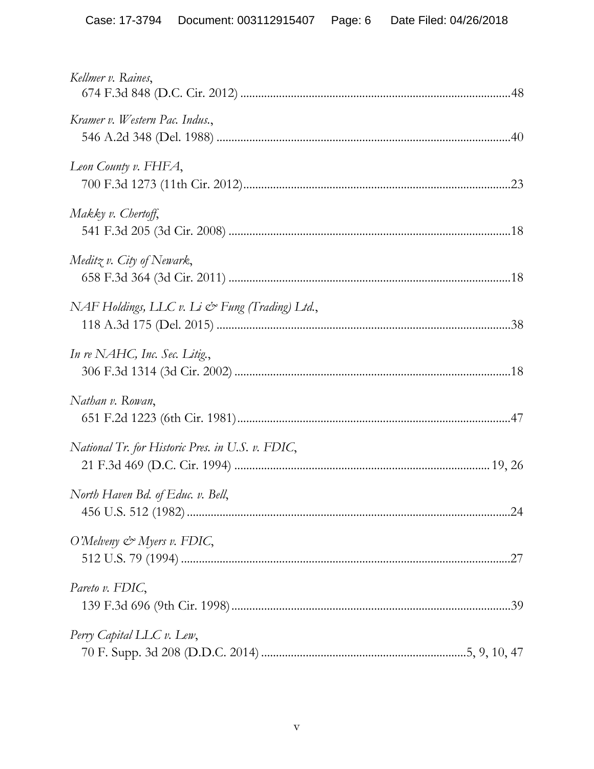*Kellmer v. Raines*,
674 F.3d 848 (D.C. Cir. 2012) ......................................................................................48

*Kramer v. Western Pac. Indus.*,
546 A.2d 348 (Del. 1988) ..............................................................................................40

*Leon County v. FHFA*,
700 F.3d 1273 (11th Cir. 2012).....................................................................................23

*Makky v. Chertoff*,
541 F.3d 205 (3d Cir. 2008) ..........................................................................................18

*Meditz v. City of Newark*,
658 F.3d 364 (3d Cir. 2011) ..........................................................................................18

*NAF Holdings, LLC v. Li & Fung (Trading) Ltd.*,
118 A.3d 175 (Del. 2015) ..............................................................................................38

*In re NAHC, Inc. Sec. Litig.*,
306 F.3d 1314 (3d Cir. 2002) ........................................................................................18

*Nathan v. Rowan*,
651 F.2d 1223 (6th Cir. 1981).......................................................................................47

*National Tr. for Historic Pres. in U.S. v. FDIC*,
21 F.3d 469 (D.C. Cir. 1994) ................................................................................ 19, 26

*North Haven Bd. of Educ. v. Bell*,
456 U.S. 512 (1982) .......................................................................................................24

*O'Melveny & Myers v. FDIC*,
512 U.S. 79 (1994) .........................................................................................................27

*Pareto v. FDIC*,
139 F.3d 696 (9th Cir. 1998).........................................................................................39

*Perry Capital LLC v. Lew*,
70 F. Supp. 3d 208 (D.D.C. 2014) ...................................................................5, 9, 10, 47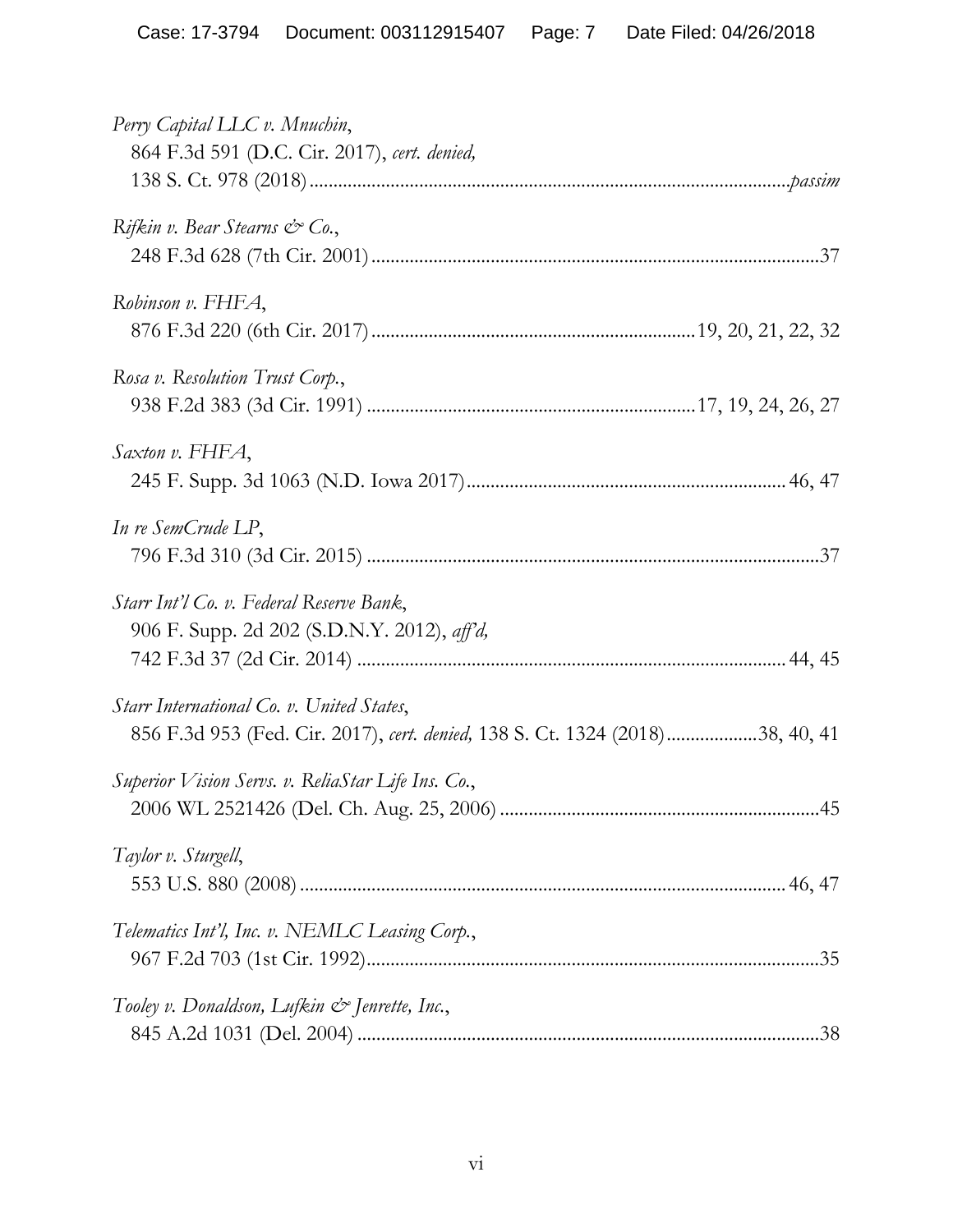*Perry Capital LLC v. Mnuchin*,
864 F.3d 591 (D.C. Cir. 2017), *cert. denied,*
138 S. Ct. 978 (2018) .......................................................................................... *passim*

*Rifkin v. Bear Stearns & Co.*,
248 F.3d 628 (7th Cir. 2001) ............................................................................................ 37

*Robinson v. FHFA*,
876 F.3d 220 (6th Cir. 2017) ................................................................ 19, 20, 21, 22, 32

*Rosa v. Resolution Trust Corp.*,
938 F.2d 383 (3d Cir. 1991) .................................................................. 17, 19, 24, 26, 27

*Saxton v. FHFA*,
245 F. Supp. 3d 1063 (N.D. Iowa 2017) ................................................................ 46, 47

*In re SemCrude LP*,
796 F.3d 310 (3d Cir. 2015) ............................................................................................ 37

*Starr Int'l Co. v. Federal Reserve Bank*,
906 F. Supp. 2d 202 (S.D.N.Y. 2012), *aff'd,*
742 F.3d 37 (2d Cir. 2014) ....................................................................................... 44, 45

*Starr International Co. v. United States*,
856 F.3d 953 (Fed. Cir. 2017), *cert. denied,* 138 S. Ct. 1324 (2018) .................. 38, 40, 41

*Superior Vision Servs. v. ReliaStar Life Ins. Co.*,
2006 WL 2521426 (Del. Ch. Aug. 25, 2006) ................................................................. 45

*Taylor v. Sturgell*,
553 U.S. 880 (2008) .................................................................................................. 46, 47

*Telematics Int'l, Inc. v. NEMLC Leasing Corp.*,
967 F.2d 703 (1st Cir. 1992) ............................................................................................ 35

*Tooley v. Donaldson, Lufkin & Jenrette, Inc.*,
845 A.2d 1031 (Del. 2004) .............................................................................................. 38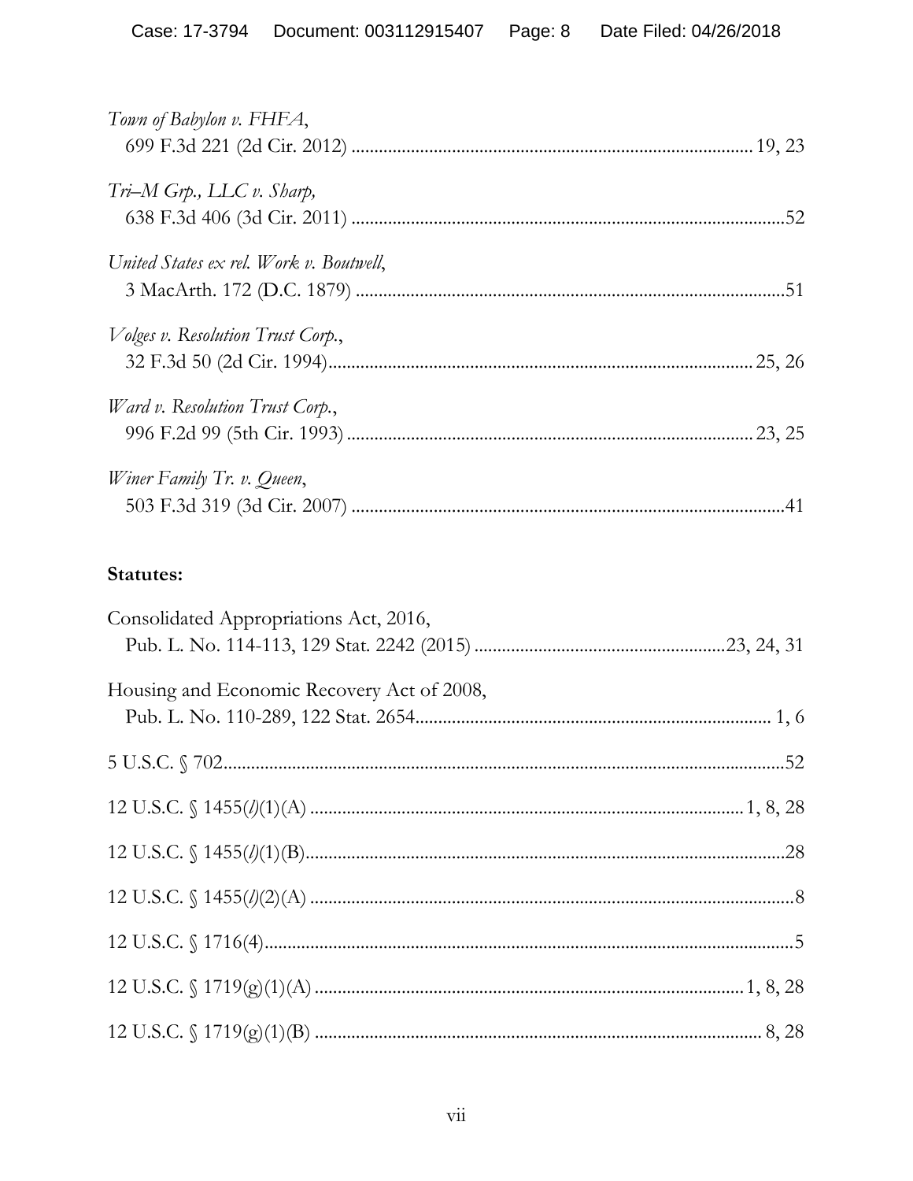*Town of Babylon v. FHFA*,
699 F.3d 221 (2d Cir. 2012) ........................................................................................ 19, 23

*Tri–M Grp., LLC v. Sharp*,
638 F.3d 406 (3d Cir. 2011) ..............................................................................................52

*United States ex rel. Work v. Boutwell*,
3 MacArth. 172 (D.C. 1879) .............................................................................................51

*Volges v. Resolution Trust Corp.*,
32 F.3d 50 (2d Cir. 1994)............................................................................................ 25, 26

*Ward v. Resolution Trust Corp.*,
996 F.2d 99 (5th Cir. 1993) ......................................................................................... 23, 25

*Winer Family Tr. v. Queen*,
503 F.3d 319 (3d Cir. 2007) ..............................................................................................41

**Statutes:**

Consolidated Appropriations Act, 2016,
Pub. L. No. 114-113, 129 Stat. 2242 (2015) .......................................................23, 24, 31

Housing and Economic Recovery Act of 2008,
Pub. L. No. 110-289, 122 Stat. 2654............................................................................. 1, 6

5 U.S.C. § 702...........................................................................................................................52

12 U.S.C. § 1455(*l*)(1)(A) ............................................................................................. 1, 8, 28

12 U.S.C. § 1455(*l*)(1)(B).........................................................................................................28

12 U.S.C. § 1455(*l*)(2)(A) ..........................................................................................................8

12 U.S.C. § 1716(4)....................................................................................................................5

12 U.S.C. § 1719(g)(1)(A) ............................................................................................. 1, 8, 28

12 U.S.C. § 1719(g)(1)(B) ................................................................................................. 8, 28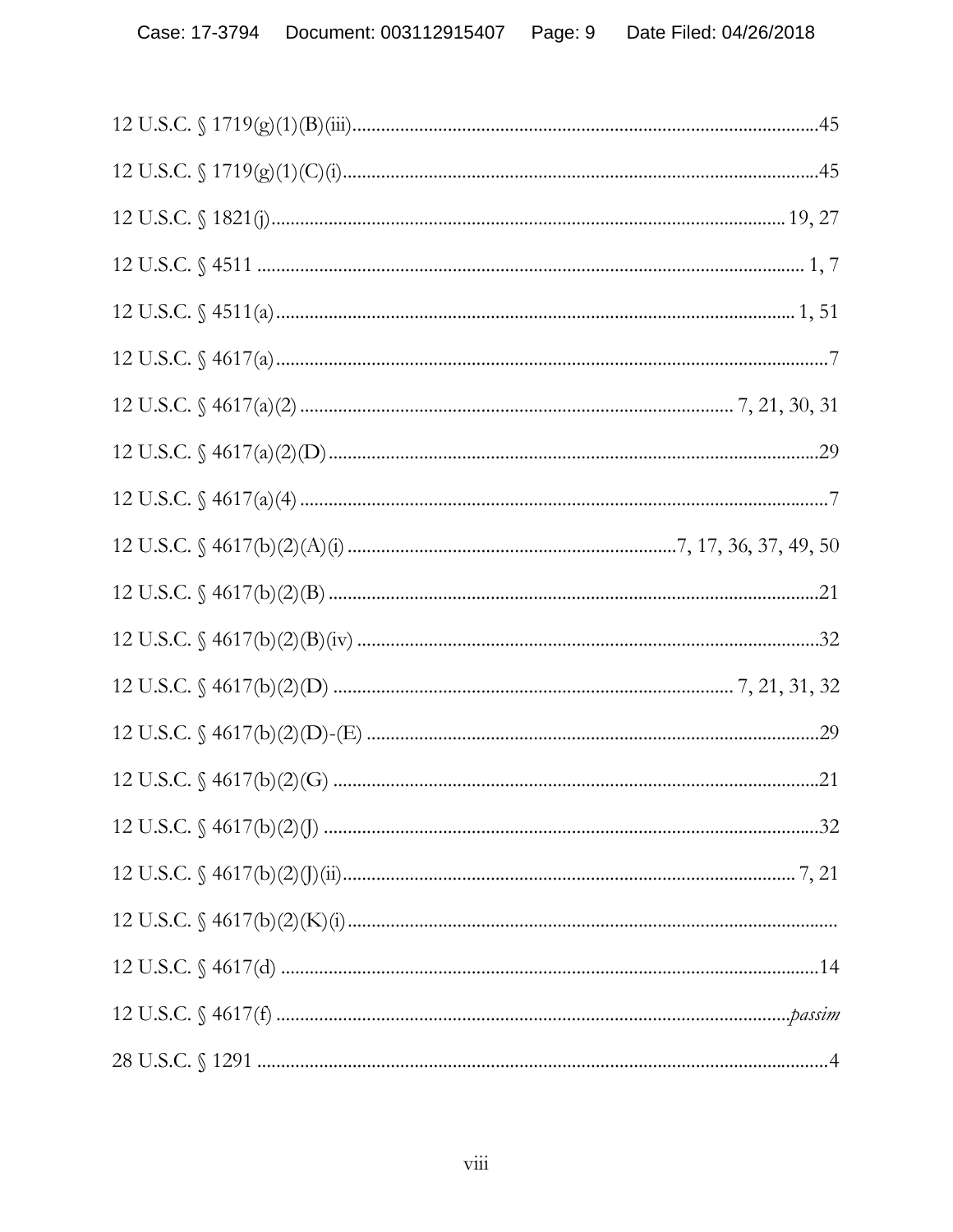12 U.S.C. § 1719(g)(1)(B)(iii)..................................................................................................45

12 U.S.C. § 1719(g)(1)(C)(i)....................................................................................................45

12 U.S.C. § 1821(j)......................................................................................................... 19, 27

12 U.S.C. § 4511 .................................................................................................................. 1, 7

12 U.S.C. § 4511(a)............................................................................................................ 1, 51

12 U.S.C. § 4617(a)....................................................................................................................7

12 U.S.C. § 4617(a)(2) ........................................................................................... 7, 21, 30, 31

12 U.S.C. § 4617(a)(2)(D).......................................................................................................29

12 U.S.C. § 4617(a)(4) ...............................................................................................................7

12 U.S.C. § 4617(b)(2)(A)(i) ....................................................................7, 17, 36, 37, 49, 50

12 U.S.C. § 4617(b)(2)(B) .......................................................................................................21

12 U.S.C. § 4617(b)(2)(B)(iv) .................................................................................................32

12 U.S.C. § 4617(b)(2)(D) .................................................................................... 7, 21, 31, 32

12 U.S.C. § 4617(b)(2)(D)-(E) ...............................................................................................29

12 U.S.C. § 4617(b)(2)(G) ......................................................................................................21

12 U.S.C. § 4617(b)(2)(J) ........................................................................................................32

12 U.S.C. § 4617(b)(2)(J)(ii)............................................................................................... 7, 21

12 U.S.C. § 4617(b)(2)(K)(i)....................................................................................................

12 U.S.C. § 4617(d) .................................................................................................................14

12 U.S.C. § 4617(f) ............................................................................................................*passim*

28 U.S.C. § 1291 ........................................................................................................................4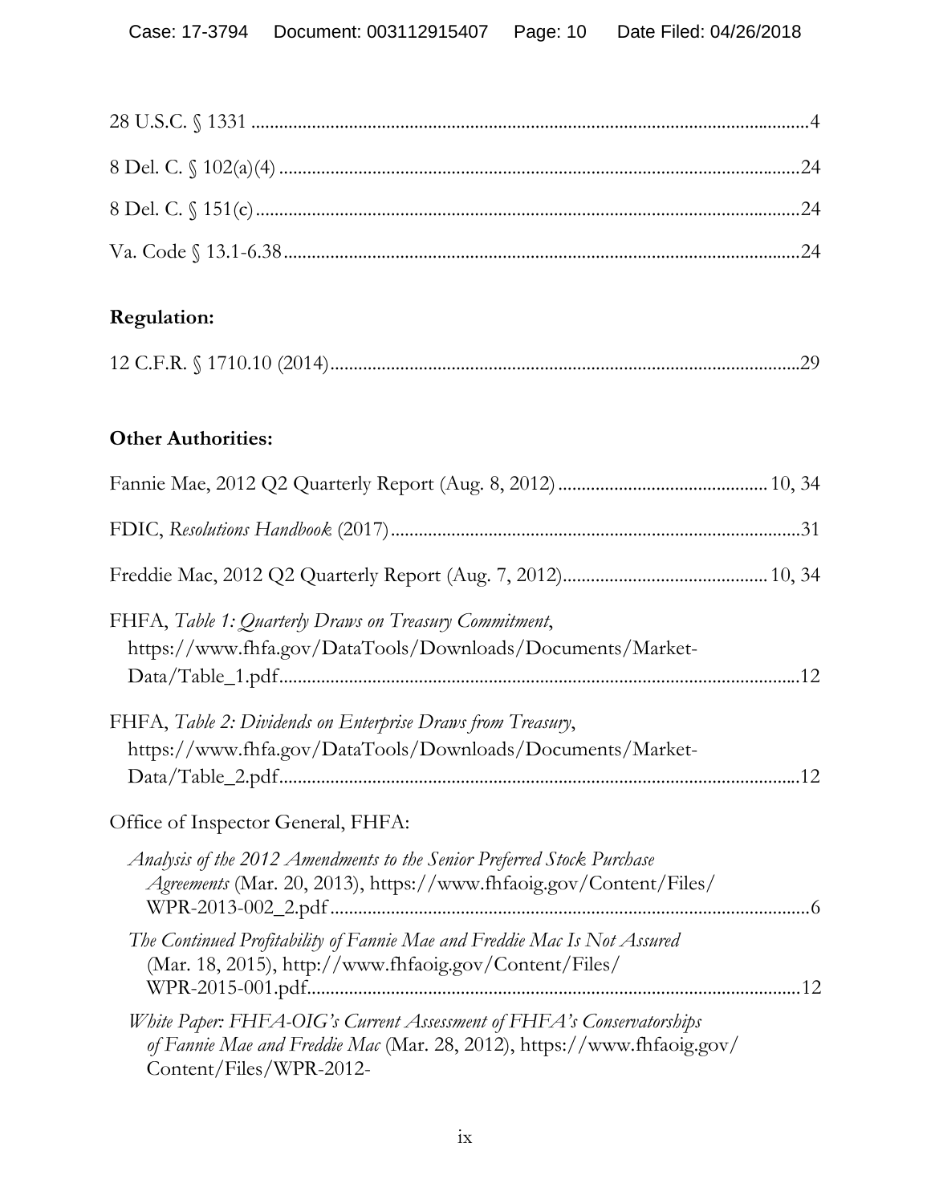28 U.S.C. § 1331 ....................................................................................................................4

8 Del. C. § 102(a)(4) ..............................................................................................................24

8 Del. C. § 151(c) ....................................................................................................................24

Va. Code § 13.1-6.38 .............................................................................................................24

**Regulation:**

12 C.F.R. § 1710.10 (2014) ....................................................................................................29

**Other Authorities:**

Fannie Mae, 2012 Q2 Quarterly Report (Aug. 8, 2012) ............................................ 10, 34

FDIC, *Resolutions Handbook* (2017) .......................................................................................31

Freddie Mac, 2012 Q2 Quarterly Report (Aug. 7, 2012) ........................................... 10, 34

FHFA, *Table 1: Quarterly Draws on Treasury Commitment*, https://www.fhfa.gov/DataTools/Downloads/Documents/Market-Data/Table_1.pdf ..............................................................................................................12

FHFA, *Table 2: Dividends on Enterprise Draws from Treasury*, https://www.fhfa.gov/DataTools/Downloads/Documents/Market-Data/Table_2.pdf ..............................................................................................................12

Office of Inspector General, FHFA:

*Analysis of the 2012 Amendments to the Senior Preferred Stock Purchase Agreements* (Mar. 20, 2013), https://www.fhfaoig.gov/Content/Files/WPR-2013-002_2.pdf .....................................................................................................6

*The Continued Profitability of Fannie Mae and Freddie Mac Is Not Assured* (Mar. 18, 2015), http://www.fhfaoig.gov/Content/Files/WPR-2015-001.pdf.........................................................................................................12

*White Paper: FHFA-OIG's Current Assessment of FHFA's Conservatorships of Fannie Mae and Freddie Mac* (Mar. 28, 2012), https://www.fhfaoig.gov/Content/Files/WPR-2012-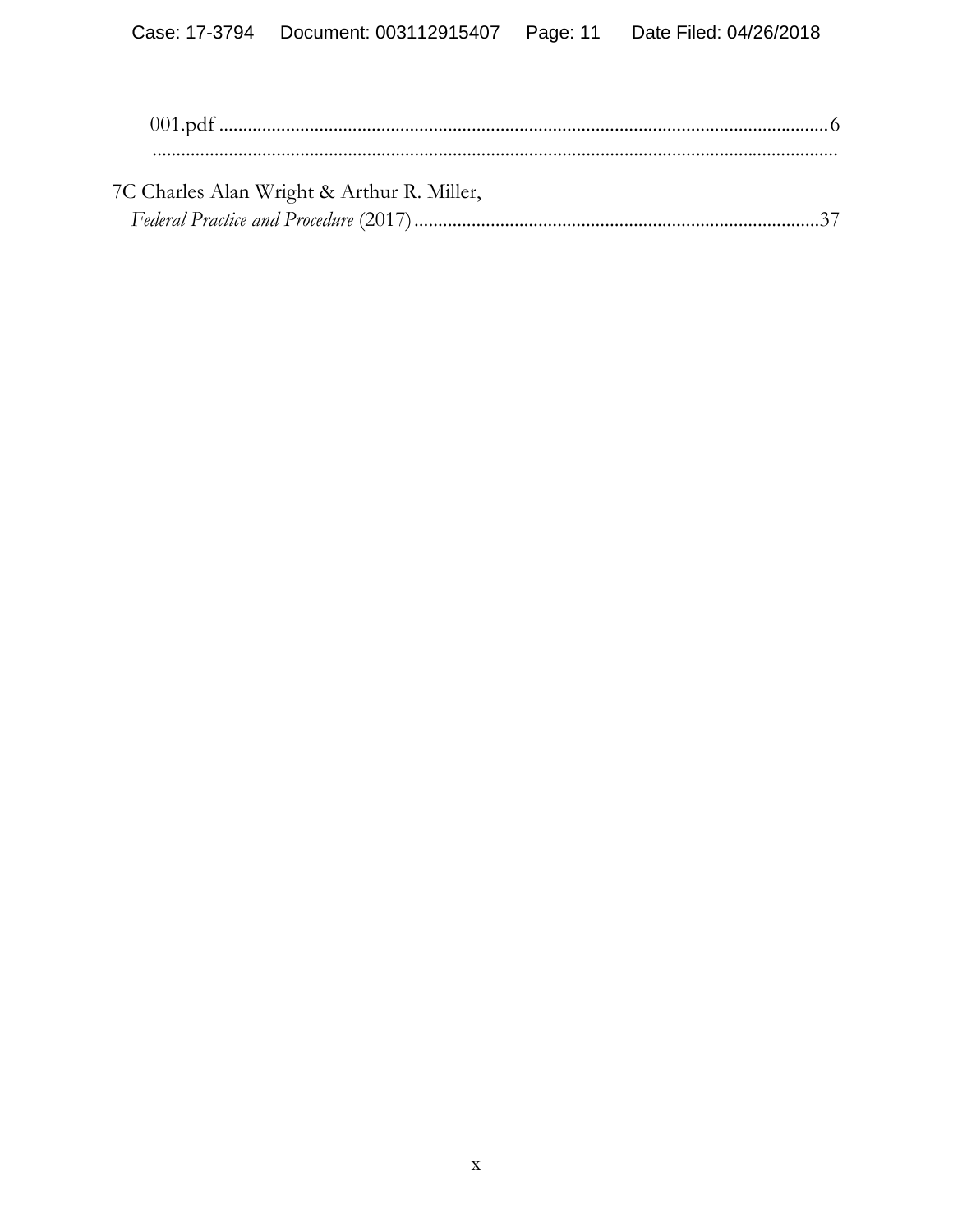001.pdf ........................................................................................................ 6

7C Charles Alan Wright & Arthur R. Miller,
*Federal Practice and Procedure* (2017) .................................................................................. 37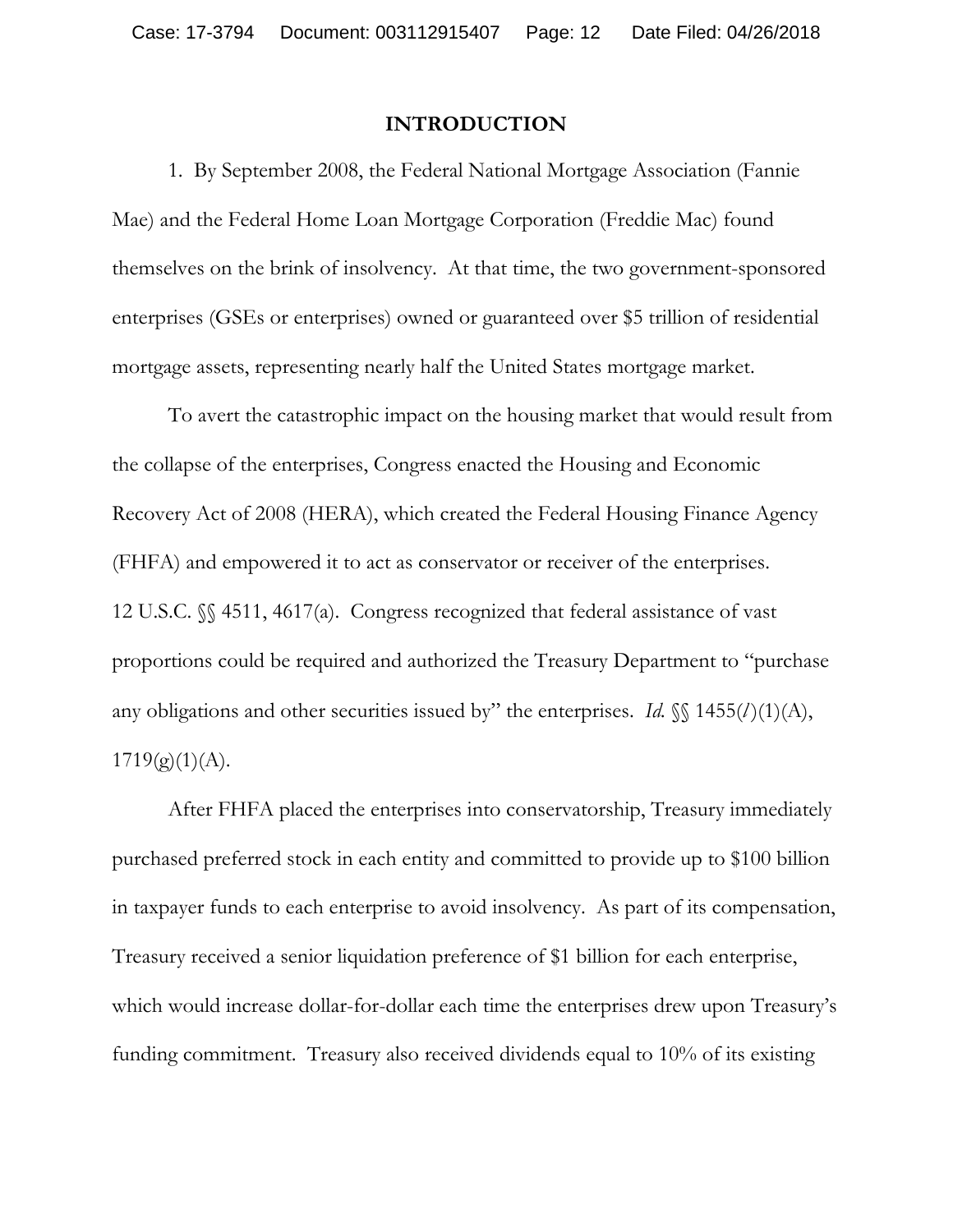## INTRODUCTION

1. By September 2008, the Federal National Mortgage Association (Fannie Mae) and the Federal Home Loan Mortgage Corporation (Freddie Mac) found themselves on the brink of insolvency. At that time, the two government-sponsored enterprises (GSEs or enterprises) owned or guaranteed over $5 trillion of residential mortgage assets, representing nearly half the United States mortgage market.

To avert the catastrophic impact on the housing market that would result from the collapse of the enterprises, Congress enacted the Housing and Economic Recovery Act of 2008 (HERA), which created the Federal Housing Finance Agency (FHFA) and empowered it to act as conservator or receiver of the enterprises. 12 U.S.C. §§ 4511, 4617(a). Congress recognized that federal assistance of vast proportions could be required and authorized the Treasury Department to "purchase any obligations and other securities issued by" the enterprises. *Id.* §§ 1455(*l*)(1)(A), 1719(g)(1)(A).

After FHFA placed the enterprises into conservatorship, Treasury immediately purchased preferred stock in each entity and committed to provide up to $100 billion in taxpayer funds to each enterprise to avoid insolvency. As part of its compensation, Treasury received a senior liquidation preference of $1 billion for each enterprise, which would increase dollar-for-dollar each time the enterprises drew upon Treasury's funding commitment. Treasury also received dividends equal to 10% of its existing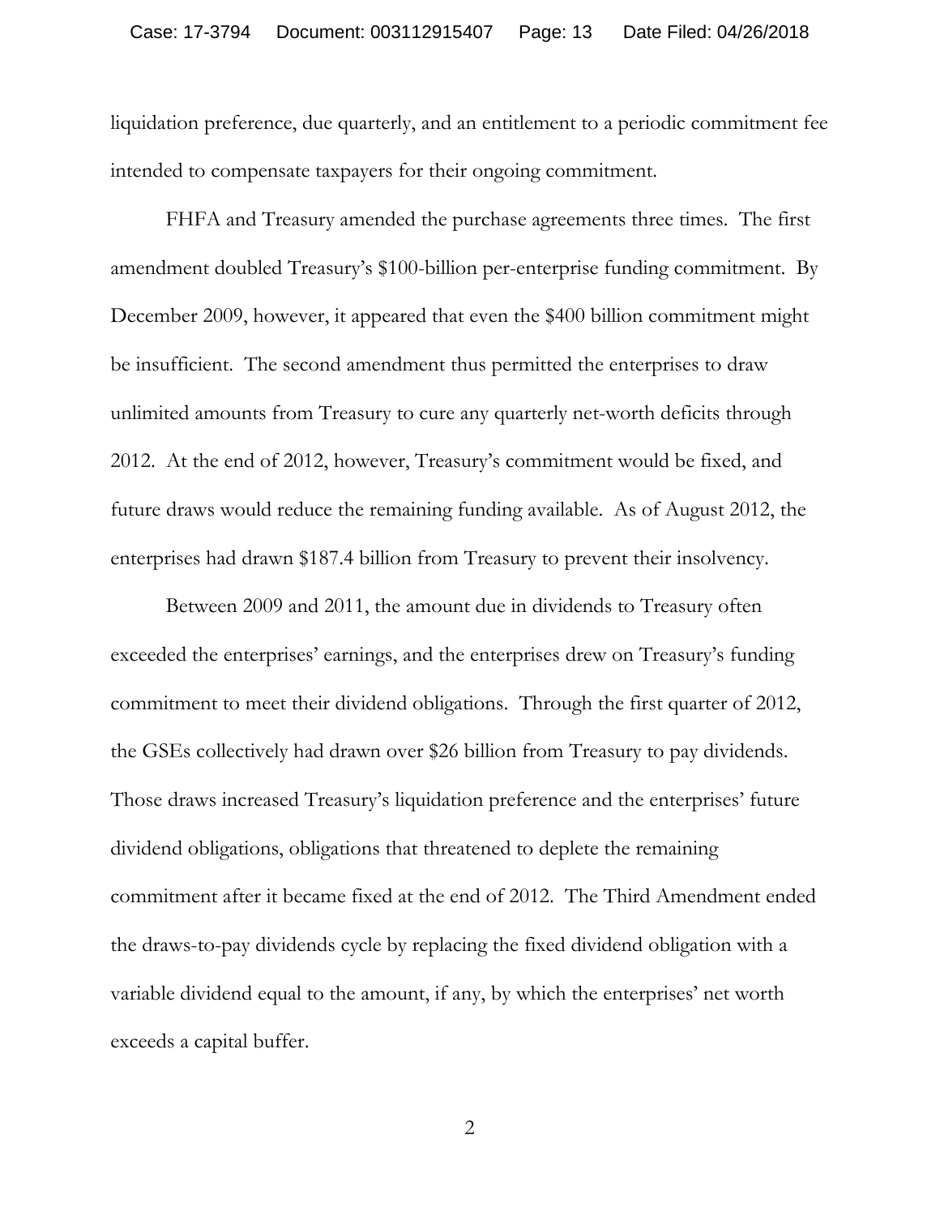liquidation preference, due quarterly, and an entitlement to a periodic commitment fee intended to compensate taxpayers for their ongoing commitment.

FHFA and Treasury amended the purchase agreements three times. The first amendment doubled Treasury's $100-billion per-enterprise funding commitment. By December 2009, however, it appeared that even the $400 billion commitment might be insufficient. The second amendment thus permitted the enterprises to draw unlimited amounts from Treasury to cure any quarterly net-worth deficits through 2012. At the end of 2012, however, Treasury's commitment would be fixed, and future draws would reduce the remaining funding available. As of August 2012, the enterprises had drawn $187.4 billion from Treasury to prevent their insolvency.

Between 2009 and 2011, the amount due in dividends to Treasury often exceeded the enterprises' earnings, and the enterprises drew on Treasury's funding commitment to meet their dividend obligations. Through the first quarter of 2012, the GSEs collectively had drawn over $26 billion from Treasury to pay dividends. Those draws increased Treasury's liquidation preference and the enterprises' future dividend obligations, obligations that threatened to deplete the remaining commitment after it became fixed at the end of 2012. The Third Amendment ended the draws-to-pay dividends cycle by replacing the fixed dividend obligation with a variable dividend equal to the amount, if any, by which the enterprises' net worth exceeds a capital buffer.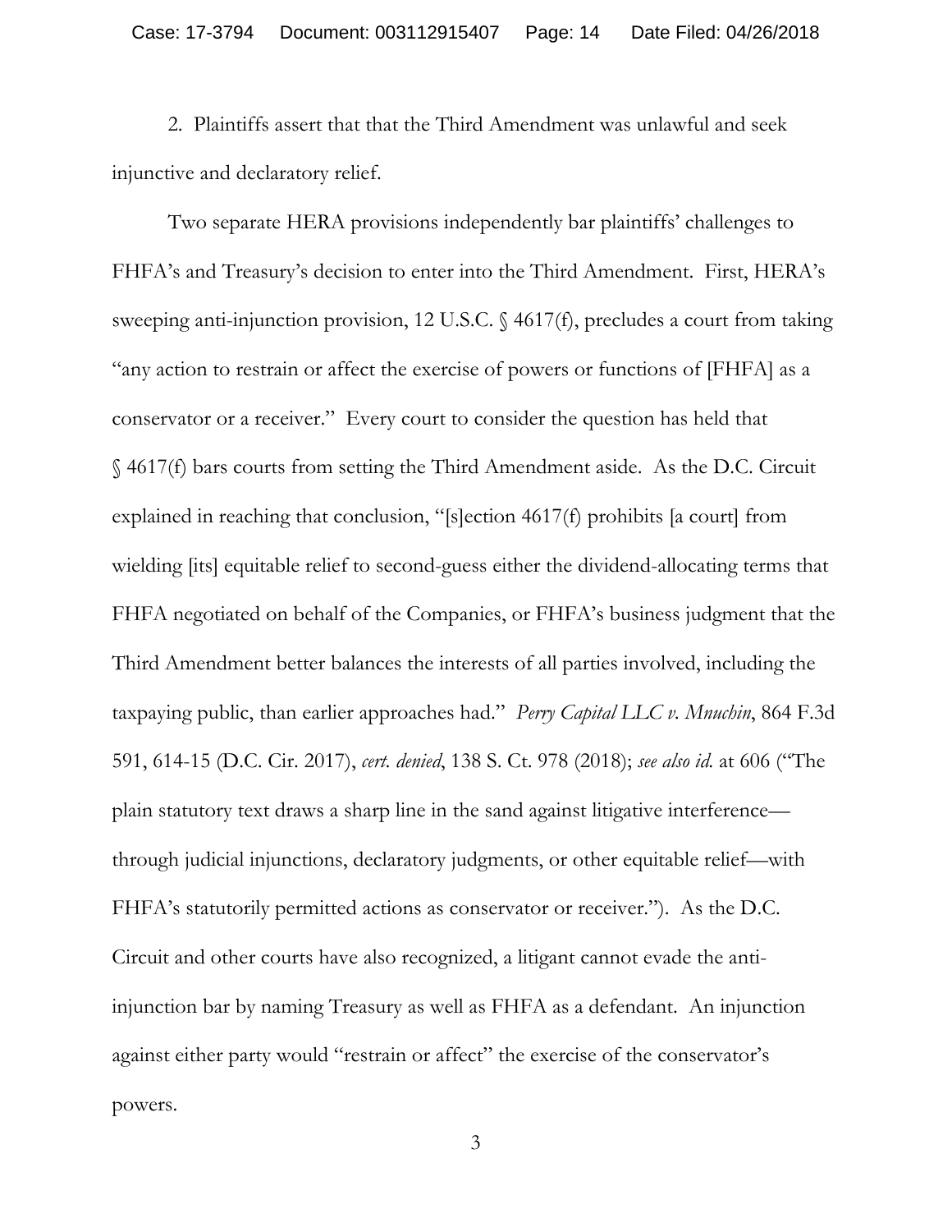2. Plaintiffs assert that that the Third Amendment was unlawful and seek injunctive and declaratory relief.

Two separate HERA provisions independently bar plaintiffs' challenges to FHFA's and Treasury's decision to enter into the Third Amendment. First, HERA's sweeping anti-injunction provision, 12 U.S.C. § 4617(f), precludes a court from taking "any action to restrain or affect the exercise of powers or functions of [FHFA] as a conservator or a receiver." Every court to consider the question has held that § 4617(f) bars courts from setting the Third Amendment aside. As the D.C. Circuit explained in reaching that conclusion, "[s]ection 4617(f) prohibits [a court] from wielding [its] equitable relief to second-guess either the dividend-allocating terms that FHFA negotiated on behalf of the Companies, or FHFA's business judgment that the Third Amendment better balances the interests of all parties involved, including the taxpaying public, than earlier approaches had." *Perry Capital LLC v. Mnuchin*, 864 F.3d 591, 614-15 (D.C. Cir. 2017), *cert. denied*, 138 S. Ct. 978 (2018); *see also id.* at 606 ("The plain statutory text draws a sharp line in the sand against litigative interference—through judicial injunctions, declaratory judgments, or other equitable relief—with FHFA's statutorily permitted actions as conservator or receiver."). As the D.C. Circuit and other courts have also recognized, a litigant cannot evade the anti-injunction bar by naming Treasury as well as FHFA as a defendant. An injunction against either party would "restrain or affect" the exercise of the conservator's powers.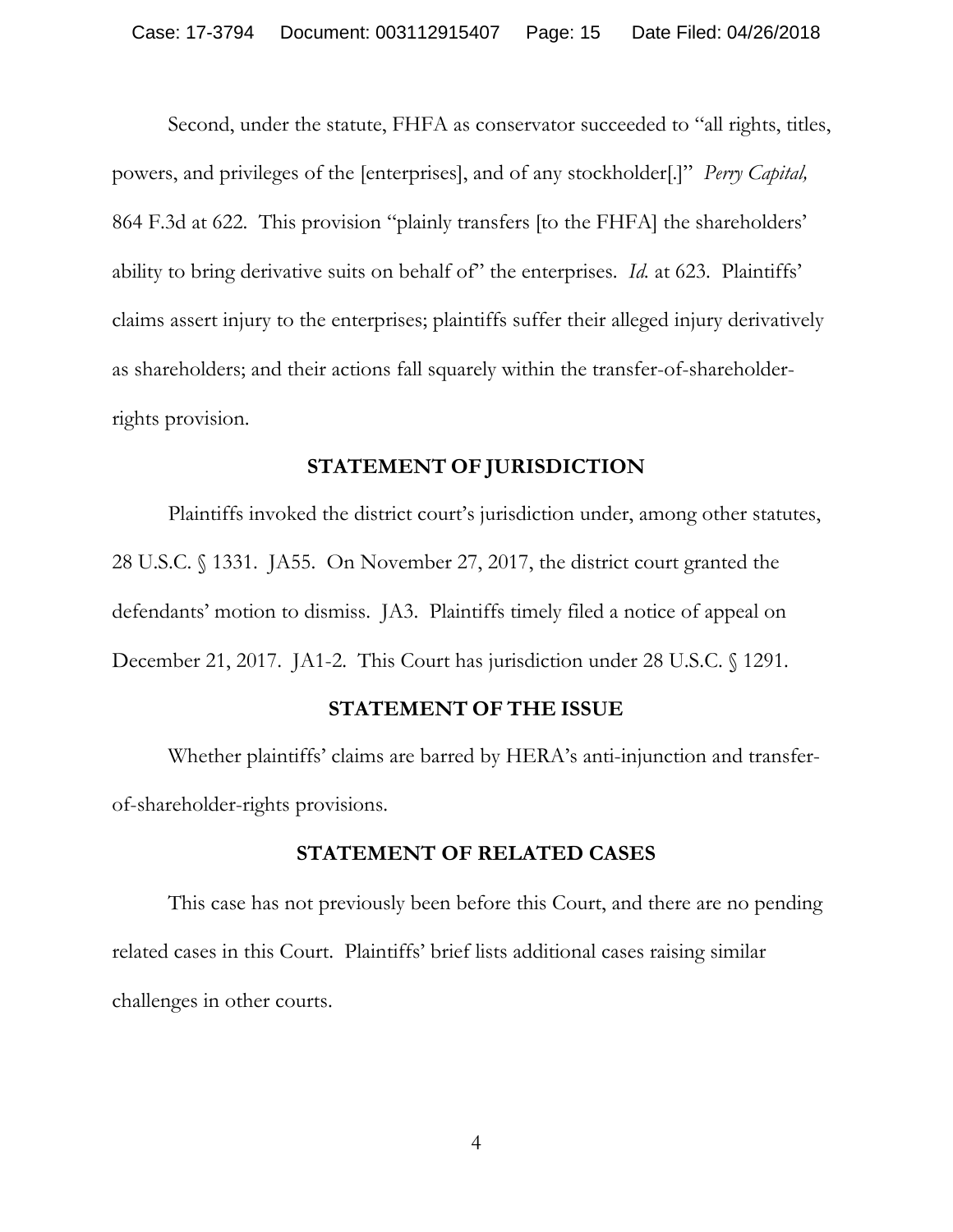Second, under the statute, FHFA as conservator succeeded to "all rights, titles, powers, and privileges of the [enterprises], and of any stockholder[.]" *Perry Capital,* 864 F.3d at 622. This provision "plainly transfers [to the FHFA] the shareholders' ability to bring derivative suits on behalf of" the enterprises. *Id.* at 623. Plaintiffs' claims assert injury to the enterprises; plaintiffs suffer their alleged injury derivatively as shareholders; and their actions fall squarely within the transfer-of-shareholder-rights provision.

## STATEMENT OF JURISDICTION

Plaintiffs invoked the district court's jurisdiction under, among other statutes, 28 U.S.C. § 1331. JA55. On November 27, 2017, the district court granted the defendants' motion to dismiss. JA3. Plaintiffs timely filed a notice of appeal on December 21, 2017. JA1-2. This Court has jurisdiction under 28 U.S.C. § 1291.

## STATEMENT OF THE ISSUE

Whether plaintiffs' claims are barred by HERA's anti-injunction and transfer-of-shareholder-rights provisions.

## STATEMENT OF RELATED CASES

This case has not previously been before this Court, and there are no pending related cases in this Court. Plaintiffs' brief lists additional cases raising similar challenges in other courts.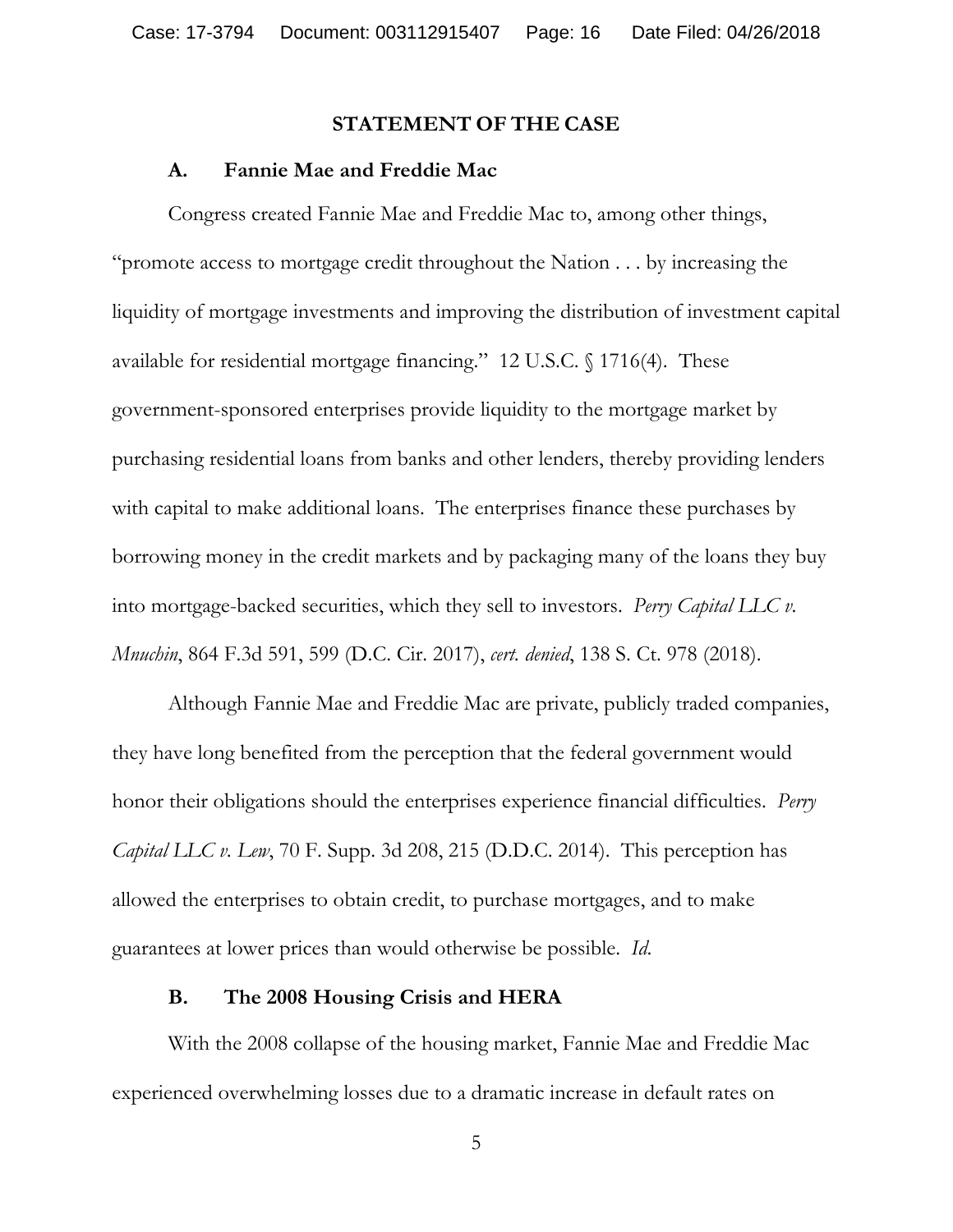## STATEMENT OF THE CASE

### A. Fannie Mae and Freddie Mac

Congress created Fannie Mae and Freddie Mac to, among other things, "promote access to mortgage credit throughout the Nation . . . by increasing the liquidity of mortgage investments and improving the distribution of investment capital available for residential mortgage financing." 12 U.S.C. § 1716(4). These government-sponsored enterprises provide liquidity to the mortgage market by purchasing residential loans from banks and other lenders, thereby providing lenders with capital to make additional loans. The enterprises finance these purchases by borrowing money in the credit markets and by packaging many of the loans they buy into mortgage-backed securities, which they sell to investors. *Perry Capital LLC v. Mnuchin*, 864 F.3d 591, 599 (D.C. Cir. 2017), *cert. denied*, 138 S. Ct. 978 (2018).

Although Fannie Mae and Freddie Mac are private, publicly traded companies, they have long benefited from the perception that the federal government would honor their obligations should the enterprises experience financial difficulties. *Perry Capital LLC v. Lew*, 70 F. Supp. 3d 208, 215 (D.D.C. 2014). This perception has allowed the enterprises to obtain credit, to purchase mortgages, and to make guarantees at lower prices than would otherwise be possible. *Id.*

### B. The 2008 Housing Crisis and HERA

With the 2008 collapse of the housing market, Fannie Mae and Freddie Mac experienced overwhelming losses due to a dramatic increase in default rates on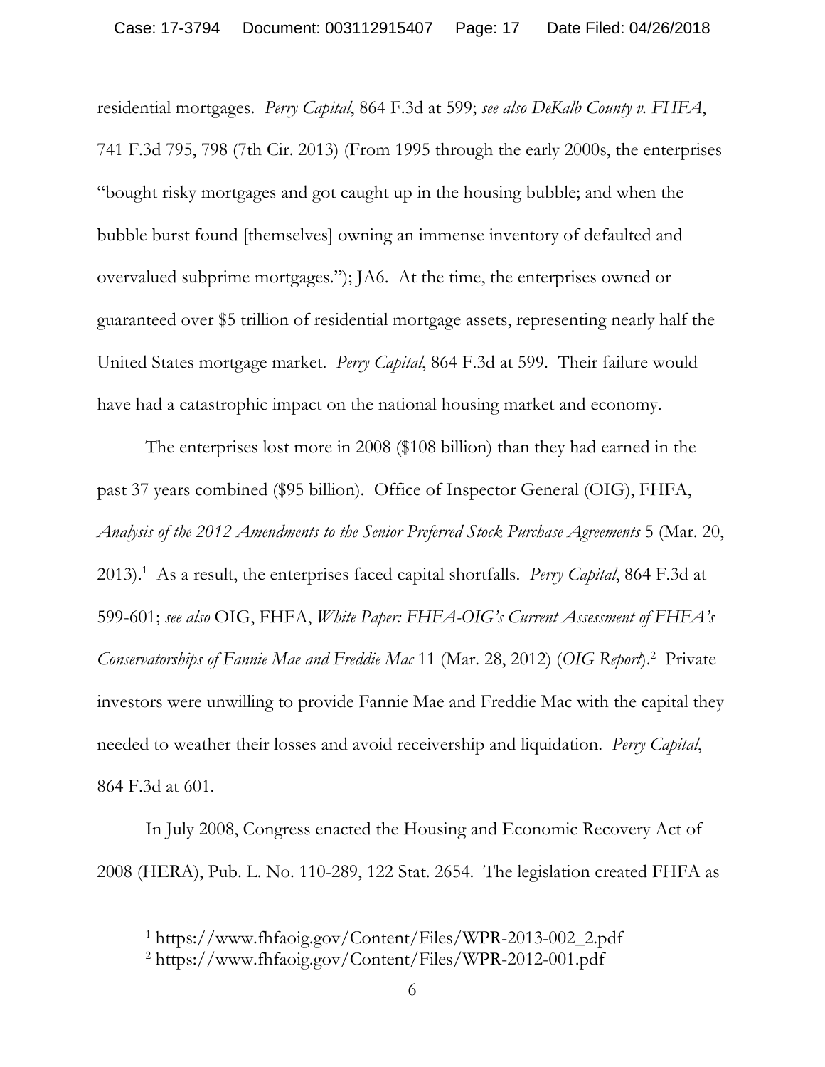residential mortgages. *Perry Capital*, 864 F.3d at 599; *see also DeKalb County v. FHFA*, 741 F.3d 795, 798 (7th Cir. 2013) (From 1995 through the early 2000s, the enterprises "bought risky mortgages and got caught up in the housing bubble; and when the bubble burst found [themselves] owning an immense inventory of defaulted and overvalued subprime mortgages."); JA6. At the time, the enterprises owned or guaranteed over $5 trillion of residential mortgage assets, representing nearly half the United States mortgage market. *Perry Capital*, 864 F.3d at 599. Their failure would have had a catastrophic impact on the national housing market and economy.

The enterprises lost more in 2008 ($108 billion) than they had earned in the past 37 years combined ($95 billion). Office of Inspector General (OIG), FHFA, *Analysis of the 2012 Amendments to the Senior Preferred Stock Purchase Agreements* 5 (Mar. 20, 2013).[1] As a result, the enterprises faced capital shortfalls. *Perry Capital*, 864 F.3d at 599-601; *see also* OIG, FHFA, *White Paper: FHFA-OIG's Current Assessment of FHFA's Conservatorships of Fannie Mae and Freddie Mac* 11 (Mar. 28, 2012) (*OIG Report*).[2] Private investors were unwilling to provide Fannie Mae and Freddie Mac with the capital they needed to weather their losses and avoid receivership and liquidation. *Perry Capital*, 864 F.3d at 601.

In July 2008, Congress enacted the Housing and Economic Recovery Act of 2008 (HERA), Pub. L. No. 110-289, 122 Stat. 2654. The legislation created FHFA as

---

[1] https://www.fhfaoig.gov/Content/Files/WPR-2013-002_2.pdf

[2] https://www.fhfaoig.gov/Content/Files/WPR-2012-001.pdf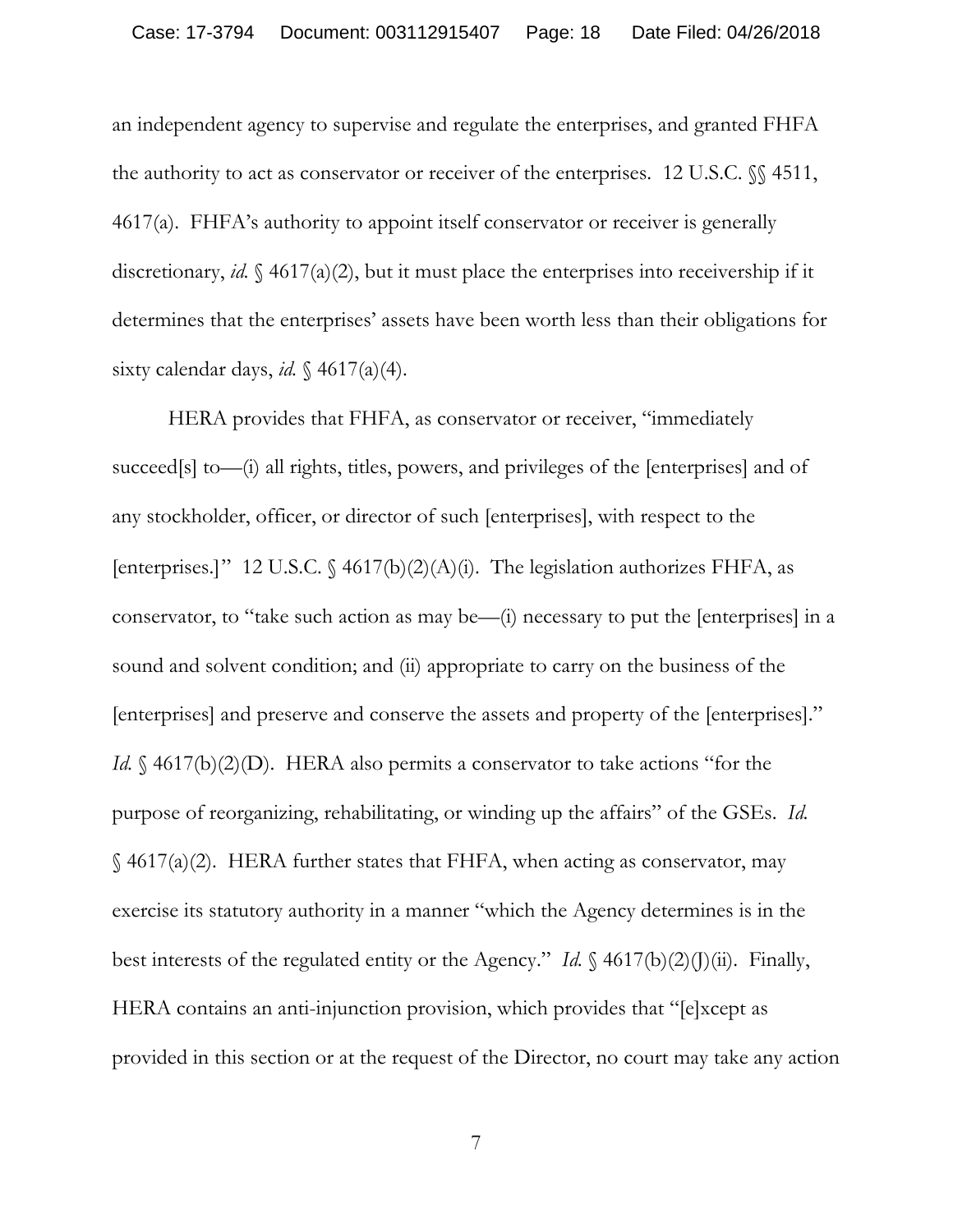an independent agency to supervise and regulate the enterprises, and granted FHFA the authority to act as conservator or receiver of the enterprises. 12 U.S.C. §§ 4511, 4617(a). FHFA's authority to appoint itself conservator or receiver is generally discretionary, *id.* § 4617(a)(2), but it must place the enterprises into receivership if it determines that the enterprises' assets have been worth less than their obligations for sixty calendar days, *id.* § 4617(a)(4).

HERA provides that FHFA, as conservator or receiver, "immediately succeed[s] to—(i) all rights, titles, powers, and privileges of the [enterprises] and of any stockholder, officer, or director of such [enterprises], with respect to the [enterprises.]" 12 U.S.C. § 4617(b)(2)(A)(i). The legislation authorizes FHFA, as conservator, to "take such action as may be—(i) necessary to put the [enterprises] in a sound and solvent condition; and (ii) appropriate to carry on the business of the [enterprises] and preserve and conserve the assets and property of the [enterprises]." *Id.* § 4617(b)(2)(D). HERA also permits a conservator to take actions "for the purpose of reorganizing, rehabilitating, or winding up the affairs" of the GSEs. *Id.* § 4617(a)(2). HERA further states that FHFA, when acting as conservator, may exercise its statutory authority in a manner "which the Agency determines is in the best interests of the regulated entity or the Agency." *Id.* § 4617(b)(2)(J)(ii). Finally, HERA contains an anti-injunction provision, which provides that "[e]xcept as provided in this section or at the request of the Director, no court may take any action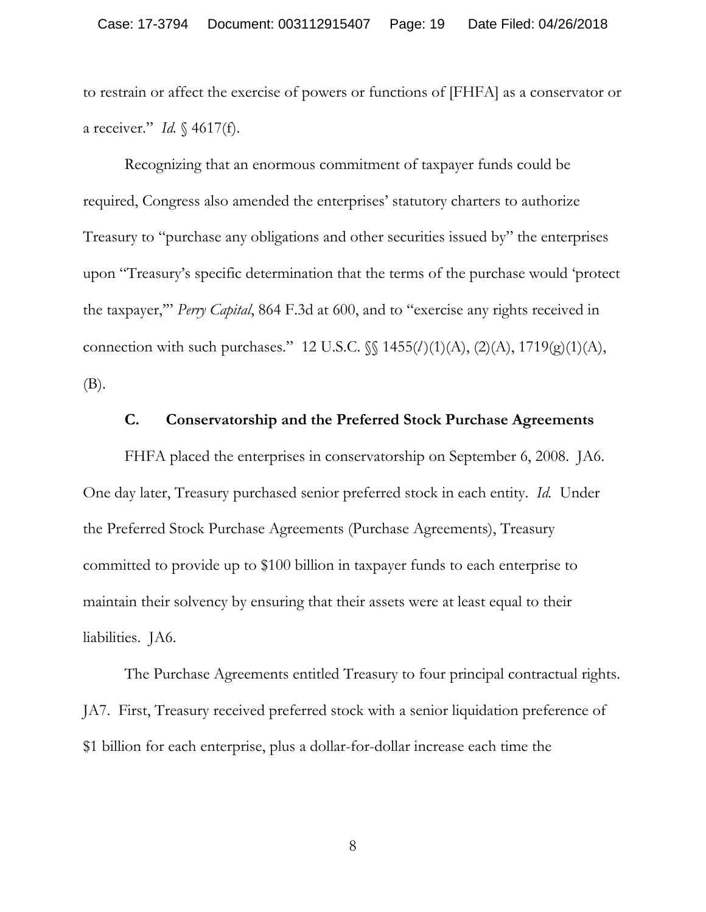to restrain or affect the exercise of powers or functions of [FHFA] as a conservator or a receiver." *Id.* § 4617(f).

Recognizing that an enormous commitment of taxpayer funds could be required, Congress also amended the enterprises' statutory charters to authorize Treasury to "purchase any obligations and other securities issued by" the enterprises upon "Treasury's specific determination that the terms of the purchase would 'protect the taxpayer,'" *Perry Capital*, 864 F.3d at 600, and to "exercise any rights received in connection with such purchases." 12 U.S.C. §§ 1455(*l*)(1)(A), (2)(A), 1719(g)(1)(A), (B).

### C. Conservatorship and the Preferred Stock Purchase Agreements

FHFA placed the enterprises in conservatorship on September 6, 2008. JA6. One day later, Treasury purchased senior preferred stock in each entity. *Id.* Under the Preferred Stock Purchase Agreements (Purchase Agreements), Treasury committed to provide up to $100 billion in taxpayer funds to each enterprise to maintain their solvency by ensuring that their assets were at least equal to their liabilities. JA6.

The Purchase Agreements entitled Treasury to four principal contractual rights. JA7. First, Treasury received preferred stock with a senior liquidation preference of $1 billion for each enterprise, plus a dollar-for-dollar increase each time the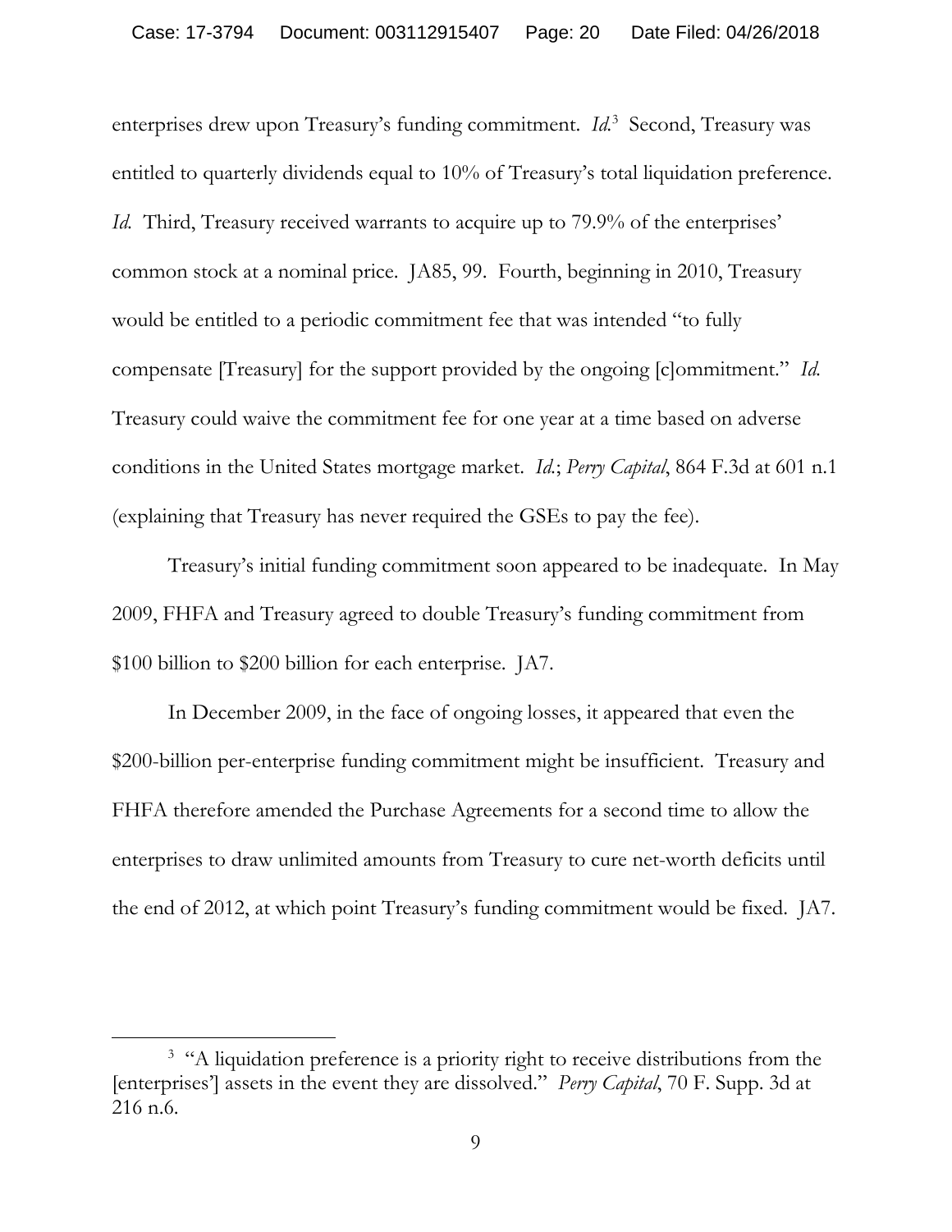enterprises drew upon Treasury's funding commitment. *Id.*[3] Second, Treasury was entitled to quarterly dividends equal to 10% of Treasury's total liquidation preference. *Id.* Third, Treasury received warrants to acquire up to 79.9% of the enterprises' common stock at a nominal price. JA85, 99. Fourth, beginning in 2010, Treasury would be entitled to a periodic commitment fee that was intended "to fully compensate [Treasury] for the support provided by the ongoing [c]ommitment." *Id.* Treasury could waive the commitment fee for one year at a time based on adverse conditions in the United States mortgage market. *Id.*; *Perry Capital*, 864 F.3d at 601 n.1 (explaining that Treasury has never required the GSEs to pay the fee).

Treasury's initial funding commitment soon appeared to be inadequate. In May 2009, FHFA and Treasury agreed to double Treasury's funding commitment from $100 billion to $200 billion for each enterprise. JA7.

In December 2009, in the face of ongoing losses, it appeared that even the $200-billion per-enterprise funding commitment might be insufficient. Treasury and FHFA therefore amended the Purchase Agreements for a second time to allow the enterprises to draw unlimited amounts from Treasury to cure net-worth deficits until the end of 2012, at which point Treasury's funding commitment would be fixed. JA7.

---

[3] "A liquidation preference is a priority right to receive distributions from the [enterprises'] assets in the event they are dissolved." *Perry Capital*, 70 F. Supp. 3d at 216 n.6.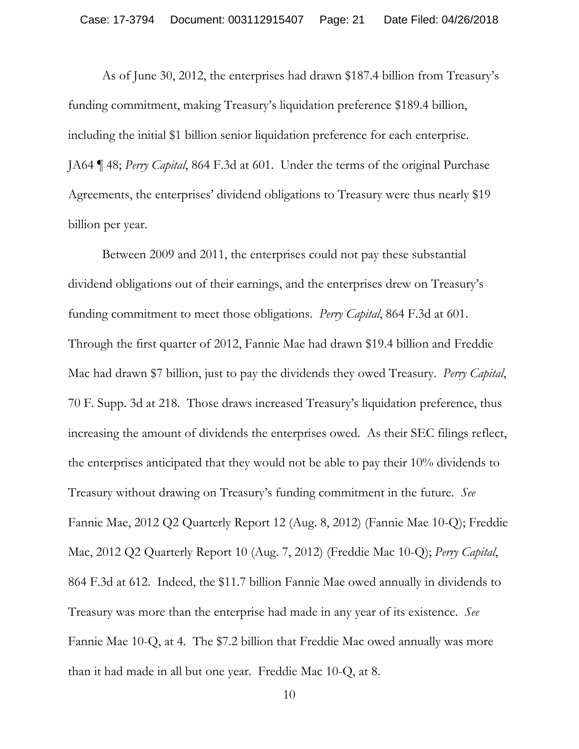As of June 30, 2012, the enterprises had drawn $187.4 billion from Treasury's funding commitment, making Treasury's liquidation preference $189.4 billion, including the initial $1 billion senior liquidation preference for each enterprise. JA64 ¶ 48; *Perry Capital*, 864 F.3d at 601. Under the terms of the original Purchase Agreements, the enterprises' dividend obligations to Treasury were thus nearly $19 billion per year.

Between 2009 and 2011, the enterprises could not pay these substantial dividend obligations out of their earnings, and the enterprises drew on Treasury's funding commitment to meet those obligations. *Perry Capital*, 864 F.3d at 601. Through the first quarter of 2012, Fannie Mae had drawn $19.4 billion and Freddie Mac had drawn $7 billion, just to pay the dividends they owed Treasury. *Perry Capital*, 70 F. Supp. 3d at 218. Those draws increased Treasury's liquidation preference, thus increasing the amount of dividends the enterprises owed. As their SEC filings reflect, the enterprises anticipated that they would not be able to pay their 10% dividends to Treasury without drawing on Treasury's funding commitment in the future. *See* Fannie Mae, 2012 Q2 Quarterly Report 12 (Aug. 8, 2012) (Fannie Mae 10-Q); Freddie Mac, 2012 Q2 Quarterly Report 10 (Aug. 7, 2012) (Freddie Mac 10-Q); *Perry Capital*, 864 F.3d at 612. Indeed, the $11.7 billion Fannie Mae owed annually in dividends to Treasury was more than the enterprise had made in any year of its existence. *See* Fannie Mae 10-Q, at 4. The $7.2 billion that Freddie Mac owed annually was more than it had made in all but one year. Freddie Mac 10-Q, at 8.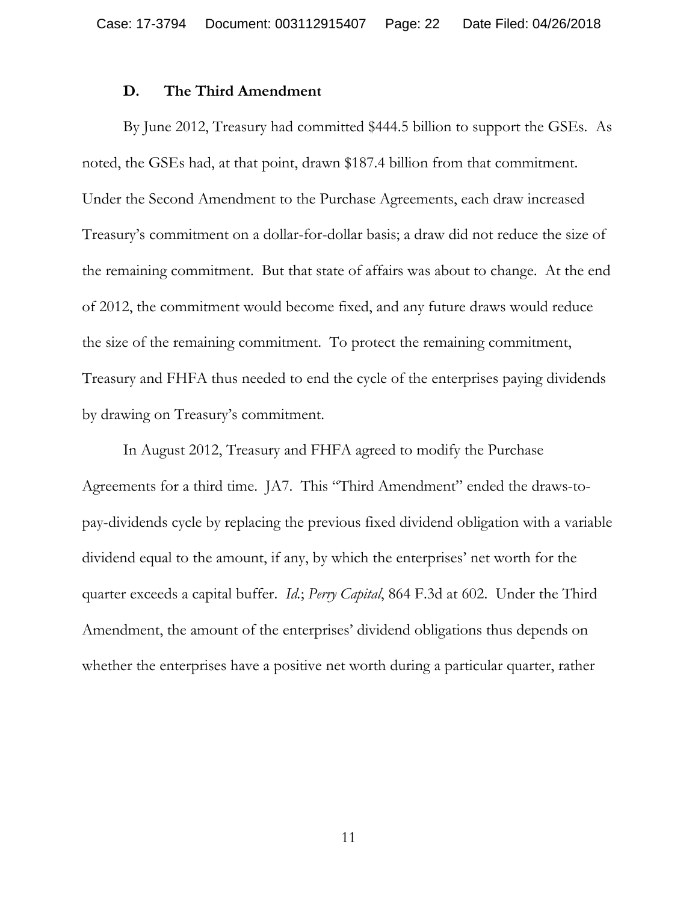### D. The Third Amendment

By June 2012, Treasury had committed $444.5 billion to support the GSEs. As noted, the GSEs had, at that point, drawn $187.4 billion from that commitment. Under the Second Amendment to the Purchase Agreements, each draw increased Treasury's commitment on a dollar-for-dollar basis; a draw did not reduce the size of the remaining commitment. But that state of affairs was about to change. At the end of 2012, the commitment would become fixed, and any future draws would reduce the size of the remaining commitment. To protect the remaining commitment, Treasury and FHFA thus needed to end the cycle of the enterprises paying dividends by drawing on Treasury's commitment.

In August 2012, Treasury and FHFA agreed to modify the Purchase Agreements for a third time. JA7. This "Third Amendment" ended the draws-to-pay-dividends cycle by replacing the previous fixed dividend obligation with a variable dividend equal to the amount, if any, by which the enterprises' net worth for the quarter exceeds a capital buffer. *Id.*; *Perry Capital*, 864 F.3d at 602. Under the Third Amendment, the amount of the enterprises' dividend obligations thus depends on whether the enterprises have a positive net worth during a particular quarter, rather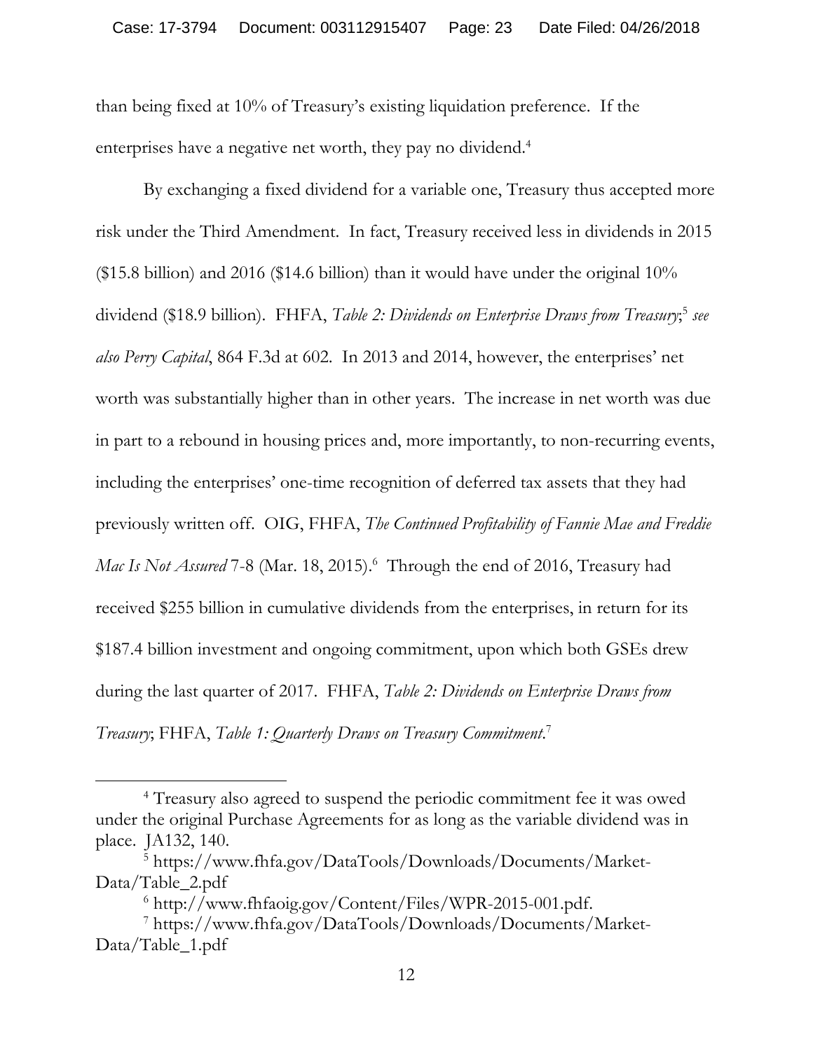than being fixed at 10% of Treasury's existing liquidation preference. If the enterprises have a negative net worth, they pay no dividend.[4]

By exchanging a fixed dividend for a variable one, Treasury thus accepted more risk under the Third Amendment. In fact, Treasury received less in dividends in 2015 ($15.8 billion) and 2016 ($14.6 billion) than it would have under the original 10% dividend ($18.9 billion). FHFA, *Table 2: Dividends on Enterprise Draws from Treasury*;[5] *see also Perry Capital*, 864 F.3d at 602. In 2013 and 2014, however, the enterprises' net worth was substantially higher than in other years. The increase in net worth was due in part to a rebound in housing prices and, more importantly, to non-recurring events, including the enterprises' one-time recognition of deferred tax assets that they had previously written off. OIG, FHFA, *The Continued Profitability of Fannie Mae and Freddie Mac Is Not Assured* 7-8 (Mar. 18, 2015).[6] Through the end of 2016, Treasury had received $255 billion in cumulative dividends from the enterprises, in return for its $187.4 billion investment and ongoing commitment, upon which both GSEs drew during the last quarter of 2017. FHFA, *Table 2: Dividends on Enterprise Draws from Treasury*; FHFA, *Table 1: Quarterly Draws on Treasury Commitment*.[7]

---

[4] Treasury also agreed to suspend the periodic commitment fee it was owed under the original Purchase Agreements for as long as the variable dividend was in place. JA132, 140.

[5] https://www.fhfa.gov/DataTools/Downloads/Documents/Market-Data/Table_2.pdf

[6] http://www.fhfaoig.gov/Content/Files/WPR-2015-001.pdf.

[7] https://www.fhfa.gov/DataTools/Downloads/Documents/Market-Data/Table_1.pdf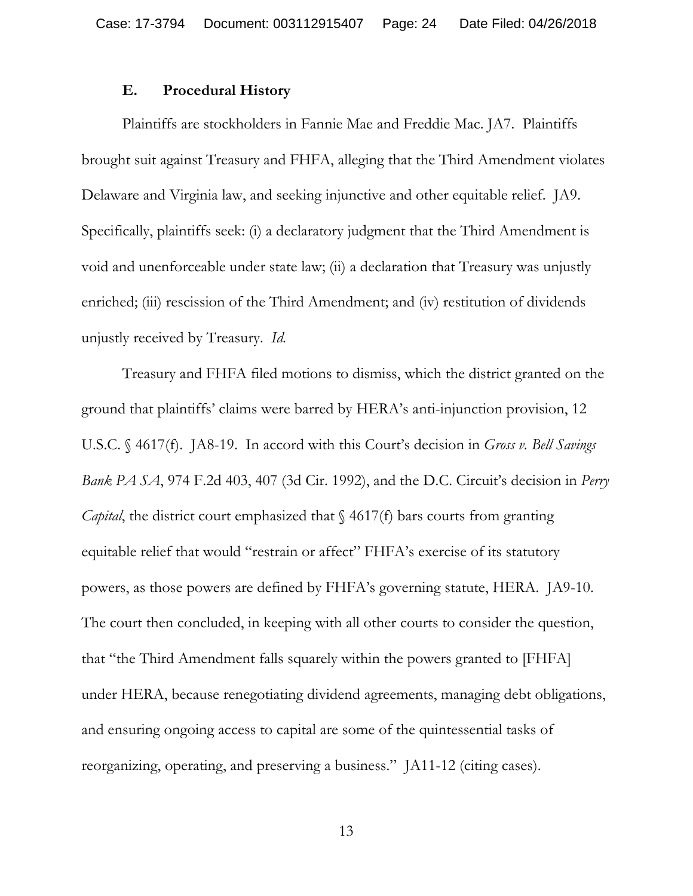### E. Procedural History

Plaintiffs are stockholders in Fannie Mae and Freddie Mac. JA7. Plaintiffs brought suit against Treasury and FHFA, alleging that the Third Amendment violates Delaware and Virginia law, and seeking injunctive and other equitable relief. JA9. Specifically, plaintiffs seek: (i) a declaratory judgment that the Third Amendment is void and unenforceable under state law; (ii) a declaration that Treasury was unjustly enriched; (iii) rescission of the Third Amendment; and (iv) restitution of dividends unjustly received by Treasury. *Id.*

Treasury and FHFA filed motions to dismiss, which the district granted on the ground that plaintiffs' claims were barred by HERA's anti-injunction provision, 12 U.S.C. § 4617(f). JA8-19. In accord with this Court's decision in *Gross v. Bell Savings Bank PA SA*, 974 F.2d 403, 407 (3d Cir. 1992), and the D.C. Circuit's decision in *Perry Capital*, the district court emphasized that § 4617(f) bars courts from granting equitable relief that would "restrain or affect" FHFA's exercise of its statutory powers, as those powers are defined by FHFA's governing statute, HERA. JA9-10. The court then concluded, in keeping with all other courts to consider the question, that "the Third Amendment falls squarely within the powers granted to [FHFA] under HERA, because renegotiating dividend agreements, managing debt obligations, and ensuring ongoing access to capital are some of the quintessential tasks of reorganizing, operating, and preserving a business." JA11-12 (citing cases).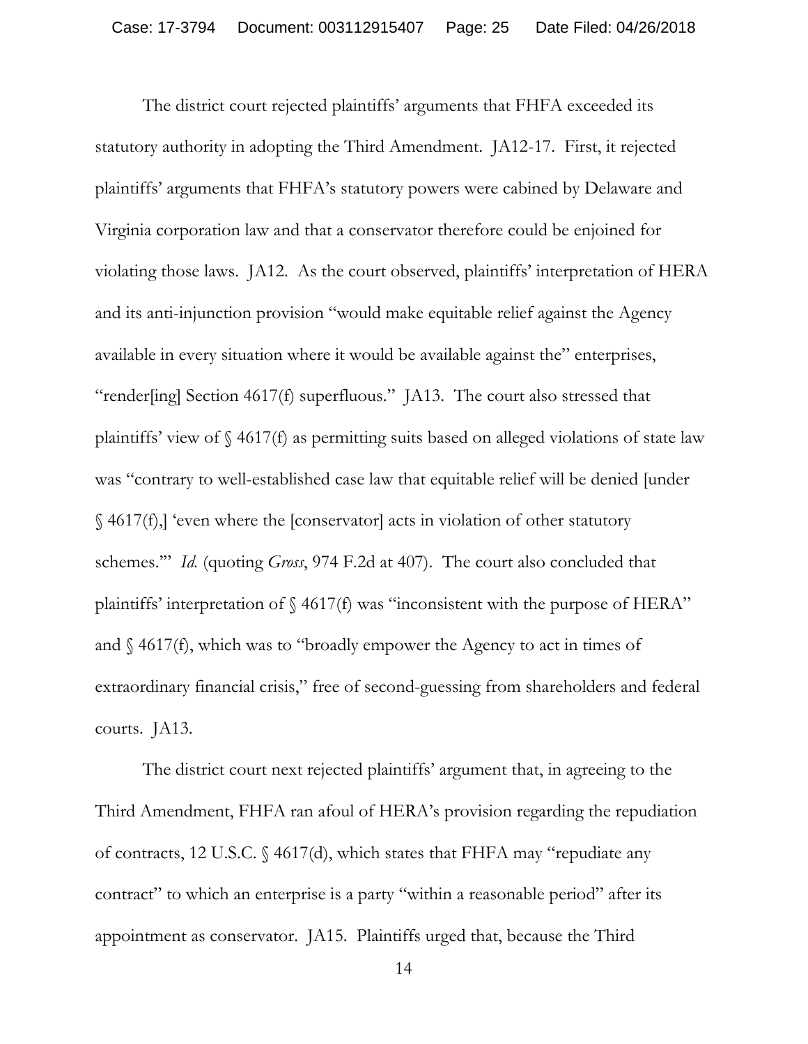The district court rejected plaintiffs' arguments that FHFA exceeded its statutory authority in adopting the Third Amendment. JA12-17. First, it rejected plaintiffs' arguments that FHFA's statutory powers were cabined by Delaware and Virginia corporation law and that a conservator therefore could be enjoined for violating those laws. JA12. As the court observed, plaintiffs' interpretation of HERA and its anti-injunction provision "would make equitable relief against the Agency available in every situation where it would be available against the" enterprises, "render[ing] Section 4617(f) superfluous." JA13. The court also stressed that plaintiffs' view of § 4617(f) as permitting suits based on alleged violations of state law was "contrary to well-established case law that equitable relief will be denied [under § 4617(f),] 'even where the [conservator] acts in violation of other statutory schemes.'" *Id.* (quoting *Gross*, 974 F.2d at 407). The court also concluded that plaintiffs' interpretation of § 4617(f) was "inconsistent with the purpose of HERA" and § 4617(f), which was to "broadly empower the Agency to act in times of extraordinary financial crisis," free of second-guessing from shareholders and federal courts. JA13.

The district court next rejected plaintiffs' argument that, in agreeing to the Third Amendment, FHFA ran afoul of HERA's provision regarding the repudiation of contracts, 12 U.S.C. § 4617(d), which states that FHFA may "repudiate any contract" to which an enterprise is a party "within a reasonable period" after its appointment as conservator. JA15. Plaintiffs urged that, because the Third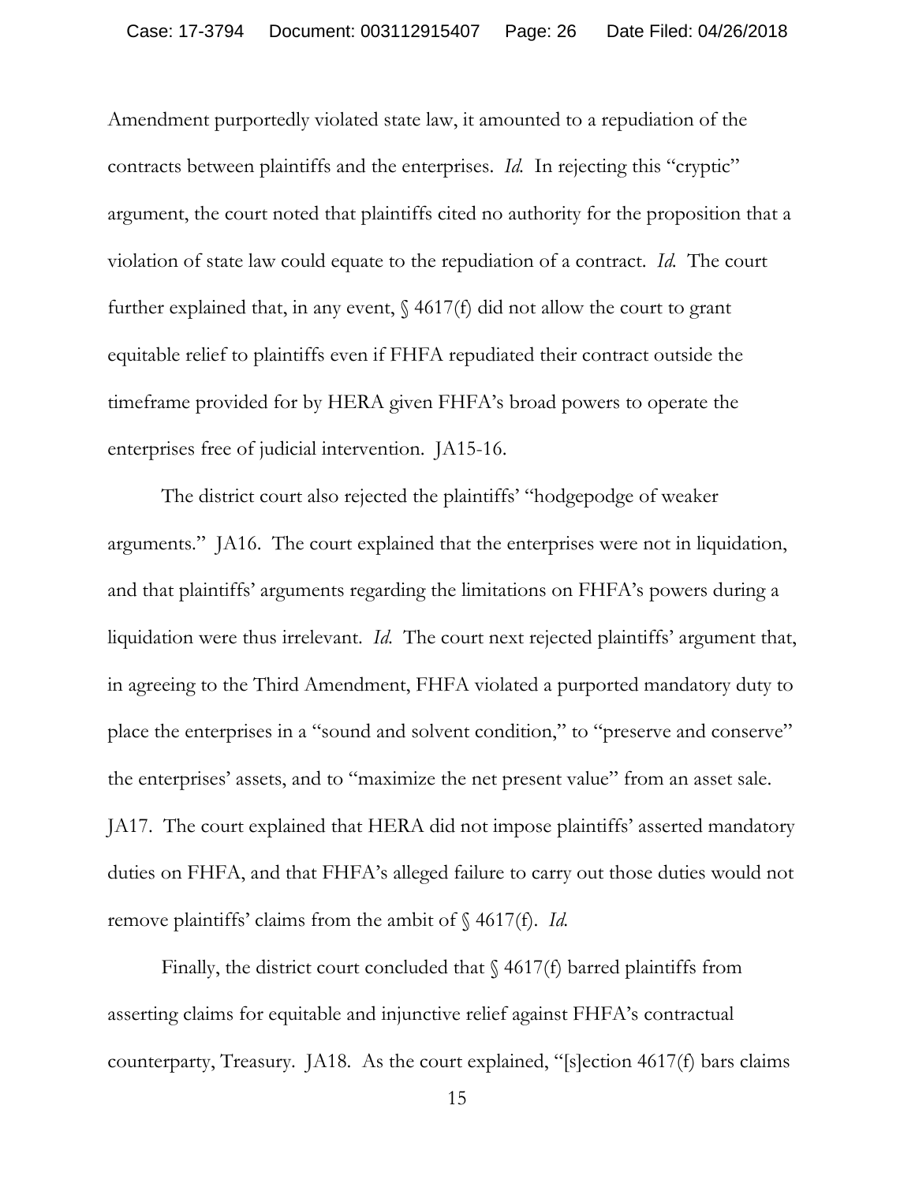Amendment purportedly violated state law, it amounted to a repudiation of the contracts between plaintiffs and the enterprises. *Id.* In rejecting this "cryptic" argument, the court noted that plaintiffs cited no authority for the proposition that a violation of state law could equate to the repudiation of a contract. *Id.* The court further explained that, in any event, § 4617(f) did not allow the court to grant equitable relief to plaintiffs even if FHFA repudiated their contract outside the timeframe provided for by HERA given FHFA's broad powers to operate the enterprises free of judicial intervention. JA15-16.

The district court also rejected the plaintiffs' "hodgepodge of weaker arguments." JA16. The court explained that the enterprises were not in liquidation, and that plaintiffs' arguments regarding the limitations on FHFA's powers during a liquidation were thus irrelevant. *Id.* The court next rejected plaintiffs' argument that, in agreeing to the Third Amendment, FHFA violated a purported mandatory duty to place the enterprises in a "sound and solvent condition," to "preserve and conserve" the enterprises' assets, and to "maximize the net present value" from an asset sale. JA17. The court explained that HERA did not impose plaintiffs' asserted mandatory duties on FHFA, and that FHFA's alleged failure to carry out those duties would not remove plaintiffs' claims from the ambit of § 4617(f). *Id.*

Finally, the district court concluded that § 4617(f) barred plaintiffs from asserting claims for equitable and injunctive relief against FHFA's contractual counterparty, Treasury. JA18. As the court explained, "[s]ection 4617(f) bars claims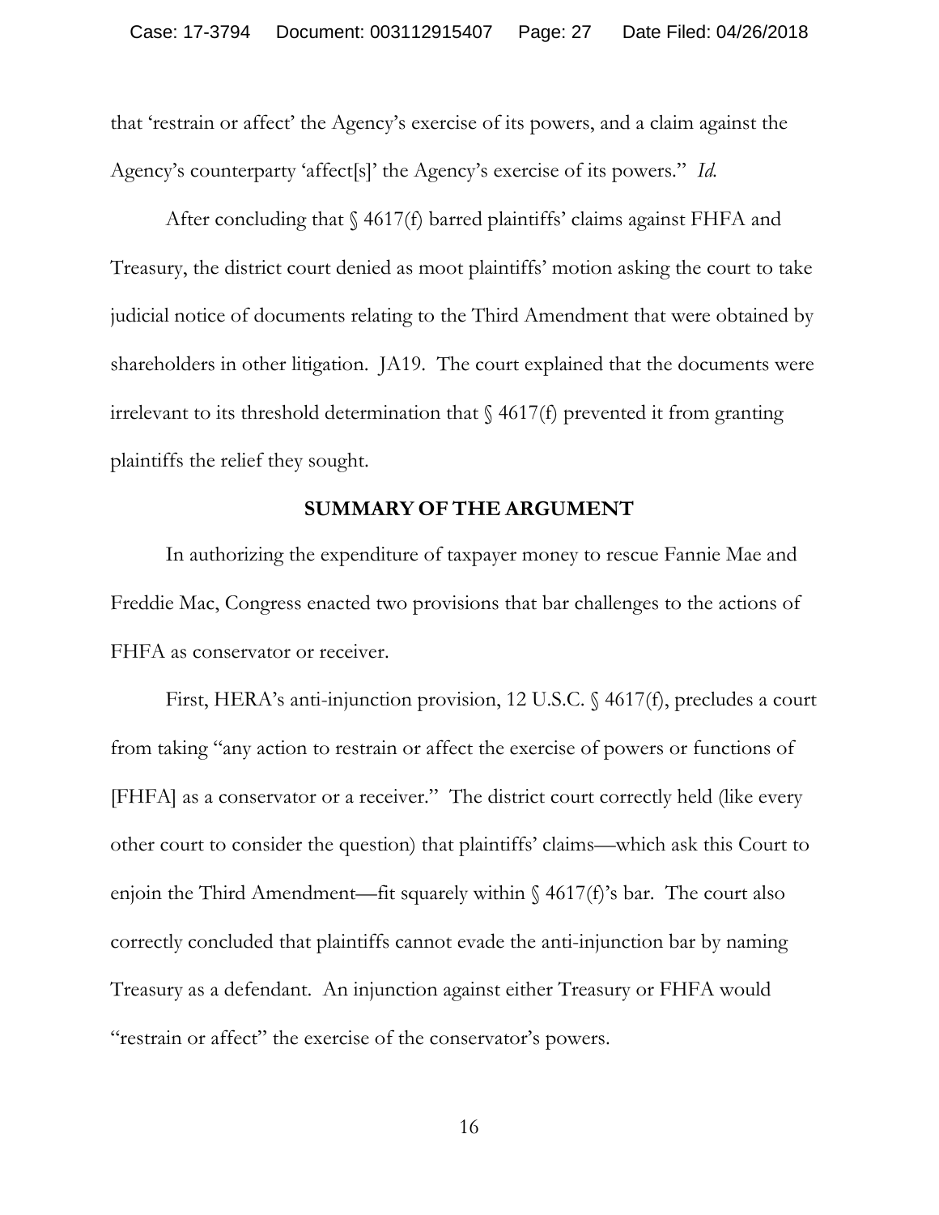that 'restrain or affect' the Agency's exercise of its powers, and a claim against the Agency's counterparty 'affect[s]' the Agency's exercise of its powers." *Id.*

After concluding that § 4617(f) barred plaintiffs' claims against FHFA and Treasury, the district court denied as moot plaintiffs' motion asking the court to take judicial notice of documents relating to the Third Amendment that were obtained by shareholders in other litigation. JA19. The court explained that the documents were irrelevant to its threshold determination that § 4617(f) prevented it from granting plaintiffs the relief they sought.

## SUMMARY OF THE ARGUMENT

In authorizing the expenditure of taxpayer money to rescue Fannie Mae and Freddie Mac, Congress enacted two provisions that bar challenges to the actions of FHFA as conservator or receiver.

First, HERA's anti-injunction provision, 12 U.S.C. § 4617(f), precludes a court from taking "any action to restrain or affect the exercise of powers or functions of [FHFA] as a conservator or a receiver." The district court correctly held (like every other court to consider the question) that plaintiffs' claims—which ask this Court to enjoin the Third Amendment—fit squarely within § 4617(f)'s bar. The court also correctly concluded that plaintiffs cannot evade the anti-injunction bar by naming Treasury as a defendant. An injunction against either Treasury or FHFA would "restrain or affect" the exercise of the conservator's powers.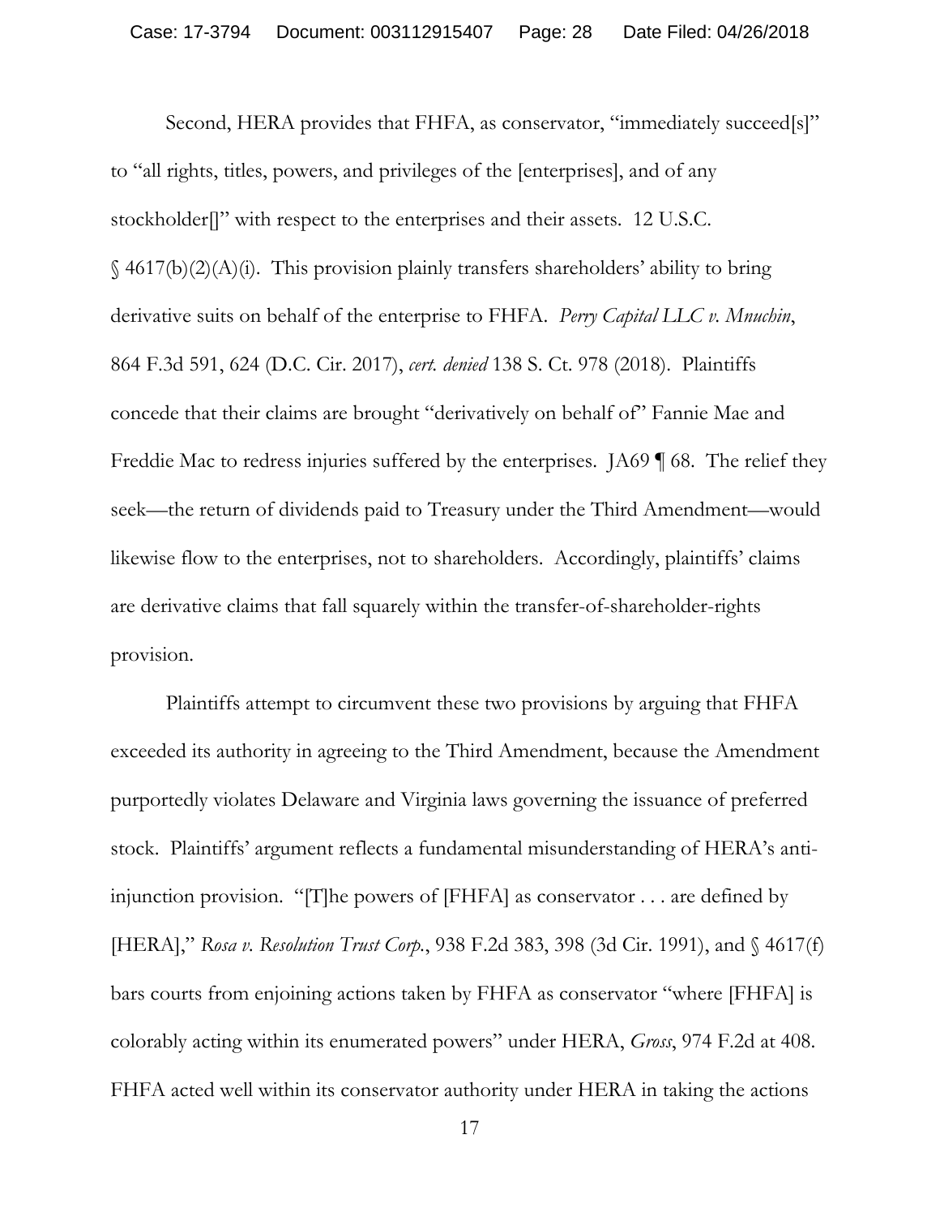Second, HERA provides that FHFA, as conservator, "immediately succeed[s]" to "all rights, titles, powers, and privileges of the [enterprises], and of any stockholder[]" with respect to the enterprises and their assets. 12 U.S.C. § 4617(b)(2)(A)(i). This provision plainly transfers shareholders' ability to bring derivative suits on behalf of the enterprise to FHFA. *Perry Capital LLC v. Mnuchin*, 864 F.3d 591, 624 (D.C. Cir. 2017), *cert. denied* 138 S. Ct. 978 (2018). Plaintiffs concede that their claims are brought "derivatively on behalf of" Fannie Mae and Freddie Mac to redress injuries suffered by the enterprises. JA69 ¶ 68. The relief they seek—the return of dividends paid to Treasury under the Third Amendment—would likewise flow to the enterprises, not to shareholders. Accordingly, plaintiffs' claims are derivative claims that fall squarely within the transfer-of-shareholder-rights provision.

Plaintiffs attempt to circumvent these two provisions by arguing that FHFA exceeded its authority in agreeing to the Third Amendment, because the Amendment purportedly violates Delaware and Virginia laws governing the issuance of preferred stock. Plaintiffs' argument reflects a fundamental misunderstanding of HERA's anti-injunction provision. "[T]he powers of [FHFA] as conservator . . . are defined by [HERA]," *Rosa v. Resolution Trust Corp.*, 938 F.2d 383, 398 (3d Cir. 1991), and § 4617(f) bars courts from enjoining actions taken by FHFA as conservator "where [FHFA] is colorably acting within its enumerated powers" under HERA, *Gross*, 974 F.2d at 408. FHFA acted well within its conservator authority under HERA in taking the actions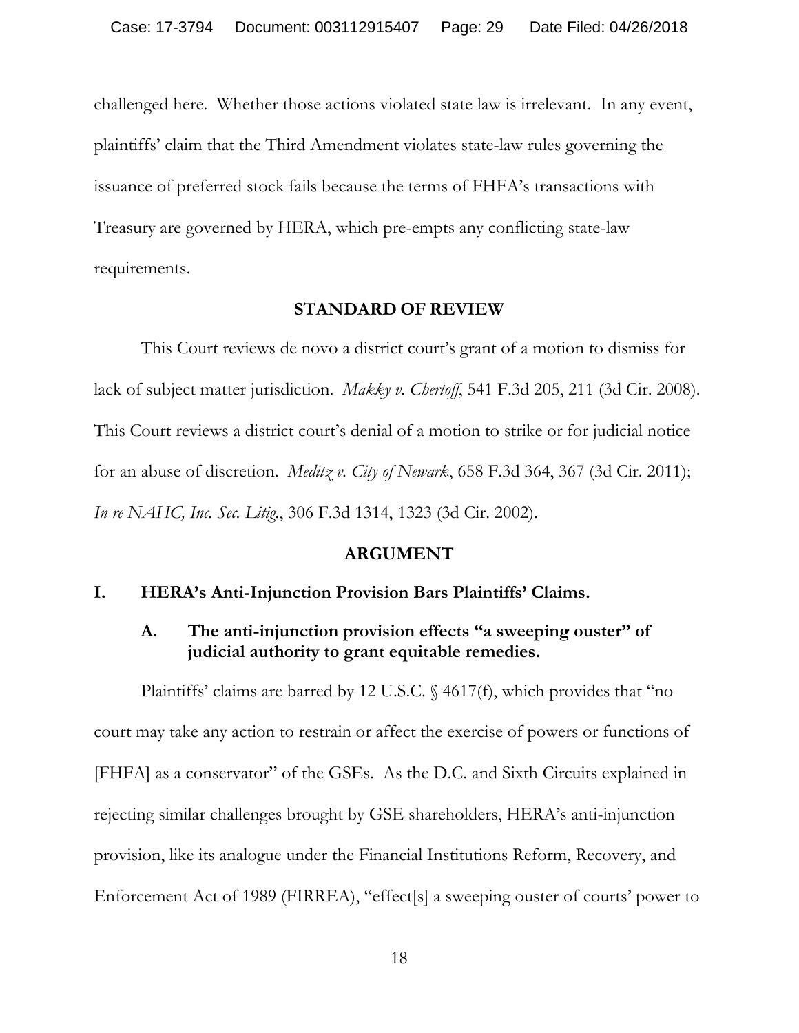challenged here. Whether those actions violated state law is irrelevant. In any event, plaintiffs' claim that the Third Amendment violates state-law rules governing the issuance of preferred stock fails because the terms of FHFA's transactions with Treasury are governed by HERA, which pre-empts any conflicting state-law requirements.

## STANDARD OF REVIEW

This Court reviews de novo a district court's grant of a motion to dismiss for lack of subject matter jurisdiction. *Makky v. Chertoff*, 541 F.3d 205, 211 (3d Cir. 2008). This Court reviews a district court's denial of a motion to strike or for judicial notice for an abuse of discretion. *Meditz v. City of Newark*, 658 F.3d 364, 367 (3d Cir. 2011); *In re NAHC, Inc. Sec. Litig.*, 306 F.3d 1314, 1323 (3d Cir. 2002).

## ARGUMENT

### I. HERA's Anti-Injunction Provision Bars Plaintiffs' Claims.

#### A. The anti-injunction provision effects "a sweeping ouster" of judicial authority to grant equitable remedies.

Plaintiffs' claims are barred by 12 U.S.C. § 4617(f), which provides that "no court may take any action to restrain or affect the exercise of powers or functions of [FHFA] as a conservator" of the GSEs. As the D.C. and Sixth Circuits explained in rejecting similar challenges brought by GSE shareholders, HERA's anti-injunction provision, like its analogue under the Financial Institutions Reform, Recovery, and Enforcement Act of 1989 (FIRREA), "effect[s] a sweeping ouster of courts' power to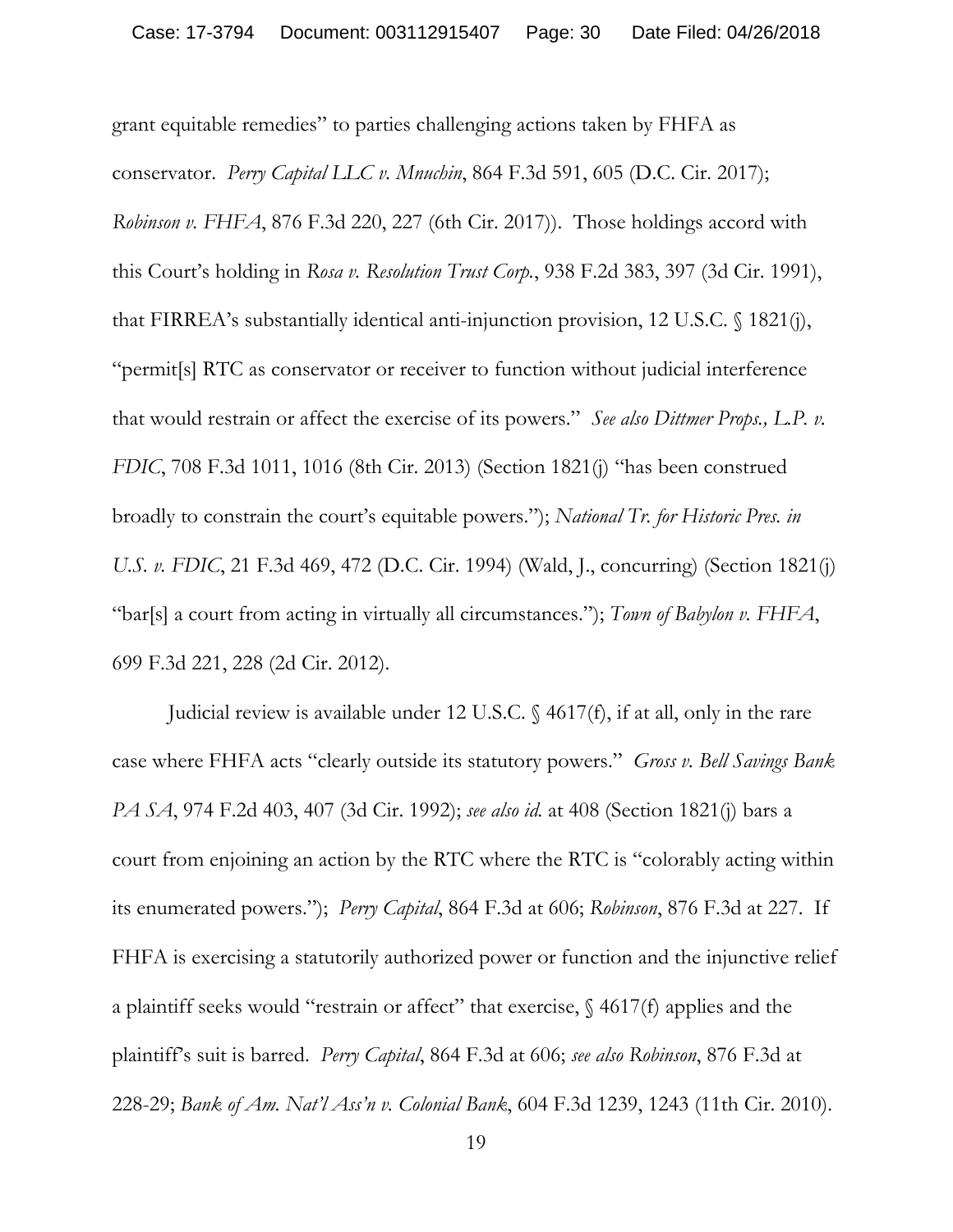grant equitable remedies" to parties challenging actions taken by FHFA as conservator. *Perry Capital LLC v. Mnuchin*, 864 F.3d 591, 605 (D.C. Cir. 2017); *Robinson v. FHFA*, 876 F.3d 220, 227 (6th Cir. 2017)). Those holdings accord with this Court's holding in *Rosa v. Resolution Trust Corp.*, 938 F.2d 383, 397 (3d Cir. 1991), that FIRREA's substantially identical anti-injunction provision, 12 U.S.C. § 1821(j), "permit[s] RTC as conservator or receiver to function without judicial interference that would restrain or affect the exercise of its powers." *See also Dittmer Props., L.P. v. FDIC*, 708 F.3d 1011, 1016 (8th Cir. 2013) (Section 1821(j) "has been construed broadly to constrain the court's equitable powers."); *National Tr. for Historic Pres. in U.S. v. FDIC*, 21 F.3d 469, 472 (D.C. Cir. 1994) (Wald, J., concurring) (Section 1821(j) "bar[s] a court from acting in virtually all circumstances."); *Town of Babylon v. FHFA*, 699 F.3d 221, 228 (2d Cir. 2012).

Judicial review is available under 12 U.S.C. § 4617(f), if at all, only in the rare case where FHFA acts "clearly outside its statutory powers." *Gross v. Bell Savings Bank PA SA*, 974 F.2d 403, 407 (3d Cir. 1992); *see also id.* at 408 (Section 1821(j) bars a court from enjoining an action by the RTC where the RTC is "colorably acting within its enumerated powers."); *Perry Capital*, 864 F.3d at 606; *Robinson*, 876 F.3d at 227. If FHFA is exercising a statutorily authorized power or function and the injunctive relief a plaintiff seeks would "restrain or affect" that exercise, § 4617(f) applies and the plaintiff's suit is barred. *Perry Capital*, 864 F.3d at 606; *see also Robinson*, 876 F.3d at 228-29; *Bank of Am. Nat'l Ass'n v. Colonial Bank*, 604 F.3d 1239, 1243 (11th Cir. 2010).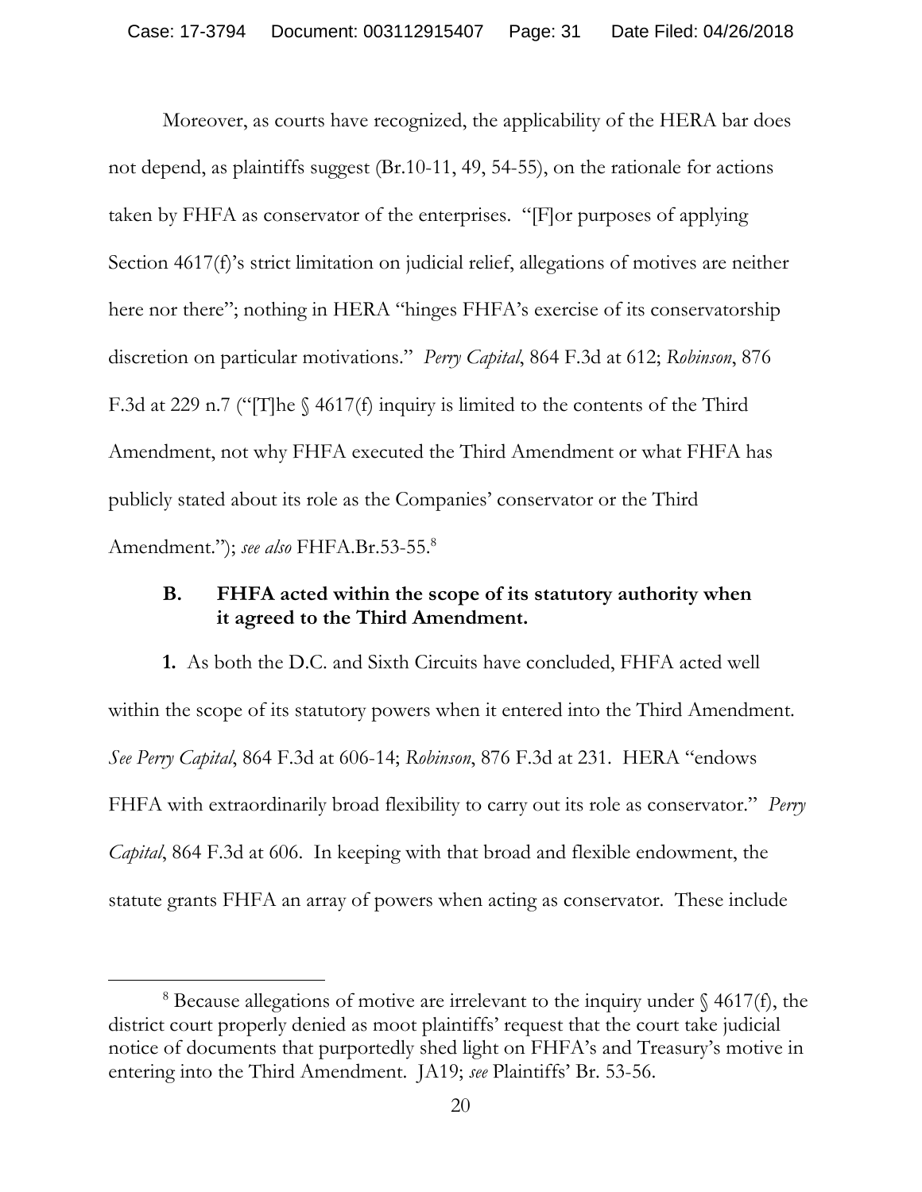Moreover, as courts have recognized, the applicability of the HERA bar does not depend, as plaintiffs suggest (Br.10-11, 49, 54-55), on the rationale for actions taken by FHFA as conservator of the enterprises. "[F]or purposes of applying Section 4617(f)'s strict limitation on judicial relief, allegations of motives are neither here nor there"; nothing in HERA "hinges FHFA's exercise of its conservatorship discretion on particular motivations." *Perry Capital*, 864 F.3d at 612; *Robinson*, 876 F.3d at 229 n.7 ("[T]he § 4617(f) inquiry is limited to the contents of the Third Amendment, not why FHFA executed the Third Amendment or what FHFA has publicly stated about its role as the Companies' conservator or the Third Amendment."); *see also* FHFA.Br.53-55.[8]

### B. FHFA acted within the scope of its statutory authority when it agreed to the Third Amendment.

**1.** As both the D.C. and Sixth Circuits have concluded, FHFA acted well within the scope of its statutory powers when it entered into the Third Amendment. *See Perry Capital*, 864 F.3d at 606-14; *Robinson*, 876 F.3d at 231. HERA "endows FHFA with extraordinarily broad flexibility to carry out its role as conservator." *Perry Capital*, 864 F.3d at 606. In keeping with that broad and flexible endowment, the statute grants FHFA an array of powers when acting as conservator. These include

---

[8] Because allegations of motive are irrelevant to the inquiry under § 4617(f), the district court properly denied as moot plaintiffs' request that the court take judicial notice of documents that purportedly shed light on FHFA's and Treasury's motive in entering into the Third Amendment. JA19; *see* Plaintiffs' Br. 53-56.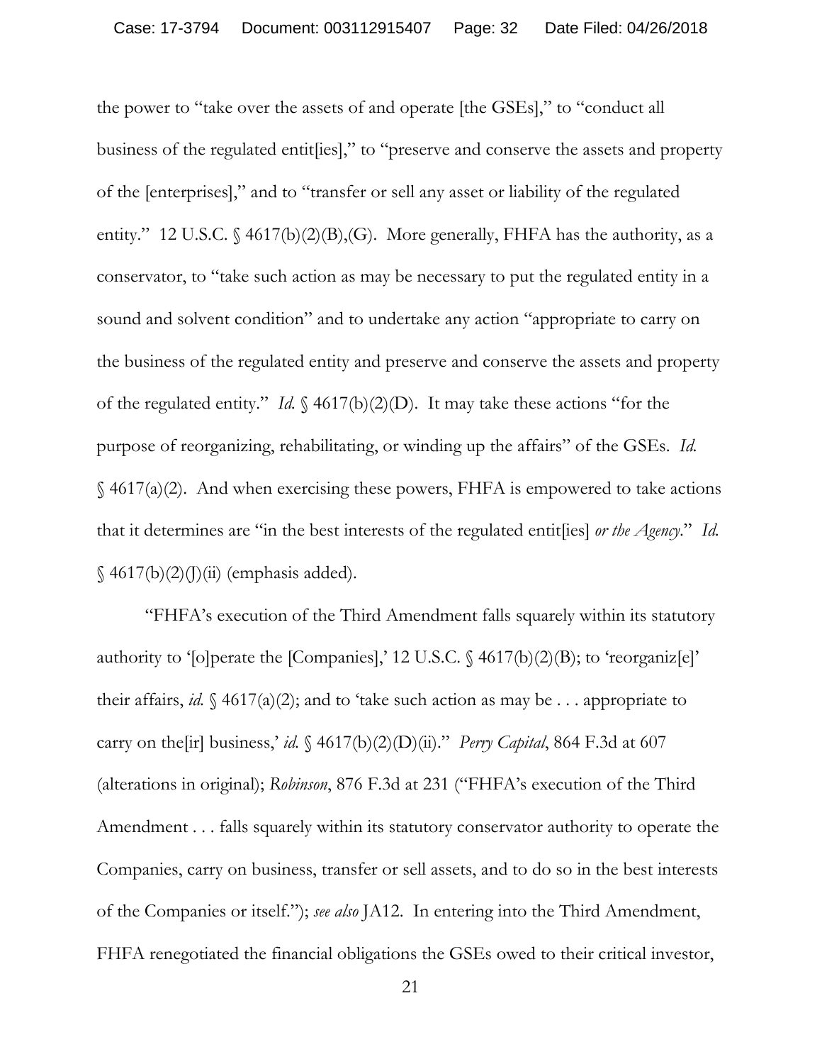the power to "take over the assets of and operate [the GSEs]," to "conduct all business of the regulated entit[ies]," to "preserve and conserve the assets and property of the [enterprises]," and to "transfer or sell any asset or liability of the regulated entity." 12 U.S.C. § 4617(b)(2)(B),(G). More generally, FHFA has the authority, as a conservator, to "take such action as may be necessary to put the regulated entity in a sound and solvent condition" and to undertake any action "appropriate to carry on the business of the regulated entity and preserve and conserve the assets and property of the regulated entity." *Id.* § 4617(b)(2)(D). It may take these actions "for the purpose of reorganizing, rehabilitating, or winding up the affairs" of the GSEs. *Id.* § 4617(a)(2). And when exercising these powers, FHFA is empowered to take actions that it determines are "in the best interests of the regulated entit[ies] *or the Agency*." *Id.* § 4617(b)(2)(J)(ii) (emphasis added).

"FHFA's execution of the Third Amendment falls squarely within its statutory authority to '[o]perate the [Companies],' 12 U.S.C. § 4617(b)(2)(B); to 'reorganiz[e]' their affairs, *id.* § 4617(a)(2); and to 'take such action as may be . . . appropriate to carry on the[ir] business,' *id.* § 4617(b)(2)(D)(ii)." *Perry Capital*, 864 F.3d at 607 (alterations in original); *Robinson*, 876 F.3d at 231 ("FHFA's execution of the Third Amendment . . . falls squarely within its statutory conservator authority to operate the Companies, carry on business, transfer or sell assets, and to do so in the best interests of the Companies or itself."); *see also* JA12. In entering into the Third Amendment, FHFA renegotiated the financial obligations the GSEs owed to their critical investor,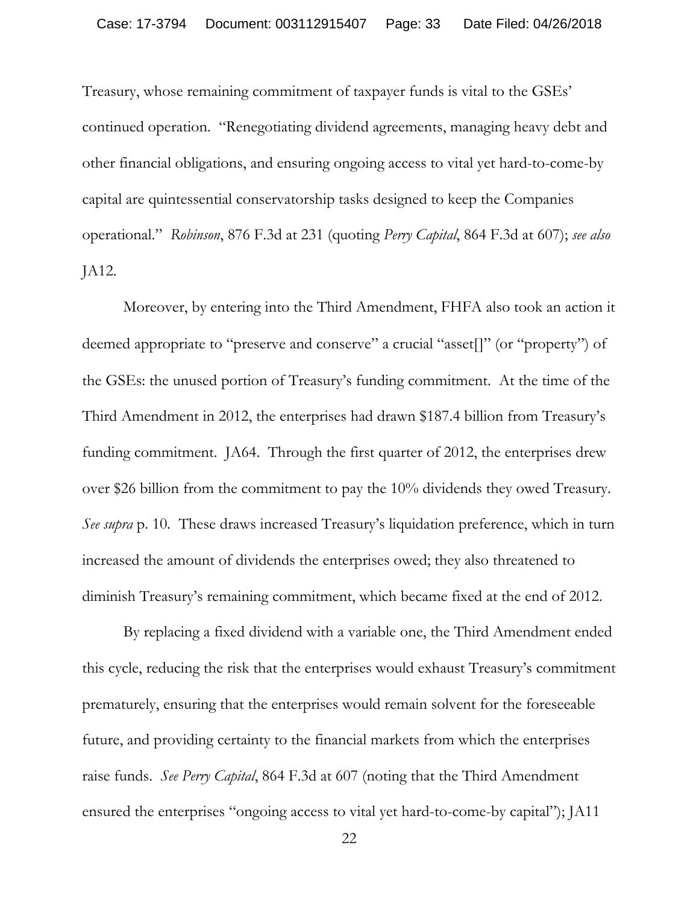Treasury, whose remaining commitment of taxpayer funds is vital to the GSEs' continued operation. "Renegotiating dividend agreements, managing heavy debt and other financial obligations, and ensuring ongoing access to vital yet hard-to-come-by capital are quintessential conservatorship tasks designed to keep the Companies operational." *Robinson*, 876 F.3d at 231 (quoting *Perry Capital*, 864 F.3d at 607); *see also* JA12.

Moreover, by entering into the Third Amendment, FHFA also took an action it deemed appropriate to "preserve and conserve" a crucial "asset[]" (or "property") of the GSEs: the unused portion of Treasury's funding commitment. At the time of the Third Amendment in 2012, the enterprises had drawn $187.4 billion from Treasury's funding commitment. JA64. Through the first quarter of 2012, the enterprises drew over $26 billion from the commitment to pay the 10% dividends they owed Treasury. *See supra* p. 10. These draws increased Treasury's liquidation preference, which in turn increased the amount of dividends the enterprises owed; they also threatened to diminish Treasury's remaining commitment, which became fixed at the end of 2012.

By replacing a fixed dividend with a variable one, the Third Amendment ended this cycle, reducing the risk that the enterprises would exhaust Treasury's commitment prematurely, ensuring that the enterprises would remain solvent for the foreseeable future, and providing certainty to the financial markets from which the enterprises raise funds. *See Perry Capital*, 864 F.3d at 607 (noting that the Third Amendment ensured the enterprises "ongoing access to vital yet hard-to-come-by capital"); JA11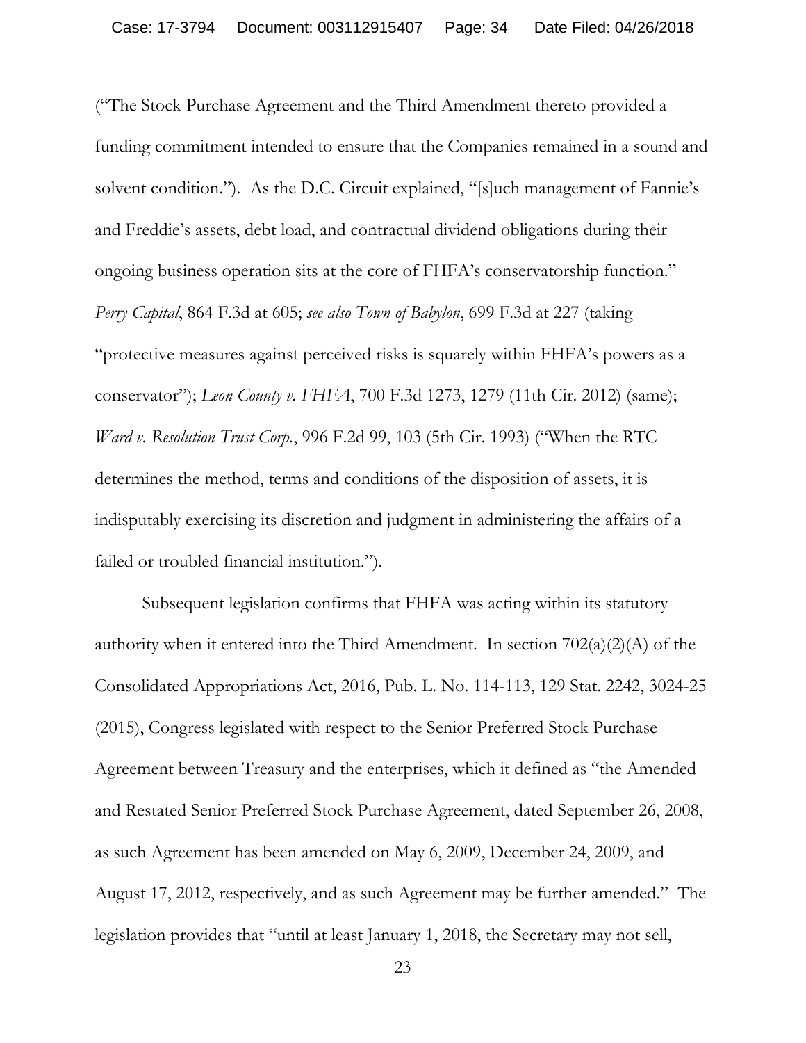("The Stock Purchase Agreement and the Third Amendment thereto provided a funding commitment intended to ensure that the Companies remained in a sound and solvent condition."). As the D.C. Circuit explained, "[s]uch management of Fannie's and Freddie's assets, debt load, and contractual dividend obligations during their ongoing business operation sits at the core of FHFA's conservatorship function." *Perry Capital*, 864 F.3d at 605; *see also Town of Babylon*, 699 F.3d at 227 (taking "protective measures against perceived risks is squarely within FHFA's powers as a conservator"); *Leon County v. FHFA*, 700 F.3d 1273, 1279 (11th Cir. 2012) (same); *Ward v. Resolution Trust Corp.*, 996 F.2d 99, 103 (5th Cir. 1993) ("When the RTC determines the method, terms and conditions of the disposition of assets, it is indisputably exercising its discretion and judgment in administering the affairs of a failed or troubled financial institution.").

Subsequent legislation confirms that FHFA was acting within its statutory authority when it entered into the Third Amendment. In section 702(a)(2)(A) of the Consolidated Appropriations Act, 2016, Pub. L. No. 114-113, 129 Stat. 2242, 3024-25 (2015), Congress legislated with respect to the Senior Preferred Stock Purchase Agreement between Treasury and the enterprises, which it defined as "the Amended and Restated Senior Preferred Stock Purchase Agreement, dated September 26, 2008, as such Agreement has been amended on May 6, 2009, December 24, 2009, and August 17, 2012, respectively, and as such Agreement may be further amended." The legislation provides that "until at least January 1, 2018, the Secretary may not sell,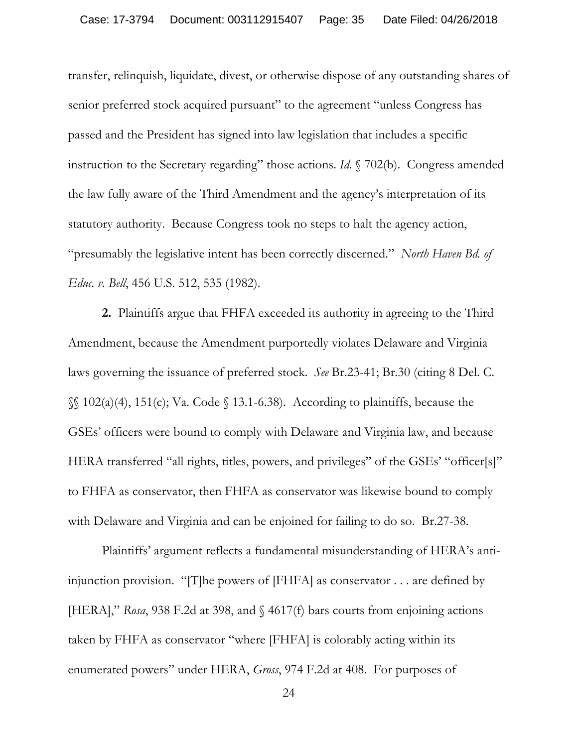transfer, relinquish, liquidate, divest, or otherwise dispose of any outstanding shares of senior preferred stock acquired pursuant" to the agreement "unless Congress has passed and the President has signed into law legislation that includes a specific instruction to the Secretary regarding" those actions. *Id.* § 702(b). Congress amended the law fully aware of the Third Amendment and the agency's interpretation of its statutory authority. Because Congress took no steps to halt the agency action, "presumably the legislative intent has been correctly discerned." *North Haven Bd. of Educ. v. Bell*, 456 U.S. 512, 535 (1982).

**2.** Plaintiffs argue that FHFA exceeded its authority in agreeing to the Third Amendment, because the Amendment purportedly violates Delaware and Virginia laws governing the issuance of preferred stock. *See* Br.23-41; Br.30 (citing 8 Del. C. §§ 102(a)(4), 151(c); Va. Code § 13.1-6.38). According to plaintiffs, because the GSEs' officers were bound to comply with Delaware and Virginia law, and because HERA transferred "all rights, titles, powers, and privileges" of the GSEs' "officer[s]" to FHFA as conservator, then FHFA as conservator was likewise bound to comply with Delaware and Virginia and can be enjoined for failing to do so. Br.27-38.

Plaintiffs' argument reflects a fundamental misunderstanding of HERA's anti-injunction provision. "[T]he powers of [FHFA] as conservator . . . are defined by [HERA]," *Rosa*, 938 F.2d at 398, and § 4617(f) bars courts from enjoining actions taken by FHFA as conservator "where [FHFA] is colorably acting within its enumerated powers" under HERA, *Gross*, 974 F.2d at 408. For purposes of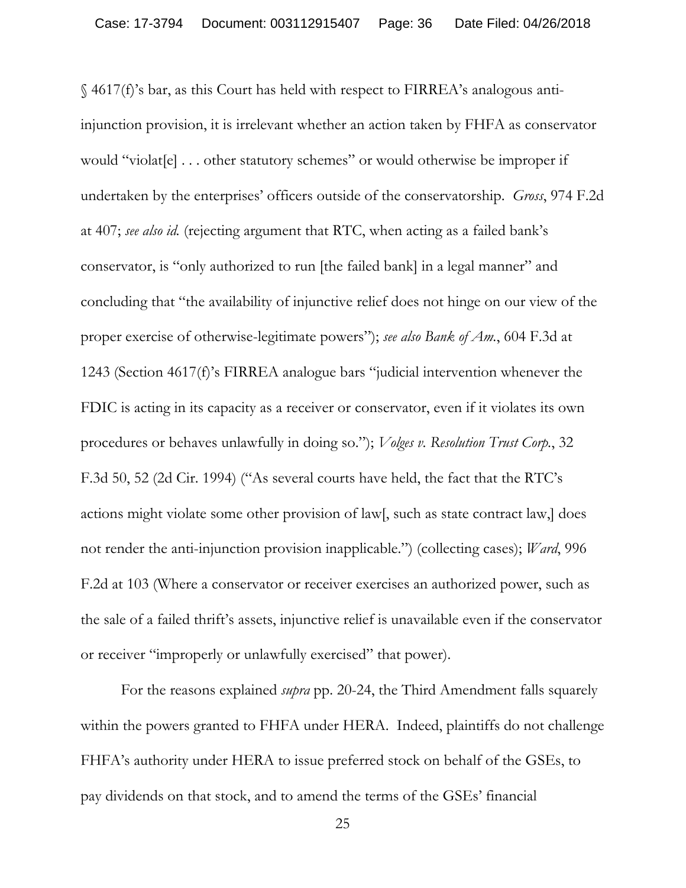§ 4617(f)'s bar, as this Court has held with respect to FIRREA's analogous anti-injunction provision, it is irrelevant whether an action taken by FHFA as conservator would "violat[e] . . . other statutory schemes" or would otherwise be improper if undertaken by the enterprises' officers outside of the conservatorship. *Gross*, 974 F.2d at 407; *see also id.* (rejecting argument that RTC, when acting as a failed bank's conservator, is "only authorized to run [the failed bank] in a legal manner" and concluding that "the availability of injunctive relief does not hinge on our view of the proper exercise of otherwise-legitimate powers"); *see also Bank of Am.*, 604 F.3d at 1243 (Section 4617(f)'s FIRREA analogue bars "judicial intervention whenever the FDIC is acting in its capacity as a receiver or conservator, even if it violates its own procedures or behaves unlawfully in doing so."); *Volges v. Resolution Trust Corp.*, 32 F.3d 50, 52 (2d Cir. 1994) ("As several courts have held, the fact that the RTC's actions might violate some other provision of law[, such as state contract law,] does not render the anti-injunction provision inapplicable.") (collecting cases); *Ward*, 996 F.2d at 103 (Where a conservator or receiver exercises an authorized power, such as the sale of a failed thrift's assets, injunctive relief is unavailable even if the conservator or receiver "improperly or unlawfully exercised" that power).

For the reasons explained *supra* pp. 20-24, the Third Amendment falls squarely within the powers granted to FHFA under HERA. Indeed, plaintiffs do not challenge FHFA's authority under HERA to issue preferred stock on behalf of the GSEs, to pay dividends on that stock, and to amend the terms of the GSEs' financial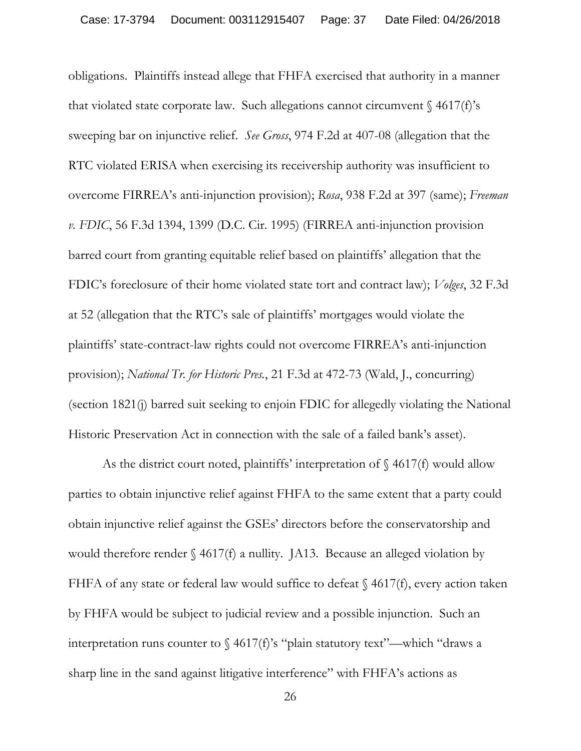obligations. Plaintiffs instead allege that FHFA exercised that authority in a manner that violated state corporate law. Such allegations cannot circumvent § 4617(f)'s sweeping bar on injunctive relief. *See Gross*, 974 F.2d at 407-08 (allegation that the RTC violated ERISA when exercising its receivership authority was insufficient to overcome FIRREA's anti-injunction provision); *Rosa*, 938 F.2d at 397 (same); *Freeman v. FDIC*, 56 F.3d 1394, 1399 (D.C. Cir. 1995) (FIRREA anti-injunction provision barred court from granting equitable relief based on plaintiffs' allegation that the FDIC's foreclosure of their home violated state tort and contract law); *Volges*, 32 F.3d at 52 (allegation that the RTC's sale of plaintiffs' mortgages would violate the plaintiffs' state-contract-law rights could not overcome FIRREA's anti-injunction provision); *National Tr. for Historic Pres.*, 21 F.3d at 472-73 (Wald, J., concurring) (section 1821(j) barred suit seeking to enjoin FDIC for allegedly violating the National Historic Preservation Act in connection with the sale of a failed bank's asset).

As the district court noted, plaintiffs' interpretation of § 4617(f) would allow parties to obtain injunctive relief against FHFA to the same extent that a party could obtain injunctive relief against the GSEs' directors before the conservatorship and would therefore render § 4617(f) a nullity. JA13. Because an alleged violation by FHFA of any state or federal law would suffice to defeat § 4617(f), every action taken by FHFA would be subject to judicial review and a possible injunction. Such an interpretation runs counter to § 4617(f)'s "plain statutory text"—which "draws a sharp line in the sand against litigative interference" with FHFA's actions as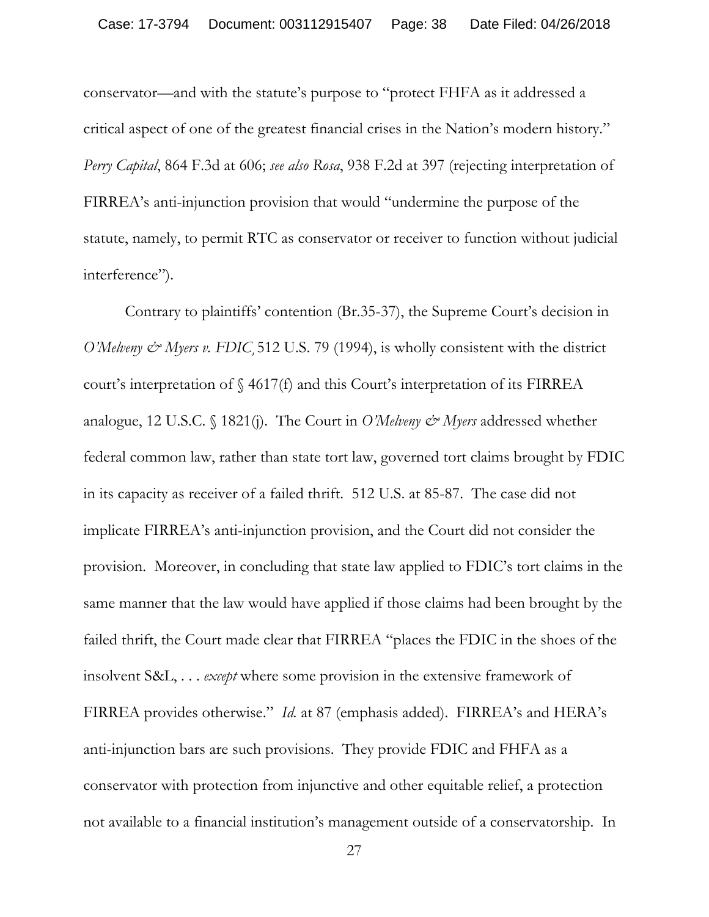conservator—and with the statute's purpose to "protect FHFA as it addressed a critical aspect of one of the greatest financial crises in the Nation's modern history." *Perry Capital*, 864 F.3d at 606; *see also Rosa*, 938 F.2d at 397 (rejecting interpretation of FIRREA's anti-injunction provision that would "undermine the purpose of the statute, namely, to permit RTC as conservator or receiver to function without judicial interference").

Contrary to plaintiffs' contention (Br.35-37), the Supreme Court's decision in *O'Melveny & Myers v. FDIC*, 512 U.S. 79 (1994), is wholly consistent with the district court's interpretation of § 4617(f) and this Court's interpretation of its FIRREA analogue, 12 U.S.C. § 1821(j). The Court in *O'Melveny & Myers* addressed whether federal common law, rather than state tort law, governed tort claims brought by FDIC in its capacity as receiver of a failed thrift. 512 U.S. at 85-87. The case did not implicate FIRREA's anti-injunction provision, and the Court did not consider the provision. Moreover, in concluding that state law applied to FDIC's tort claims in the same manner that the law would have applied if those claims had been brought by the failed thrift, the Court made clear that FIRREA "places the FDIC in the shoes of the insolvent S&L, . . . *except* where some provision in the extensive framework of FIRREA provides otherwise." *Id.* at 87 (emphasis added). FIRREA's and HERA's anti-injunction bars are such provisions. They provide FDIC and FHFA as a conservator with protection from injunctive and other equitable relief, a protection not available to a financial institution's management outside of a conservatorship. In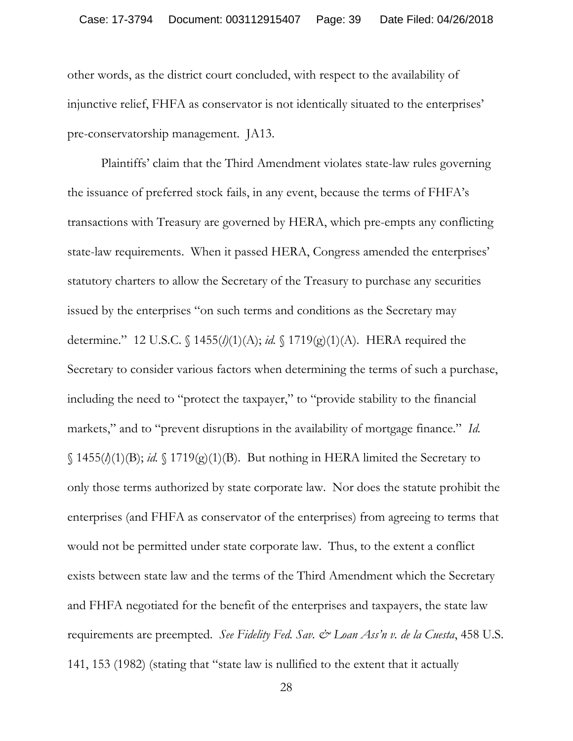other words, as the district court concluded, with respect to the availability of injunctive relief, FHFA as conservator is not identically situated to the enterprises' pre-conservatorship management. JA13.

Plaintiffs' claim that the Third Amendment violates state-law rules governing the issuance of preferred stock fails, in any event, because the terms of FHFA's transactions with Treasury are governed by HERA, which pre-empts any conflicting state-law requirements. When it passed HERA, Congress amended the enterprises' statutory charters to allow the Secretary of the Treasury to purchase any securities issued by the enterprises "on such terms and conditions as the Secretary may determine." 12 U.S.C. § 1455(*l*)(1)(A); *id.* § 1719(g)(1)(A). HERA required the Secretary to consider various factors when determining the terms of such a purchase, including the need to "protect the taxpayer," to "provide stability to the financial markets," and to "prevent disruptions in the availability of mortgage finance." *Id.* § 1455(*l*)(1)(B); *id.* § 1719(g)(1)(B). But nothing in HERA limited the Secretary to only those terms authorized by state corporate law. Nor does the statute prohibit the enterprises (and FHFA as conservator of the enterprises) from agreeing to terms that would not be permitted under state corporate law. Thus, to the extent a conflict exists between state law and the terms of the Third Amendment which the Secretary and FHFA negotiated for the benefit of the enterprises and taxpayers, the state law requirements are preempted. *See Fidelity Fed. Sav. & Loan Ass'n v. de la Cuesta*, 458 U.S. 141, 153 (1982) (stating that "state law is nullified to the extent that it actually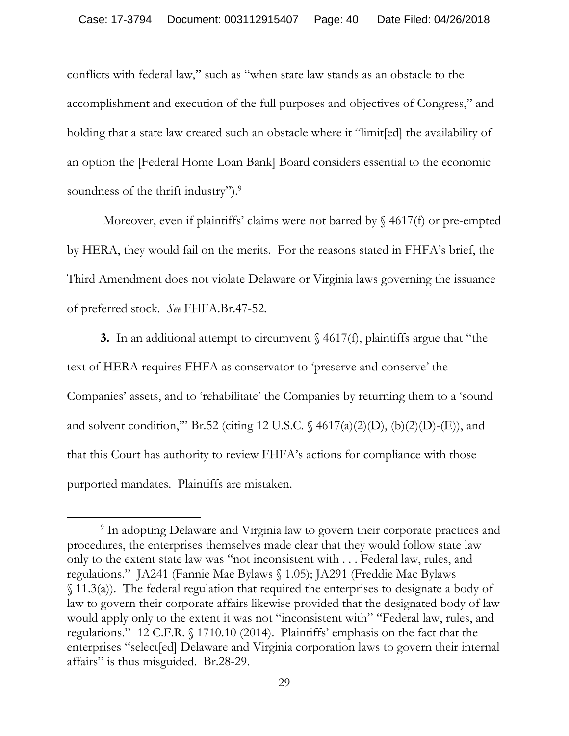conflicts with federal law," such as "when state law stands as an obstacle to the accomplishment and execution of the full purposes and objectives of Congress," and holding that a state law created such an obstacle where it "limit[ed] the availability of an option the [Federal Home Loan Bank] Board considers essential to the economic soundness of the thrift industry").[9]

Moreover, even if plaintiffs' claims were not barred by § 4617(f) or pre-empted by HERA, they would fail on the merits. For the reasons stated in FHFA's brief, the Third Amendment does not violate Delaware or Virginia laws governing the issuance of preferred stock. *See* FHFA.Br.47-52.

**3.** In an additional attempt to circumvent § 4617(f), plaintiffs argue that "the text of HERA requires FHFA as conservator to 'preserve and conserve' the Companies' assets, and to 'rehabilitate' the Companies by returning them to a 'sound and solvent condition,'" Br.52 (citing 12 U.S.C. § 4617(a)(2)(D), (b)(2)(D)-(E)), and that this Court has authority to review FHFA's actions for compliance with those purported mandates. Plaintiffs are mistaken.

---

[9] In adopting Delaware and Virginia law to govern their corporate practices and procedures, the enterprises themselves made clear that they would follow state law only to the extent state law was "not inconsistent with . . . Federal law, rules, and regulations." JA241 (Fannie Mae Bylaws § 1.05); JA291 (Freddie Mac Bylaws § 11.3(a)). The federal regulation that required the enterprises to designate a body of law to govern their corporate affairs likewise provided that the designated body of law would apply only to the extent it was not "inconsistent with" "Federal law, rules, and regulations." 12 C.F.R. § 1710.10 (2014). Plaintiffs' emphasis on the fact that the enterprises "select[ed] Delaware and Virginia corporation laws to govern their internal affairs" is thus misguided. Br.28-29.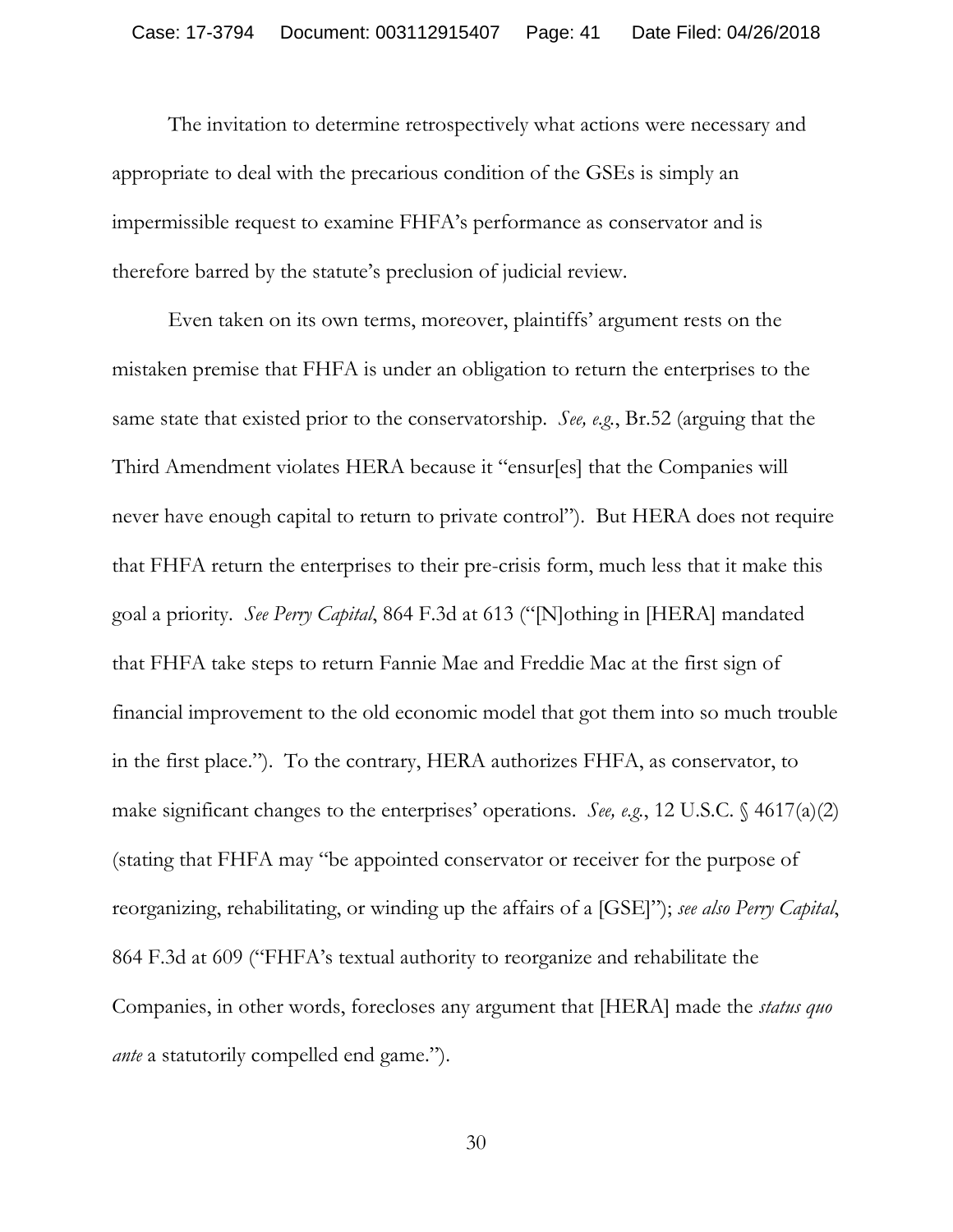The invitation to determine retrospectively what actions were necessary and appropriate to deal with the precarious condition of the GSEs is simply an impermissible request to examine FHFA's performance as conservator and is therefore barred by the statute's preclusion of judicial review.

Even taken on its own terms, moreover, plaintiffs' argument rests on the mistaken premise that FHFA is under an obligation to return the enterprises to the same state that existed prior to the conservatorship. *See, e.g.*, Br.52 (arguing that the Third Amendment violates HERA because it "ensur[es] that the Companies will never have enough capital to return to private control"). But HERA does not require that FHFA return the enterprises to their pre-crisis form, much less that it make this goal a priority. *See Perry Capital*, 864 F.3d at 613 ("[N]othing in [HERA] mandated that FHFA take steps to return Fannie Mae and Freddie Mac at the first sign of financial improvement to the old economic model that got them into so much trouble in the first place."). To the contrary, HERA authorizes FHFA, as conservator, to make significant changes to the enterprises' operations. *See, e.g.*, 12 U.S.C. § 4617(a)(2) (stating that FHFA may "be appointed conservator or receiver for the purpose of reorganizing, rehabilitating, or winding up the affairs of a [GSE]"); *see also Perry Capital*, 864 F.3d at 609 ("FHFA's textual authority to reorganize and rehabilitate the Companies, in other words, forecloses any argument that [HERA] made the *status quo ante* a statutorily compelled end game.").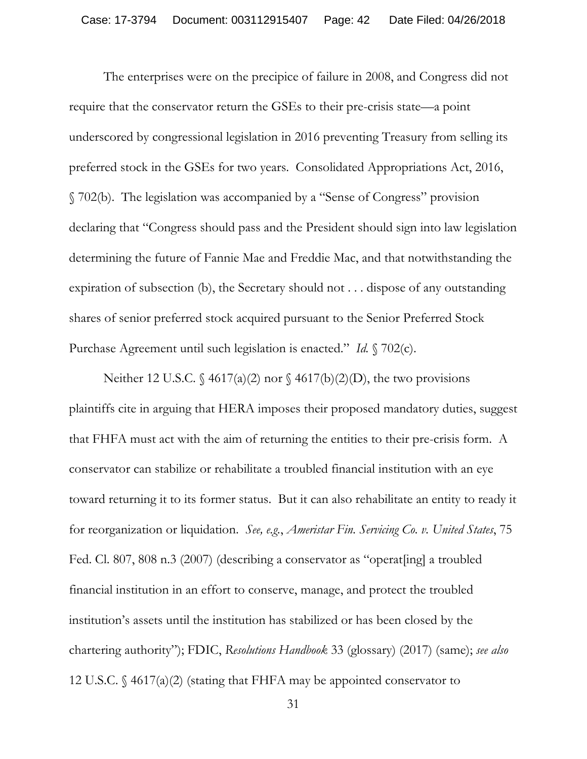The enterprises were on the precipice of failure in 2008, and Congress did not require that the conservator return the GSEs to their pre-crisis state—a point underscored by congressional legislation in 2016 preventing Treasury from selling its preferred stock in the GSEs for two years. Consolidated Appropriations Act, 2016, § 702(b). The legislation was accompanied by a "Sense of Congress" provision declaring that "Congress should pass and the President should sign into law legislation determining the future of Fannie Mae and Freddie Mac, and that notwithstanding the expiration of subsection (b), the Secretary should not . . . dispose of any outstanding shares of senior preferred stock acquired pursuant to the Senior Preferred Stock Purchase Agreement until such legislation is enacted." *Id.* § 702(c).

Neither 12 U.S.C. § 4617(a)(2) nor § 4617(b)(2)(D), the two provisions plaintiffs cite in arguing that HERA imposes their proposed mandatory duties, suggest that FHFA must act with the aim of returning the entities to their pre-crisis form. A conservator can stabilize or rehabilitate a troubled financial institution with an eye toward returning it to its former status. But it can also rehabilitate an entity to ready it for reorganization or liquidation. *See, e.g.*, *Ameristar Fin. Servicing Co. v. United States*, 75 Fed. Cl. 807, 808 n.3 (2007) (describing a conservator as "operat[ing] a troubled financial institution in an effort to conserve, manage, and protect the troubled institution's assets until the institution has stabilized or has been closed by the chartering authority"); FDIC, *Resolutions Handbook* 33 (glossary) (2017) (same); *see also* 12 U.S.C. § 4617(a)(2) (stating that FHFA may be appointed conservator to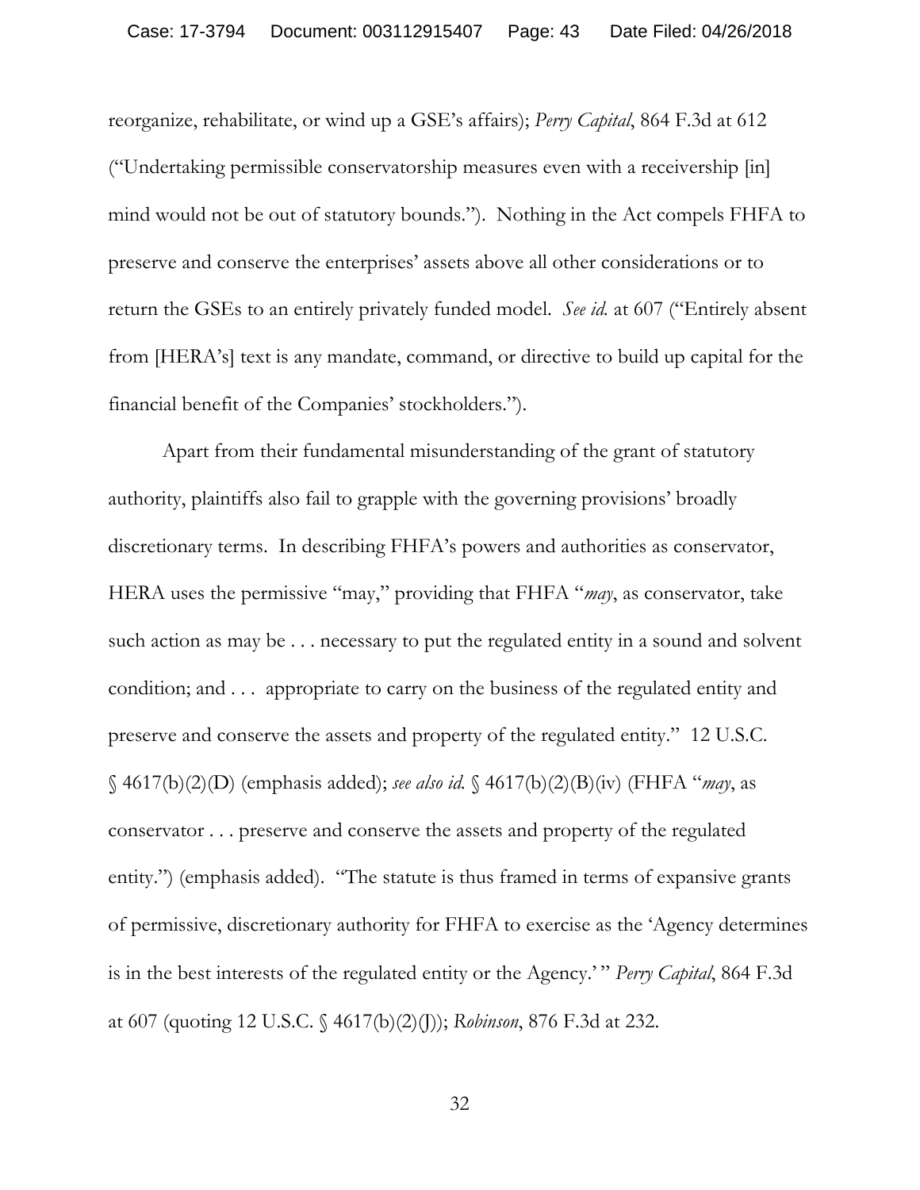reorganize, rehabilitate, or wind up a GSE's affairs); *Perry Capital*, 864 F.3d at 612 ("Undertaking permissible conservatorship measures even with a receivership [in] mind would not be out of statutory bounds."). Nothing in the Act compels FHFA to preserve and conserve the enterprises' assets above all other considerations or to return the GSEs to an entirely privately funded model. *See id.* at 607 ("Entirely absent from [HERA's] text is any mandate, command, or directive to build up capital for the financial benefit of the Companies' stockholders.").

Apart from their fundamental misunderstanding of the grant of statutory authority, plaintiffs also fail to grapple with the governing provisions' broadly discretionary terms. In describing FHFA's powers and authorities as conservator, HERA uses the permissive "may," providing that FHFA "*may*, as conservator, take such action as may be . . . necessary to put the regulated entity in a sound and solvent condition; and . . . appropriate to carry on the business of the regulated entity and preserve and conserve the assets and property of the regulated entity." 12 U.S.C. § 4617(b)(2)(D) (emphasis added); *see also id.* § 4617(b)(2)(B)(iv) (FHFA "*may*, as conservator . . . preserve and conserve the assets and property of the regulated entity.") (emphasis added). "The statute is thus framed in terms of expansive grants of permissive, discretionary authority for FHFA to exercise as the 'Agency determines is in the best interests of the regulated entity or the Agency.'" *Perry Capital*, 864 F.3d at 607 (quoting 12 U.S.C. § 4617(b)(2)(J)); *Robinson*, 876 F.3d at 232.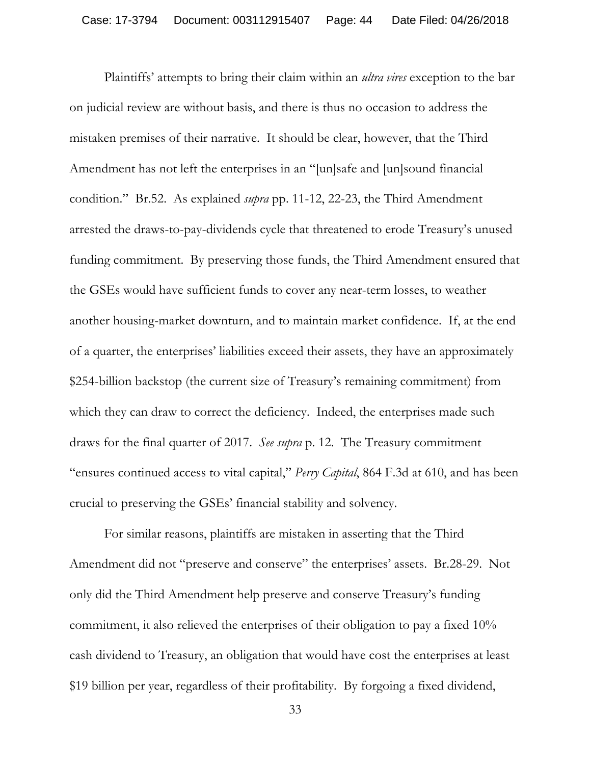Plaintiffs' attempts to bring their claim within an *ultra vires* exception to the bar on judicial review are without basis, and there is thus no occasion to address the mistaken premises of their narrative. It should be clear, however, that the Third Amendment has not left the enterprises in an "[un]safe and [un]sound financial condition." Br.52. As explained *supra* pp. 11-12, 22-23, the Third Amendment arrested the draws-to-pay-dividends cycle that threatened to erode Treasury's unused funding commitment. By preserving those funds, the Third Amendment ensured that the GSEs would have sufficient funds to cover any near-term losses, to weather another housing-market downturn, and to maintain market confidence. If, at the end of a quarter, the enterprises' liabilities exceed their assets, they have an approximately $254-billion backstop (the current size of Treasury's remaining commitment) from which they can draw to correct the deficiency. Indeed, the enterprises made such draws for the final quarter of 2017. *See supra* p. 12. The Treasury commitment "ensures continued access to vital capital," *Perry Capital*, 864 F.3d at 610, and has been crucial to preserving the GSEs' financial stability and solvency.

For similar reasons, plaintiffs are mistaken in asserting that the Third Amendment did not "preserve and conserve" the enterprises' assets. Br.28-29. Not only did the Third Amendment help preserve and conserve Treasury's funding commitment, it also relieved the enterprises of their obligation to pay a fixed 10% cash dividend to Treasury, an obligation that would have cost the enterprises at least $19 billion per year, regardless of their profitability. By forgoing a fixed dividend,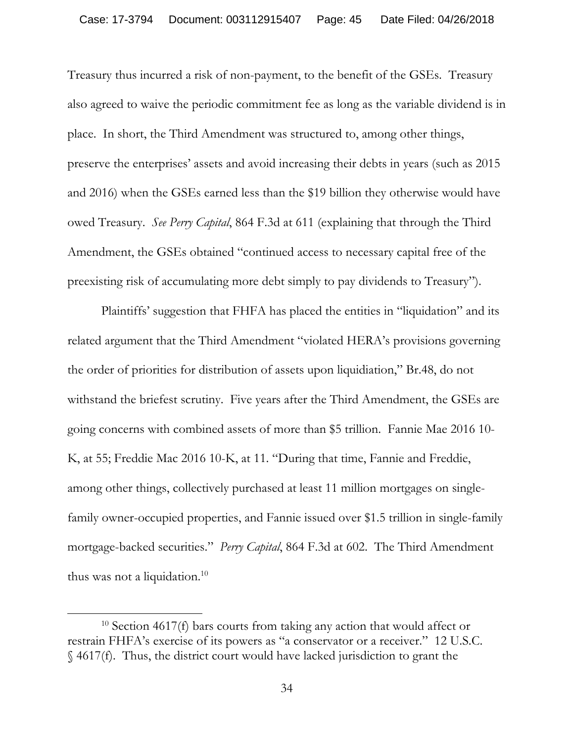Treasury thus incurred a risk of non-payment, to the benefit of the GSEs. Treasury also agreed to waive the periodic commitment fee as long as the variable dividend is in place. In short, the Third Amendment was structured to, among other things, preserve the enterprises' assets and avoid increasing their debts in years (such as 2015 and 2016) when the GSEs earned less than the $19 billion they otherwise would have owed Treasury. *See Perry Capital*, 864 F.3d at 611 (explaining that through the Third Amendment, the GSEs obtained "continued access to necessary capital free of the preexisting risk of accumulating more debt simply to pay dividends to Treasury").

Plaintiffs' suggestion that FHFA has placed the entities in "liquidation" and its related argument that the Third Amendment "violated HERA's provisions governing the order of priorities for distribution of assets upon liquidiation," Br.48, do not withstand the briefest scrutiny. Five years after the Third Amendment, the GSEs are going concerns with combined assets of more than $5 trillion. Fannie Mae 2016 10-K, at 55; Freddie Mac 2016 10-K, at 11. "During that time, Fannie and Freddie, among other things, collectively purchased at least 11 million mortgages on single-family owner-occupied properties, and Fannie issued over $1.5 trillion in single-family mortgage-backed securities." *Perry Capital*, 864 F.3d at 602. The Third Amendment thus was not a liquidation.[10]

---

[10] Section 4617(f) bars courts from taking any action that would affect or restrain FHFA's exercise of its powers as "a conservator or a receiver." 12 U.S.C. § 4617(f). Thus, the district court would have lacked jurisdiction to grant the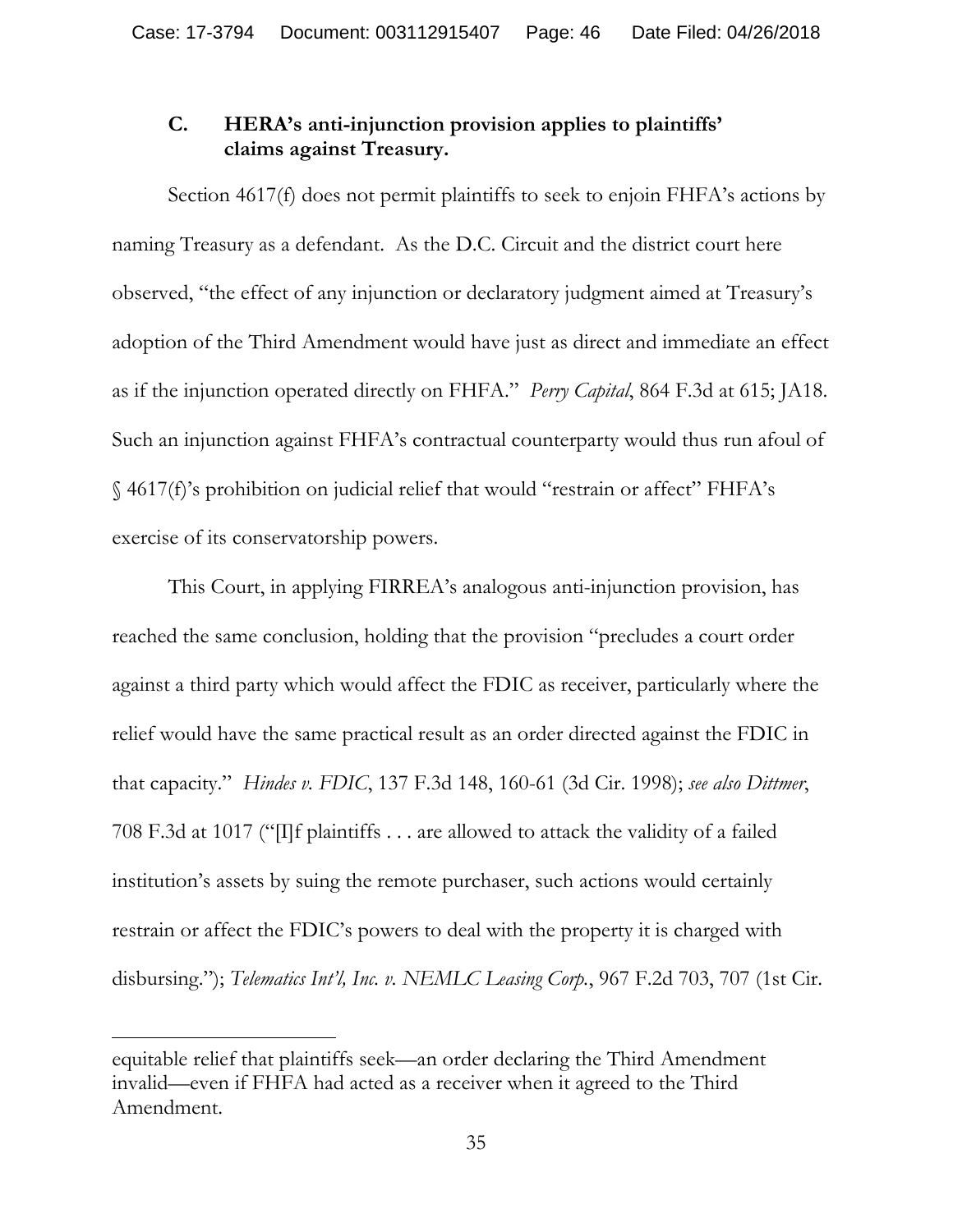### C. HERA's anti-injunction provision applies to plaintiffs' claims against Treasury.

Section 4617(f) does not permit plaintiffs to seek to enjoin FHFA's actions by naming Treasury as a defendant. As the D.C. Circuit and the district court here observed, "the effect of any injunction or declaratory judgment aimed at Treasury's adoption of the Third Amendment would have just as direct and immediate an effect as if the injunction operated directly on FHFA." *Perry Capital*, 864 F.3d at 615; JA18. Such an injunction against FHFA's contractual counterparty would thus run afoul of § 4617(f)'s prohibition on judicial relief that would "restrain or affect" FHFA's exercise of its conservatorship powers.

This Court, in applying FIRREA's analogous anti-injunction provision, has reached the same conclusion, holding that the provision "precludes a court order against a third party which would affect the FDIC as receiver, particularly where the relief would have the same practical result as an order directed against the FDIC in that capacity." *Hindes v. FDIC*, 137 F.3d 148, 160-61 (3d Cir. 1998); *see also Dittmer*, 708 F.3d at 1017 ("[I]f plaintiffs . . . are allowed to attack the validity of a failed institution's assets by suing the remote purchaser, such actions would certainly restrain or affect the FDIC's powers to deal with the property it is charged with disbursing."); *Telematics Int'l, Inc. v. NEMLC Leasing Corp.*, 967 F.2d 703, 707 (1st Cir.

---

equitable relief that plaintiffs seek—an order declaring the Third Amendment invalid—even if FHFA had acted as a receiver when it agreed to the Third Amendment.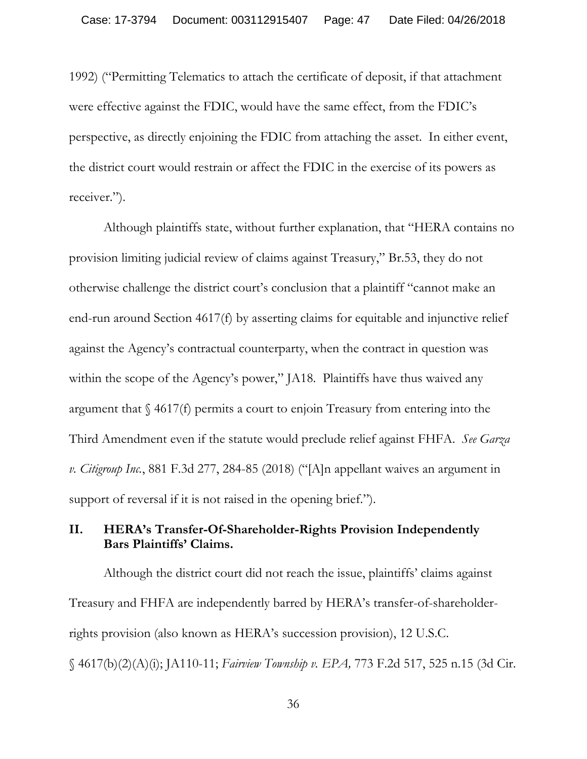1992) ("Permitting Telematics to attach the certificate of deposit, if that attachment were effective against the FDIC, would have the same effect, from the FDIC's perspective, as directly enjoining the FDIC from attaching the asset. In either event, the district court would restrain or affect the FDIC in the exercise of its powers as receiver.").

Although plaintiffs state, without further explanation, that "HERA contains no provision limiting judicial review of claims against Treasury," Br.53, they do not otherwise challenge the district court's conclusion that a plaintiff "cannot make an end-run around Section 4617(f) by asserting claims for equitable and injunctive relief against the Agency's contractual counterparty, when the contract in question was within the scope of the Agency's power," JA18. Plaintiffs have thus waived any argument that § 4617(f) permits a court to enjoin Treasury from entering into the Third Amendment even if the statute would preclude relief against FHFA. *See Garza v. Citigroup Inc.*, 881 F.3d 277, 284-85 (2018) ("[A]n appellant waives an argument in support of reversal if it is not raised in the opening brief.").

## II. HERA's Transfer-Of-Shareholder-Rights Provision Independently Bars Plaintiffs' Claims.

Although the district court did not reach the issue, plaintiffs' claims against Treasury and FHFA are independently barred by HERA's transfer-of-shareholder-rights provision (also known as HERA's succession provision), 12 U.S.C. § 4617(b)(2)(A)(i); JA110-11; *Fairview Township v. EPA,* 773 F.2d 517, 525 n.15 (3d Cir.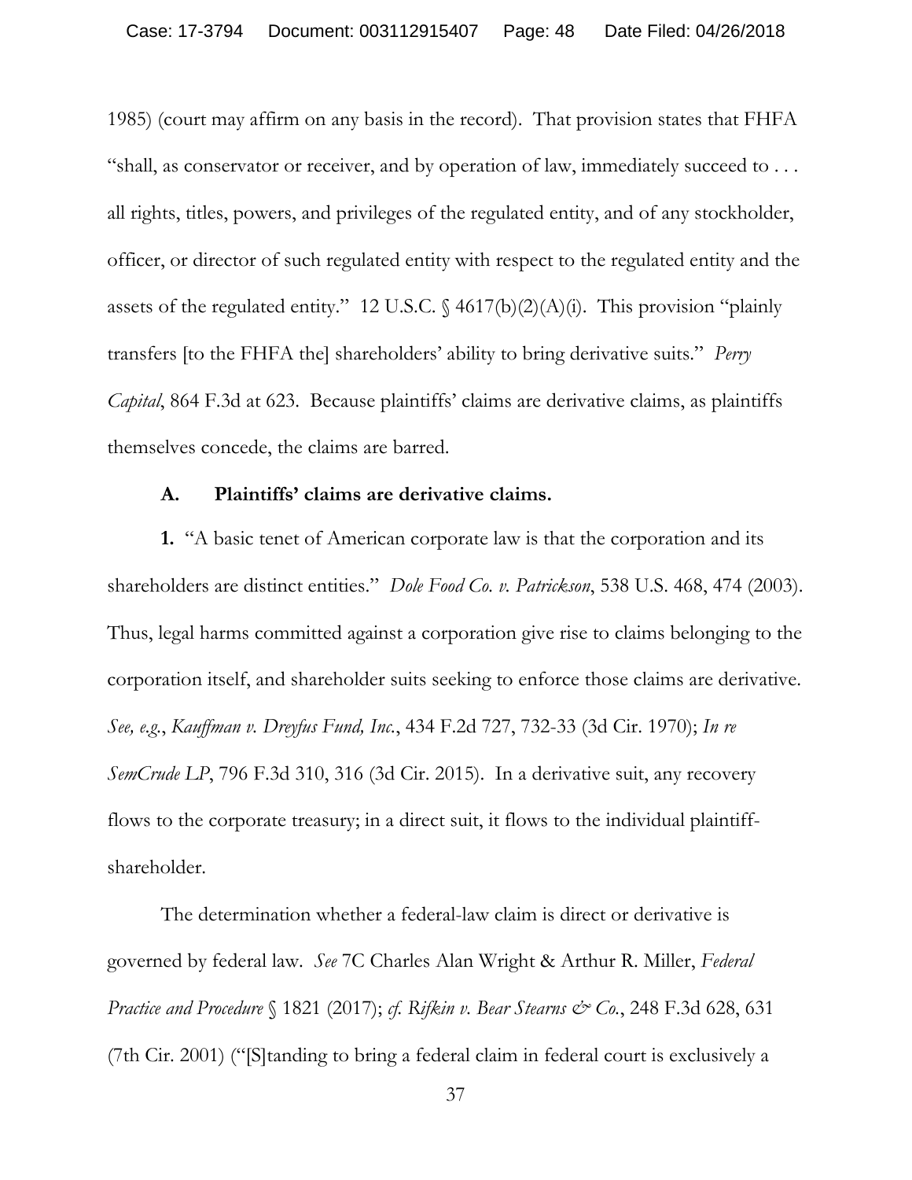1985) (court may affirm on any basis in the record). That provision states that FHFA "shall, as conservator or receiver, and by operation of law, immediately succeed to . . . all rights, titles, powers, and privileges of the regulated entity, and of any stockholder, officer, or director of such regulated entity with respect to the regulated entity and the assets of the regulated entity." 12 U.S.C. § 4617(b)(2)(A)(i). This provision "plainly transfers [to the FHFA the] shareholders' ability to bring derivative suits." *Perry Capital*, 864 F.3d at 623. Because plaintiffs' claims are derivative claims, as plaintiffs themselves concede, the claims are barred.

### A. Plaintiffs' claims are derivative claims.

**1.** "A basic tenet of American corporate law is that the corporation and its shareholders are distinct entities." *Dole Food Co. v. Patrickson*, 538 U.S. 468, 474 (2003). Thus, legal harms committed against a corporation give rise to claims belonging to the corporation itself, and shareholder suits seeking to enforce those claims are derivative. *See, e.g.*, *Kauffman v. Dreyfus Fund, Inc.*, 434 F.2d 727, 732-33 (3d Cir. 1970); *In re SemCrude LP*, 796 F.3d 310, 316 (3d Cir. 2015). In a derivative suit, any recovery flows to the corporate treasury; in a direct suit, it flows to the individual plaintiff-shareholder.

The determination whether a federal-law claim is direct or derivative is governed by federal law. *See* 7C Charles Alan Wright & Arthur R. Miller, *Federal Practice and Procedure* § 1821 (2017); *cf. Rifkin v. Bear Stearns & Co.*, 248 F.3d 628, 631 (7th Cir. 2001) ("[S]tanding to bring a federal claim in federal court is exclusively a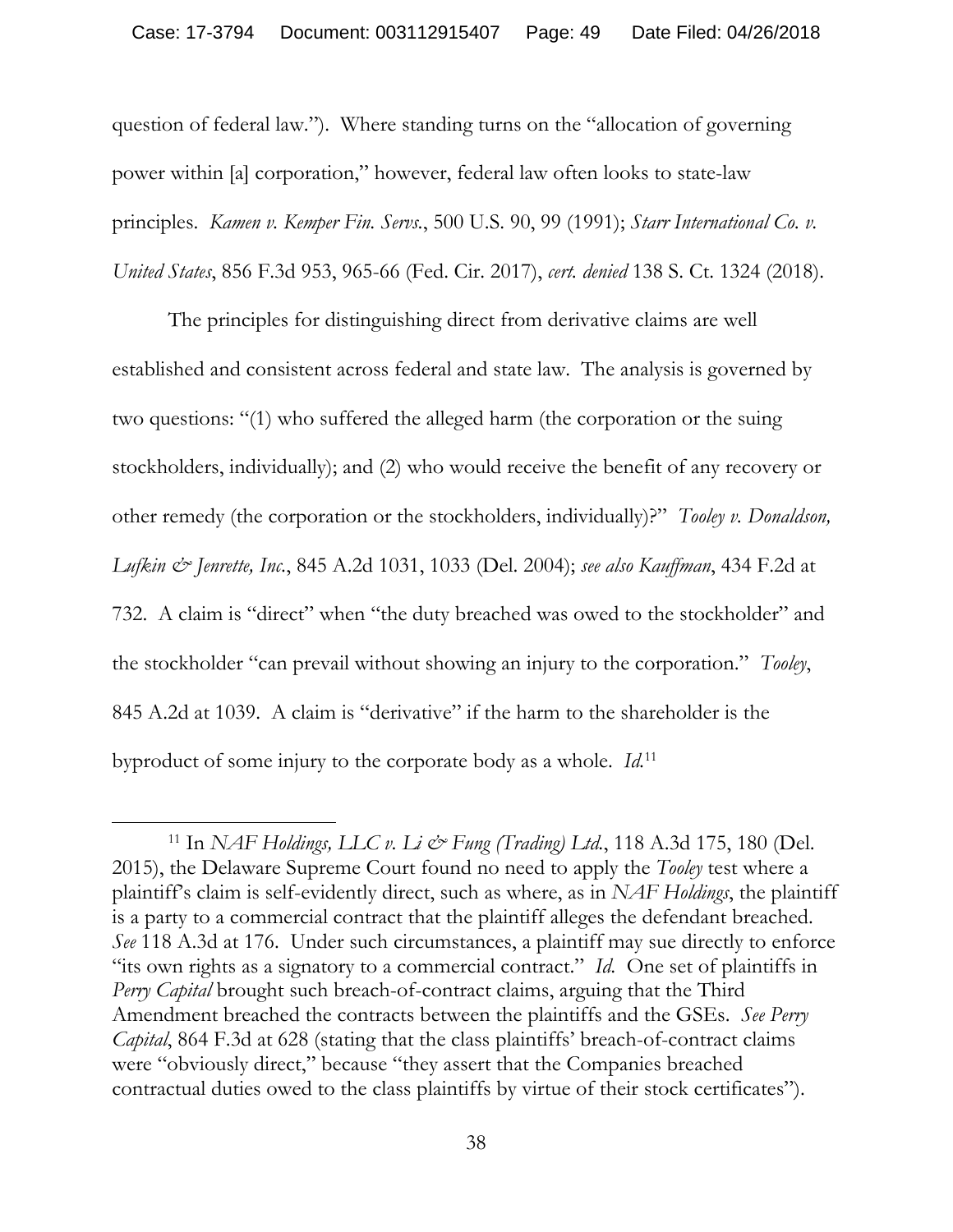question of federal law."). Where standing turns on the "allocation of governing power within [a] corporation," however, federal law often looks to state-law principles. *Kamen v. Kemper Fin. Servs.*, 500 U.S. 90, 99 (1991); *Starr International Co. v. United States*, 856 F.3d 953, 965-66 (Fed. Cir. 2017), *cert. denied* 138 S. Ct. 1324 (2018).

The principles for distinguishing direct from derivative claims are well established and consistent across federal and state law. The analysis is governed by two questions: "(1) who suffered the alleged harm (the corporation or the suing stockholders, individually); and (2) who would receive the benefit of any recovery or other remedy (the corporation or the stockholders, individually)?" *Tooley v. Donaldson, Lufkin & Jenrette, Inc.*, 845 A.2d 1031, 1033 (Del. 2004); *see also Kauffman*, 434 F.2d at 732. A claim is "direct" when "the duty breached was owed to the stockholder" and the stockholder "can prevail without showing an injury to the corporation." *Tooley*, 845 A.2d at 1039. A claim is "derivative" if the harm to the shareholder is the byproduct of some injury to the corporate body as a whole. *Id.*[11]

[11] In *NAF Holdings, LLC v. Li & Fung (Trading) Ltd.*, 118 A.3d 175, 180 (Del. 2015), the Delaware Supreme Court found no need to apply the *Tooley* test where a plaintiff's claim is self-evidently direct, such as where, as in *NAF Holdings*, the plaintiff is a party to a commercial contract that the plaintiff alleges the defendant breached. *See* 118 A.3d at 176. Under such circumstances, a plaintiff may sue directly to enforce "its own rights as a signatory to a commercial contract." *Id.* One set of plaintiffs in *Perry Capital* brought such breach-of-contract claims, arguing that the Third Amendment breached the contracts between the plaintiffs and the GSEs. *See Perry Capital*, 864 F.3d at 628 (stating that the class plaintiffs' breach-of-contract claims were "obviously direct," because "they assert that the Companies breached contractual duties owed to the class plaintiffs by virtue of their stock certificates").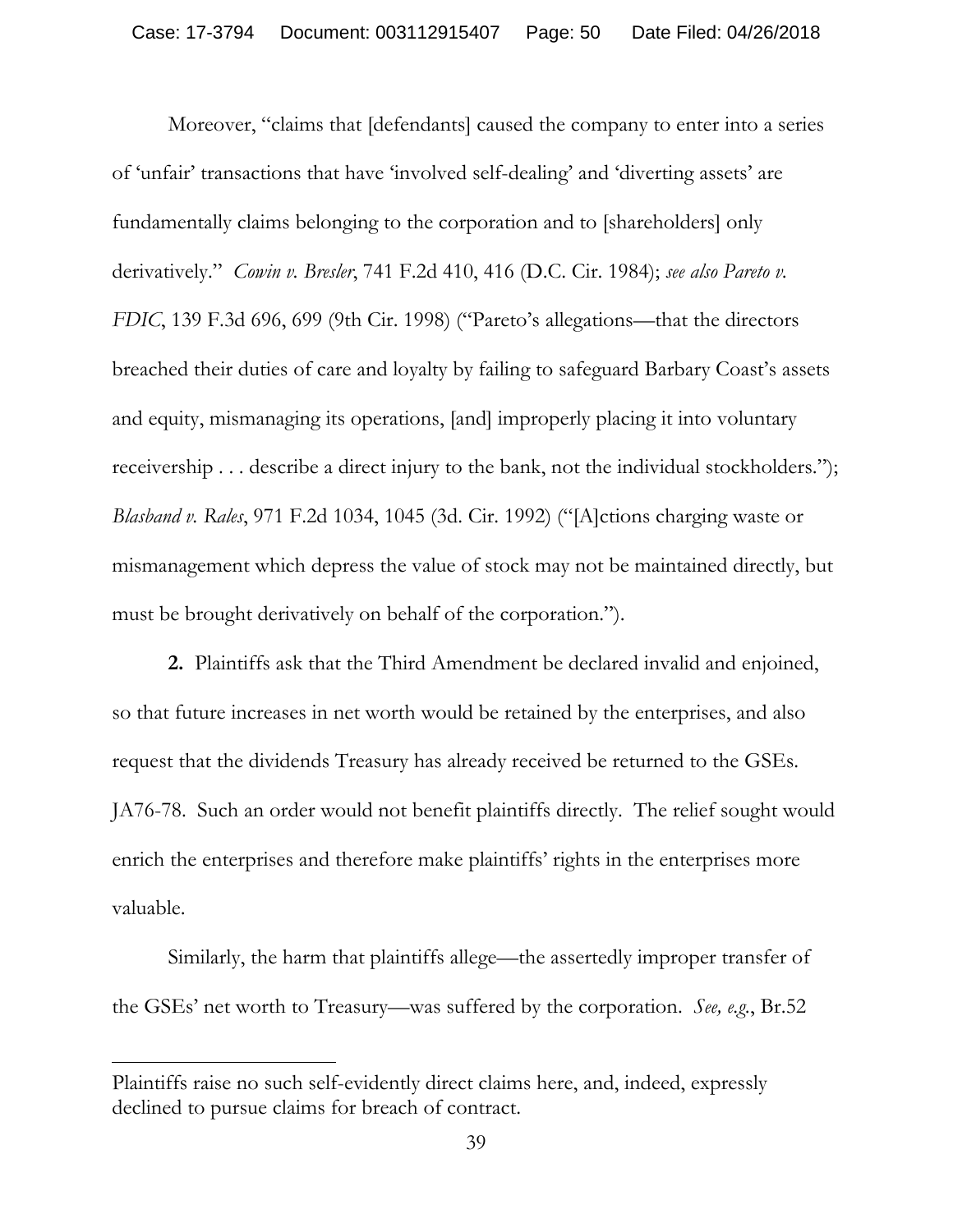Moreover, "claims that [defendants] caused the company to enter into a series of 'unfair' transactions that have 'involved self-dealing' and 'diverting assets' are fundamentally claims belonging to the corporation and to [shareholders] only derivatively." *Cowin v. Bresler*, 741 F.2d 410, 416 (D.C. Cir. 1984); *see also Pareto v. FDIC*, 139 F.3d 696, 699 (9th Cir. 1998) ("Pareto's allegations—that the directors breached their duties of care and loyalty by failing to safeguard Barbary Coast's assets and equity, mismanaging its operations, [and] improperly placing it into voluntary receivership . . . describe a direct injury to the bank, not the individual stockholders."); *Blasband v. Rales*, 971 F.2d 1034, 1045 (3d. Cir. 1992) ("[A]ctions charging waste or mismanagement which depress the value of stock may not be maintained directly, but must be brought derivatively on behalf of the corporation.").

**2.** Plaintiffs ask that the Third Amendment be declared invalid and enjoined, so that future increases in net worth would be retained by the enterprises, and also request that the dividends Treasury has already received be returned to the GSEs. JA76-78. Such an order would not benefit plaintiffs directly. The relief sought would enrich the enterprises and therefore make plaintiffs' rights in the enterprises more valuable.

Similarly, the harm that plaintiffs allege—the assertedly improper transfer of the GSEs' net worth to Treasury—was suffered by the corporation. *See, e.g.*, Br.52

---

Plaintiffs raise no such self-evidently direct claims here, and, indeed, expressly declined to pursue claims for breach of contract.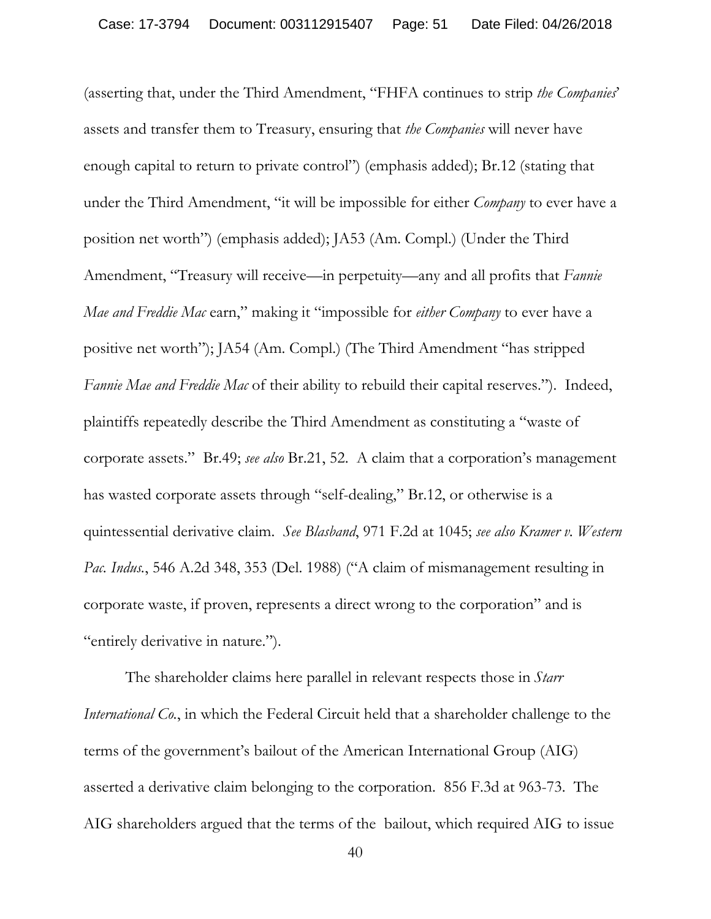(asserting that, under the Third Amendment, "FHFA continues to strip *the Companies*' assets and transfer them to Treasury, ensuring that *the Companies* will never have enough capital to return to private control") (emphasis added); Br.12 (stating that under the Third Amendment, "it will be impossible for either *Company* to ever have a position net worth") (emphasis added); JA53 (Am. Compl.) (Under the Third Amendment, "Treasury will receive—in perpetuity—any and all profits that *Fannie Mae and Freddie Mac* earn," making it "impossible for *either Company* to ever have a positive net worth"); JA54 (Am. Compl.) (The Third Amendment "has stripped *Fannie Mae and Freddie Mac* of their ability to rebuild their capital reserves."). Indeed, plaintiffs repeatedly describe the Third Amendment as constituting a "waste of corporate assets." Br.49; *see also* Br.21, 52. A claim that a corporation's management has wasted corporate assets through "self-dealing," Br.12, or otherwise is a quintessential derivative claim. *See Blasband*, 971 F.2d at 1045; *see also Kramer v. Western Pac. Indus.*, 546 A.2d 348, 353 (Del. 1988) ("A claim of mismanagement resulting in corporate waste, if proven, represents a direct wrong to the corporation" and is "entirely derivative in nature.").

The shareholder claims here parallel in relevant respects those in *Starr International Co.*, in which the Federal Circuit held that a shareholder challenge to the terms of the government's bailout of the American International Group (AIG) asserted a derivative claim belonging to the corporation. 856 F.3d at 963-73. The AIG shareholders argued that the terms of the bailout, which required AIG to issue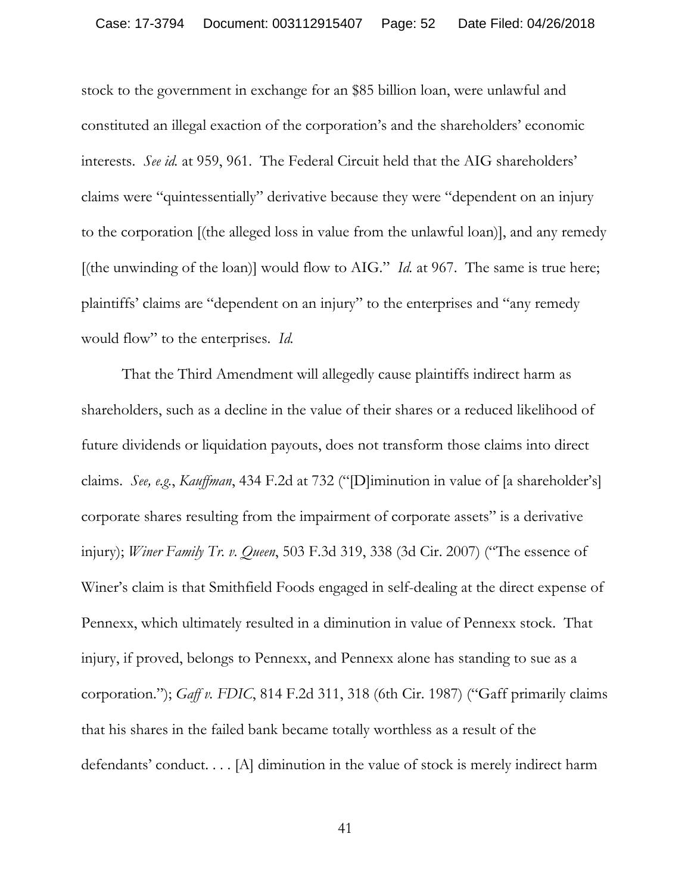stock to the government in exchange for an $85 billion loan, were unlawful and constituted an illegal exaction of the corporation's and the shareholders' economic interests. *See id.* at 959, 961. The Federal Circuit held that the AIG shareholders' claims were "quintessentially" derivative because they were "dependent on an injury to the corporation [(the alleged loss in value from the unlawful loan)], and any remedy [(the unwinding of the loan)] would flow to AIG." *Id.* at 967. The same is true here; plaintiffs' claims are "dependent on an injury" to the enterprises and "any remedy would flow" to the enterprises. *Id.*

That the Third Amendment will allegedly cause plaintiffs indirect harm as shareholders, such as a decline in the value of their shares or a reduced likelihood of future dividends or liquidation payouts, does not transform those claims into direct claims. *See, e.g.*, *Kauffman*, 434 F.2d at 732 ("[D]iminution in value of [a shareholder's] corporate shares resulting from the impairment of corporate assets" is a derivative injury); *Winer Family Tr. v. Queen*, 503 F.3d 319, 338 (3d Cir. 2007) ("The essence of Winer's claim is that Smithfield Foods engaged in self-dealing at the direct expense of Pennexx, which ultimately resulted in a diminution in value of Pennexx stock. That injury, if proved, belongs to Pennexx, and Pennexx alone has standing to sue as a corporation."); *Gaff v. FDIC*, 814 F.2d 311, 318 (6th Cir. 1987) ("Gaff primarily claims that his shares in the failed bank became totally worthless as a result of the defendants' conduct. . . . [A] diminution in the value of stock is merely indirect harm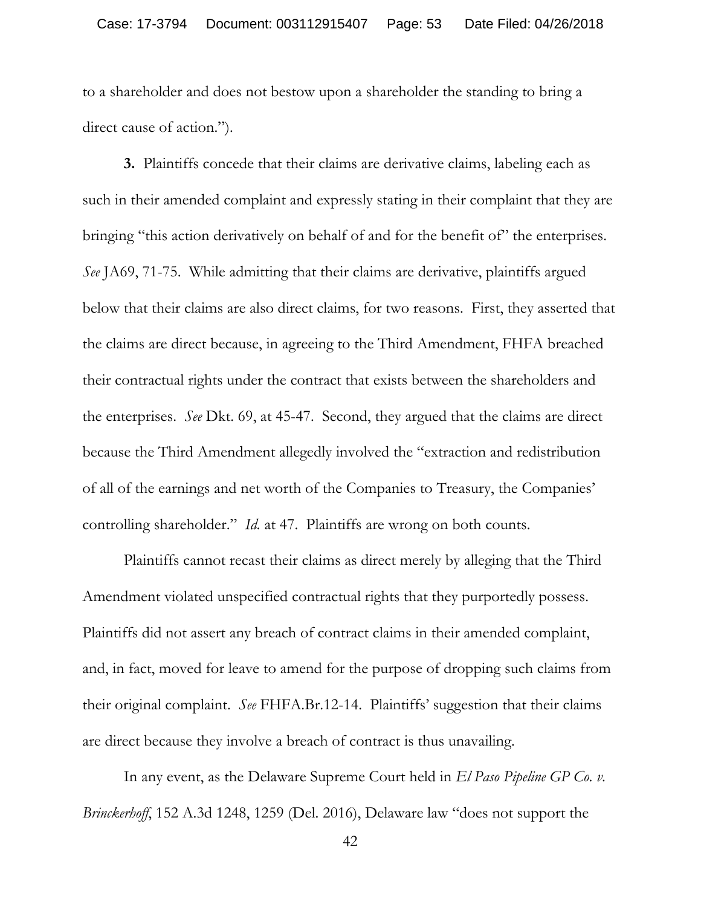to a shareholder and does not bestow upon a shareholder the standing to bring a direct cause of action.").

**3.** Plaintiffs concede that their claims are derivative claims, labeling each as such in their amended complaint and expressly stating in their complaint that they are bringing "this action derivatively on behalf of and for the benefit of" the enterprises. *See* JA69, 71-75. While admitting that their claims are derivative, plaintiffs argued below that their claims are also direct claims, for two reasons. First, they asserted that the claims are direct because, in agreeing to the Third Amendment, FHFA breached their contractual rights under the contract that exists between the shareholders and the enterprises. *See* Dkt. 69, at 45-47. Second, they argued that the claims are direct because the Third Amendment allegedly involved the "extraction and redistribution of all of the earnings and net worth of the Companies to Treasury, the Companies' controlling shareholder." *Id.* at 47. Plaintiffs are wrong on both counts.

Plaintiffs cannot recast their claims as direct merely by alleging that the Third Amendment violated unspecified contractual rights that they purportedly possess. Plaintiffs did not assert any breach of contract claims in their amended complaint, and, in fact, moved for leave to amend for the purpose of dropping such claims from their original complaint. *See* FHFA.Br.12-14. Plaintiffs' suggestion that their claims are direct because they involve a breach of contract is thus unavailing.

In any event, as the Delaware Supreme Court held in *El Paso Pipeline GP Co. v. Brinckerhoff*, 152 A.3d 1248, 1259 (Del. 2016), Delaware law "does not support the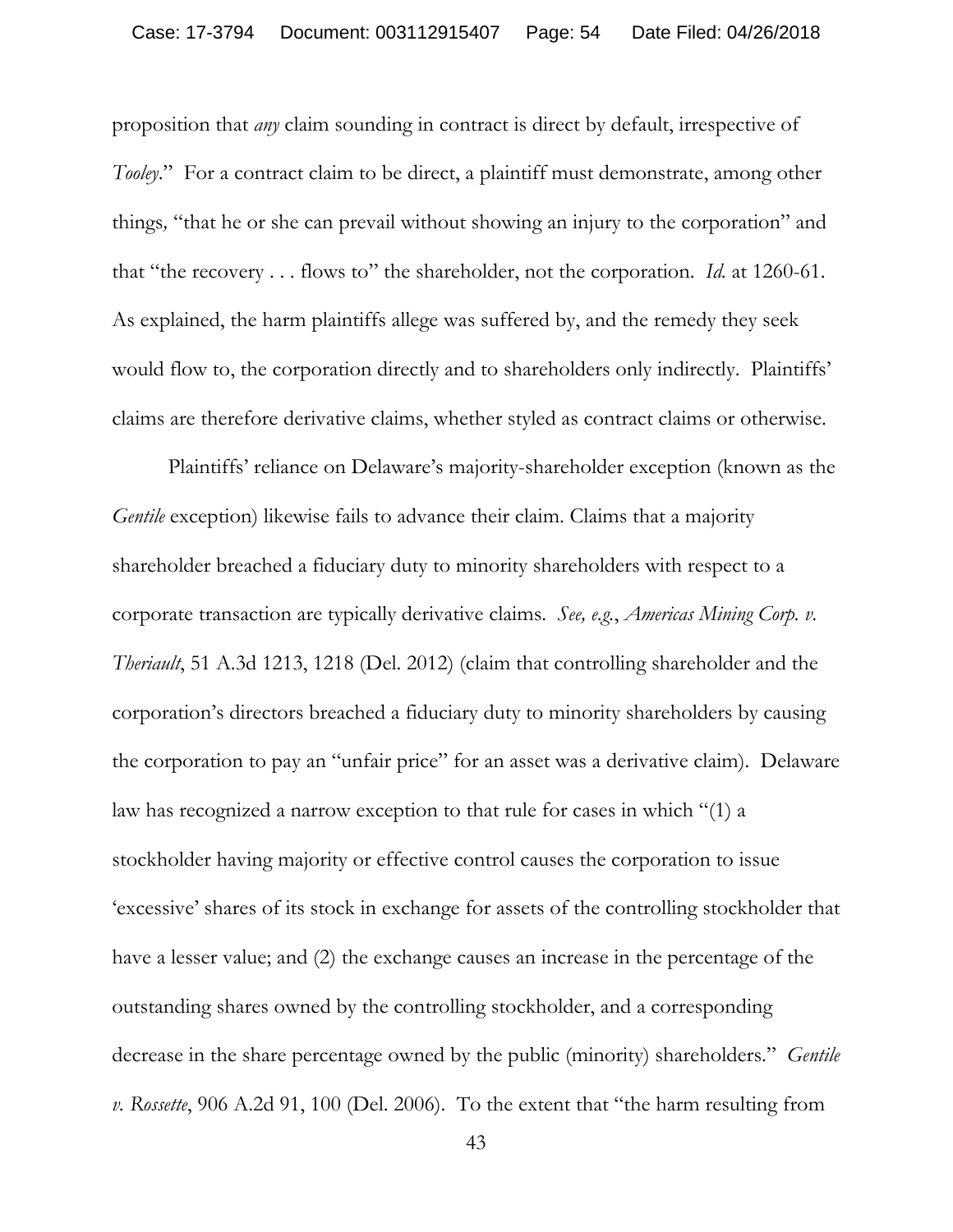proposition that *any* claim sounding in contract is direct by default, irrespective of *Tooley*." For a contract claim to be direct, a plaintiff must demonstrate, among other things, "that he or she can prevail without showing an injury to the corporation" and that "the recovery . . . flows to" the shareholder, not the corporation. *Id.* at 1260-61. As explained, the harm plaintiffs allege was suffered by, and the remedy they seek would flow to, the corporation directly and to shareholders only indirectly. Plaintiffs' claims are therefore derivative claims, whether styled as contract claims or otherwise.

Plaintiffs' reliance on Delaware's majority-shareholder exception (known as the *Gentile* exception) likewise fails to advance their claim. Claims that a majority shareholder breached a fiduciary duty to minority shareholders with respect to a corporate transaction are typically derivative claims. *See, e.g.*, *Americas Mining Corp. v. Theriault*, 51 A.3d 1213, 1218 (Del. 2012) (claim that controlling shareholder and the corporation's directors breached a fiduciary duty to minority shareholders by causing the corporation to pay an "unfair price" for an asset was a derivative claim). Delaware law has recognized a narrow exception to that rule for cases in which "(1) a stockholder having majority or effective control causes the corporation to issue 'excessive' shares of its stock in exchange for assets of the controlling stockholder that have a lesser value; and (2) the exchange causes an increase in the percentage of the outstanding shares owned by the controlling stockholder, and a corresponding decrease in the share percentage owned by the public (minority) shareholders." *Gentile v. Rossette*, 906 A.2d 91, 100 (Del. 2006). To the extent that "the harm resulting from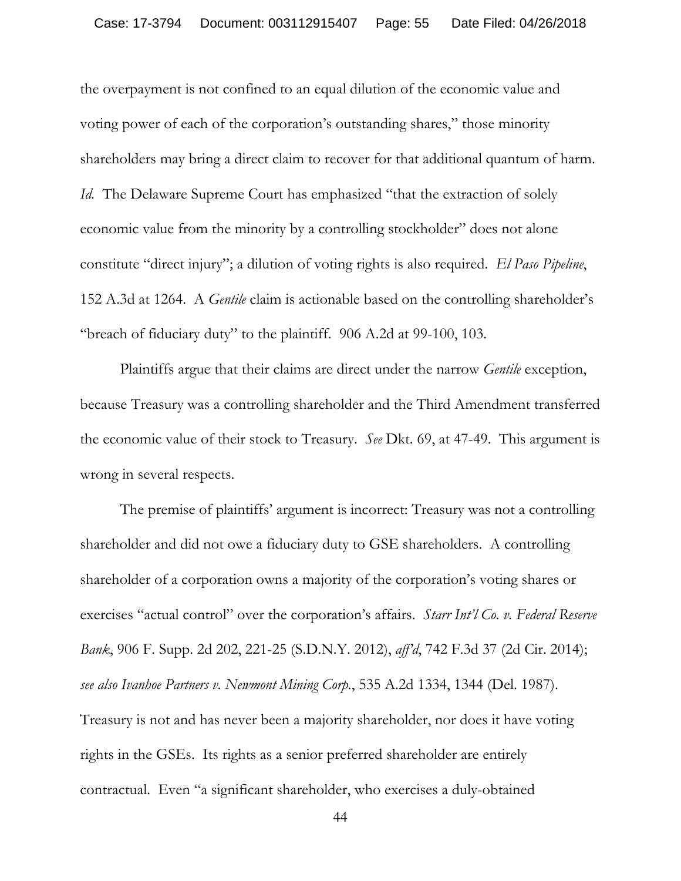the overpayment is not confined to an equal dilution of the economic value and voting power of each of the corporation's outstanding shares," those minority shareholders may bring a direct claim to recover for that additional quantum of harm. *Id.* The Delaware Supreme Court has emphasized "that the extraction of solely economic value from the minority by a controlling stockholder" does not alone constitute "direct injury"; a dilution of voting rights is also required. *El Paso Pipeline*, 152 A.3d at 1264. A *Gentile* claim is actionable based on the controlling shareholder's "breach of fiduciary duty" to the plaintiff. 906 A.2d at 99-100, 103.

Plaintiffs argue that their claims are direct under the narrow *Gentile* exception, because Treasury was a controlling shareholder and the Third Amendment transferred the economic value of their stock to Treasury. *See* Dkt. 69, at 47-49. This argument is wrong in several respects.

The premise of plaintiffs' argument is incorrect: Treasury was not a controlling shareholder and did not owe a fiduciary duty to GSE shareholders. A controlling shareholder of a corporation owns a majority of the corporation's voting shares or exercises "actual control" over the corporation's affairs. *Starr Int'l Co. v. Federal Reserve Bank*, 906 F. Supp. 2d 202, 221-25 (S.D.N.Y. 2012), *aff'd*, 742 F.3d 37 (2d Cir. 2014); *see also Ivanhoe Partners v. Newmont Mining Corp.*, 535 A.2d 1334, 1344 (Del. 1987). Treasury is not and has never been a majority shareholder, nor does it have voting rights in the GSEs. Its rights as a senior preferred shareholder are entirely contractual. Even "a significant shareholder, who exercises a duly-obtained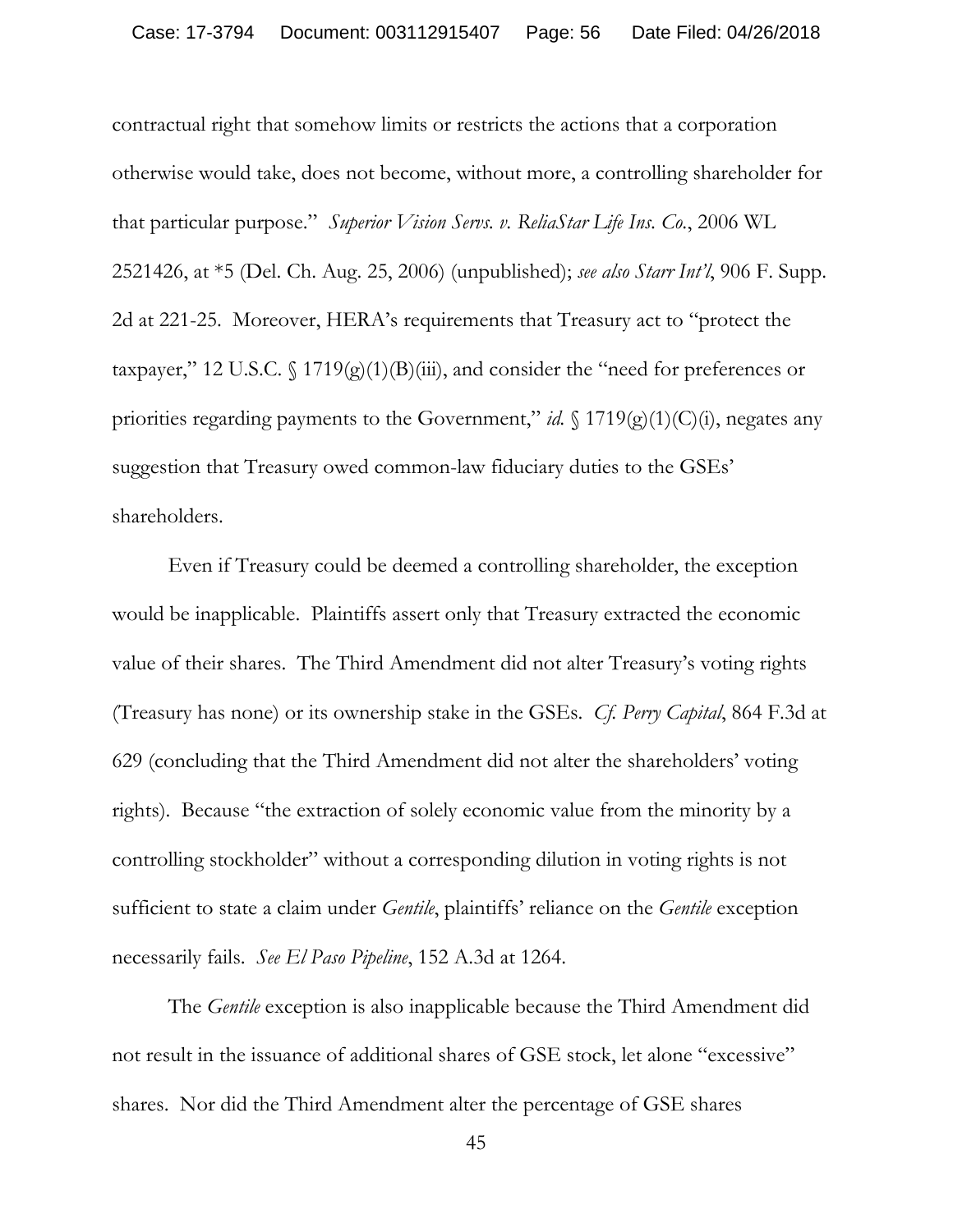contractual right that somehow limits or restricts the actions that a corporation otherwise would take, does not become, without more, a controlling shareholder for that particular purpose." *Superior Vision Servs. v. ReliaStar Life Ins. Co.*, 2006 WL 2521426, at *5 (Del. Ch. Aug. 25, 2006) (unpublished); *see also Starr Int'l*, 906 F. Supp. 2d at 221-25. Moreover, HERA's requirements that Treasury act to "protect the taxpayer," 12 U.S.C. § 1719(g)(1)(B)(iii), and consider the "need for preferences or priorities regarding payments to the Government," *id.* § 1719(g)(1)(C)(i), negates any suggestion that Treasury owed common-law fiduciary duties to the GSEs' shareholders.

Even if Treasury could be deemed a controlling shareholder, the exception would be inapplicable. Plaintiffs assert only that Treasury extracted the economic value of their shares. The Third Amendment did not alter Treasury's voting rights (Treasury has none) or its ownership stake in the GSEs. *Cf. Perry Capital*, 864 F.3d at 629 (concluding that the Third Amendment did not alter the shareholders' voting rights). Because "the extraction of solely economic value from the minority by a controlling stockholder" without a corresponding dilution in voting rights is not sufficient to state a claim under *Gentile*, plaintiffs' reliance on the *Gentile* exception necessarily fails. *See El Paso Pipeline*, 152 A.3d at 1264.

The *Gentile* exception is also inapplicable because the Third Amendment did not result in the issuance of additional shares of GSE stock, let alone "excessive" shares. Nor did the Third Amendment alter the percentage of GSE shares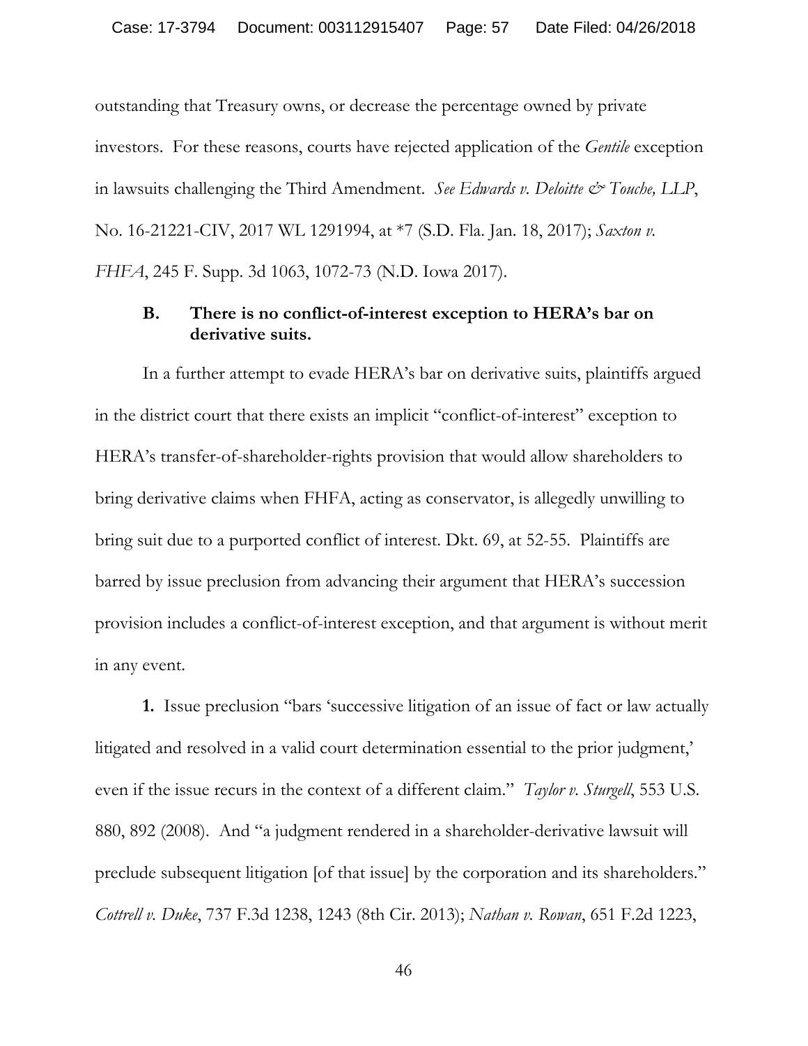outstanding that Treasury owns, or decrease the percentage owned by private investors. For these reasons, courts have rejected application of the *Gentile* exception in lawsuits challenging the Third Amendment. *See Edwards v. Deloitte & Touche, LLP*, No. 16-21221-CIV, 2017 WL 1291994, at *7 (S.D. Fla. Jan. 18, 2017); *Saxton v. FHFA*, 245 F. Supp. 3d 1063, 1072-73 (N.D. Iowa 2017).

### B. There is no conflict-of-interest exception to HERA's bar on derivative suits.

In a further attempt to evade HERA's bar on derivative suits, plaintiffs argued in the district court that there exists an implicit "conflict-of-interest" exception to HERA's transfer-of-shareholder-rights provision that would allow shareholders to bring derivative claims when FHFA, acting as conservator, is allegedly unwilling to bring suit due to a purported conflict of interest. Dkt. 69, at 52-55. Plaintiffs are barred by issue preclusion from advancing their argument that HERA's succession provision includes a conflict-of-interest exception, and that argument is without merit in any event.

**1.** Issue preclusion "bars 'successive litigation of an issue of fact or law actually litigated and resolved in a valid court determination essential to the prior judgment,' even if the issue recurs in the context of a different claim." *Taylor v. Sturgell*, 553 U.S. 880, 892 (2008). And "a judgment rendered in a shareholder-derivative lawsuit will preclude subsequent litigation [of that issue] by the corporation and its shareholders." *Cottrell v. Duke*, 737 F.3d 1238, 1243 (8th Cir. 2013); *Nathan v. Rowan*, 651 F.2d 1223,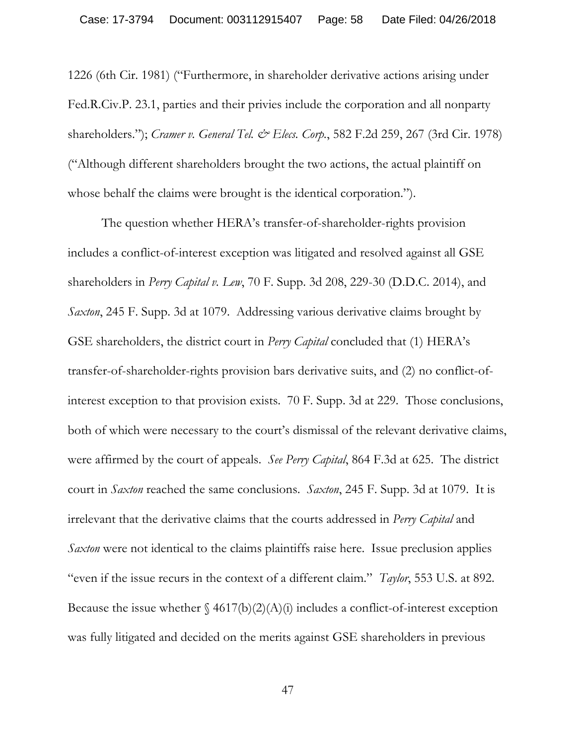1226 (6th Cir. 1981) ("Furthermore, in shareholder derivative actions arising under Fed.R.Civ.P. 23.1, parties and their privies include the corporation and all nonparty shareholders."); *Cramer v. General Tel. & Elecs. Corp.*, 582 F.2d 259, 267 (3rd Cir. 1978) ("Although different shareholders brought the two actions, the actual plaintiff on whose behalf the claims were brought is the identical corporation.").

The question whether HERA's transfer-of-shareholder-rights provision includes a conflict-of-interest exception was litigated and resolved against all GSE shareholders in *Perry Capital v. Lew*, 70 F. Supp. 3d 208, 229-30 (D.D.C. 2014), and *Saxton*, 245 F. Supp. 3d at 1079. Addressing various derivative claims brought by GSE shareholders, the district court in *Perry Capital* concluded that (1) HERA's transfer-of-shareholder-rights provision bars derivative suits, and (2) no conflict-of-interest exception to that provision exists. 70 F. Supp. 3d at 229. Those conclusions, both of which were necessary to the court's dismissal of the relevant derivative claims, were affirmed by the court of appeals. *See Perry Capital*, 864 F.3d at 625. The district court in *Saxton* reached the same conclusions. *Saxton*, 245 F. Supp. 3d at 1079. It is irrelevant that the derivative claims that the courts addressed in *Perry Capital* and *Saxton* were not identical to the claims plaintiffs raise here. Issue preclusion applies "even if the issue recurs in the context of a different claim." *Taylor*, 553 U.S. at 892. Because the issue whether § 4617(b)(2)(A)(i) includes a conflict-of-interest exception was fully litigated and decided on the merits against GSE shareholders in previous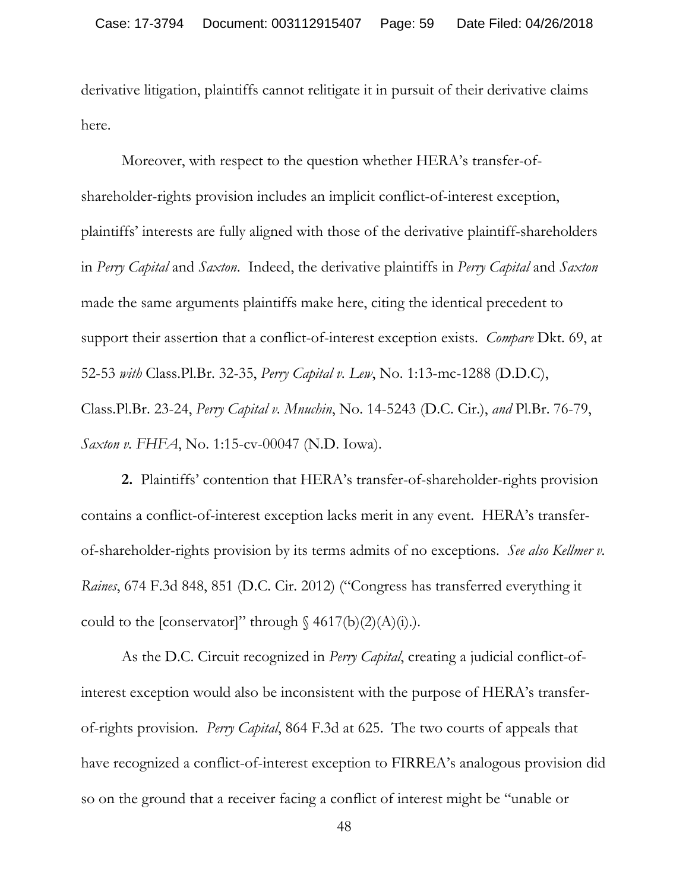derivative litigation, plaintiffs cannot relitigate it in pursuit of their derivative claims here.

Moreover, with respect to the question whether HERA's transfer-of-shareholder-rights provision includes an implicit conflict-of-interest exception, plaintiffs' interests are fully aligned with those of the derivative plaintiff-shareholders in *Perry Capital* and *Saxton*. Indeed, the derivative plaintiffs in *Perry Capital* and *Saxton* made the same arguments plaintiffs make here, citing the identical precedent to support their assertion that a conflict-of-interest exception exists. *Compare* Dkt. 69, at 52-53 *with* Class.Pl.Br. 32-35, *Perry Capital v. Lew*, No. 1:13-mc-1288 (D.D.C), Class.Pl.Br. 23-24, *Perry Capital v. Mnuchin*, No. 14-5243 (D.C. Cir.), *and* Pl.Br. 76-79, *Saxton v. FHFA*, No. 1:15-cv-00047 (N.D. Iowa).

**2.** Plaintiffs' contention that HERA's transfer-of-shareholder-rights provision contains a conflict-of-interest exception lacks merit in any event. HERA's transfer-of-shareholder-rights provision by its terms admits of no exceptions. *See also Kellmer v. Raines*, 674 F.3d 848, 851 (D.C. Cir. 2012) ("Congress has transferred everything it could to the [conservator]" through § 4617(b)(2)(A)(i).).

As the D.C. Circuit recognized in *Perry Capital*, creating a judicial conflict-of-interest exception would also be inconsistent with the purpose of HERA's transfer-of-rights provision. *Perry Capital*, 864 F.3d at 625. The two courts of appeals that have recognized a conflict-of-interest exception to FIRREA's analogous provision did so on the ground that a receiver facing a conflict of interest might be "unable or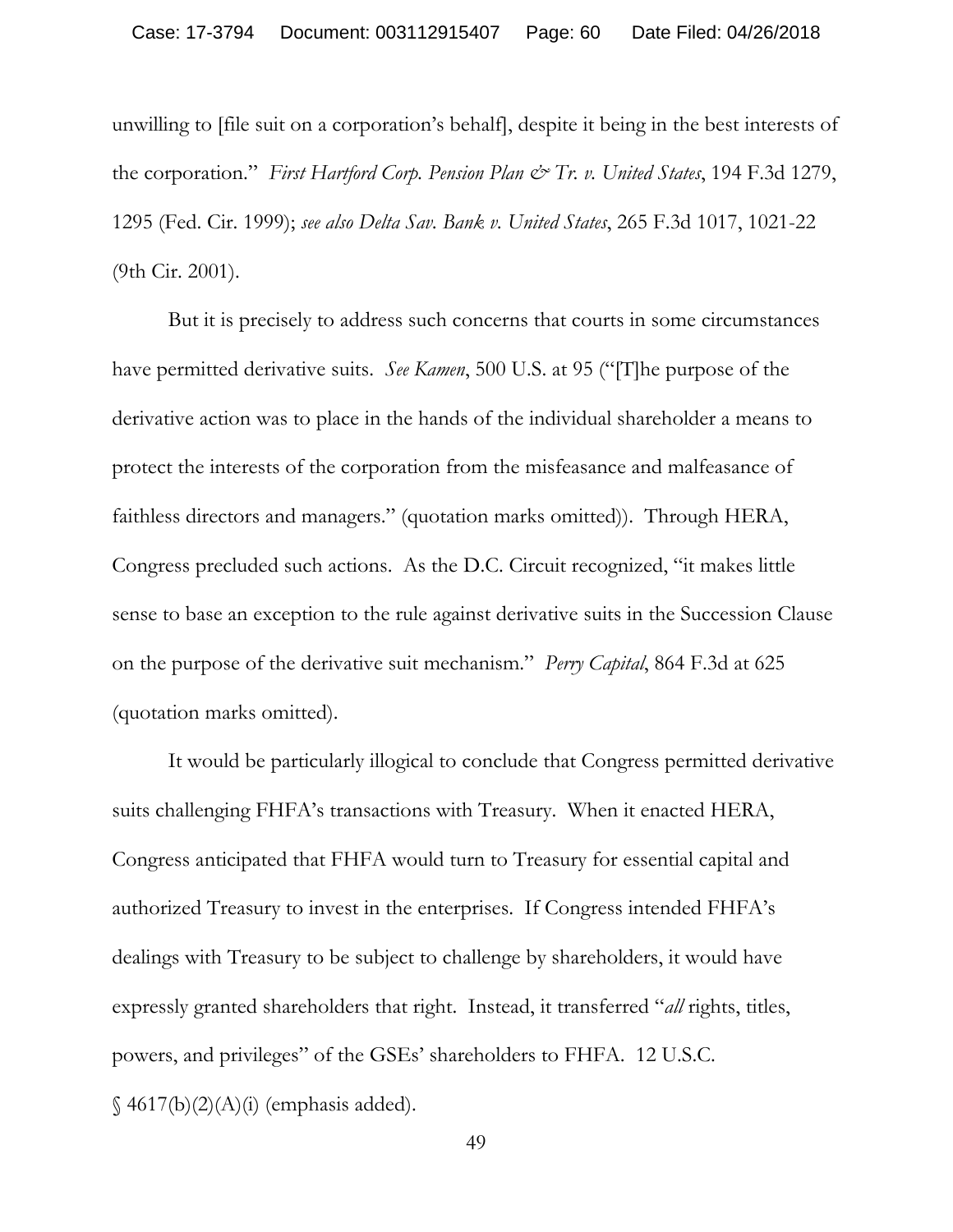unwilling to [file suit on a corporation's behalf], despite it being in the best interests of the corporation." *First Hartford Corp. Pension Plan & Tr. v. United States*, 194 F.3d 1279, 1295 (Fed. Cir. 1999); *see also Delta Sav. Bank v. United States*, 265 F.3d 1017, 1021-22 (9th Cir. 2001).

But it is precisely to address such concerns that courts in some circumstances have permitted derivative suits. *See Kamen*, 500 U.S. at 95 ("[T]he purpose of the derivative action was to place in the hands of the individual shareholder a means to protect the interests of the corporation from the misfeasance and malfeasance of faithless directors and managers." (quotation marks omitted)). Through HERA, Congress precluded such actions. As the D.C. Circuit recognized, "it makes little sense to base an exception to the rule against derivative suits in the Succession Clause on the purpose of the derivative suit mechanism." *Perry Capital*, 864 F.3d at 625 (quotation marks omitted).

It would be particularly illogical to conclude that Congress permitted derivative suits challenging FHFA's transactions with Treasury. When it enacted HERA, Congress anticipated that FHFA would turn to Treasury for essential capital and authorized Treasury to invest in the enterprises. If Congress intended FHFA's dealings with Treasury to be subject to challenge by shareholders, it would have expressly granted shareholders that right. Instead, it transferred "*all* rights, titles, powers, and privileges" of the GSEs' shareholders to FHFA. 12 U.S.C. § 4617(b)(2)(A)(i) (emphasis added).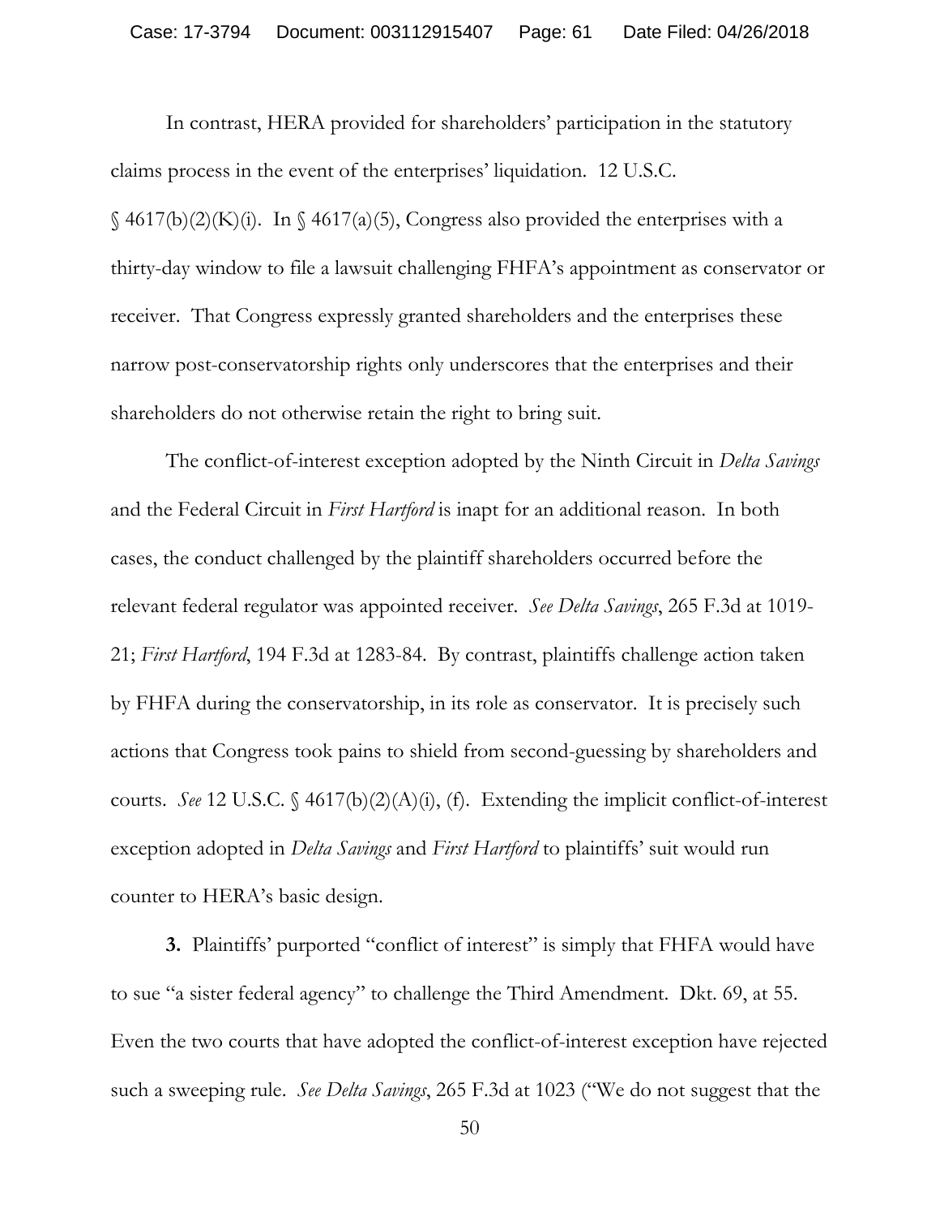In contrast, HERA provided for shareholders' participation in the statutory claims process in the event of the enterprises' liquidation. 12 U.S.C. § 4617(b)(2)(K)(i). In § 4617(a)(5), Congress also provided the enterprises with a thirty-day window to file a lawsuit challenging FHFA's appointment as conservator or receiver. That Congress expressly granted shareholders and the enterprises these narrow post-conservatorship rights only underscores that the enterprises and their shareholders do not otherwise retain the right to bring suit.

The conflict-of-interest exception adopted by the Ninth Circuit in *Delta Savings* and the Federal Circuit in *First Hartford* is inapt for an additional reason. In both cases, the conduct challenged by the plaintiff shareholders occurred before the relevant federal regulator was appointed receiver. *See Delta Savings*, 265 F.3d at 1019-21; *First Hartford*, 194 F.3d at 1283-84. By contrast, plaintiffs challenge action taken by FHFA during the conservatorship, in its role as conservator. It is precisely such actions that Congress took pains to shield from second-guessing by shareholders and courts. *See* 12 U.S.C. § 4617(b)(2)(A)(i), (f). Extending the implicit conflict-of-interest exception adopted in *Delta Savings* and *First Hartford* to plaintiffs' suit would run counter to HERA's basic design.

**3.** Plaintiffs' purported "conflict of interest" is simply that FHFA would have to sue "a sister federal agency" to challenge the Third Amendment. Dkt. 69, at 55. Even the two courts that have adopted the conflict-of-interest exception have rejected such a sweeping rule. *See Delta Savings*, 265 F.3d at 1023 ("We do not suggest that the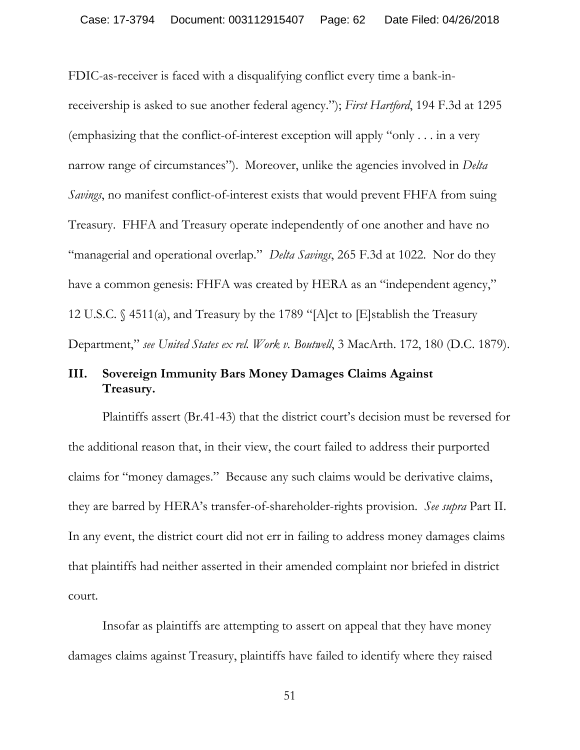FDIC-as-receiver is faced with a disqualifying conflict every time a bank-in-receivership is asked to sue another federal agency."); *First Hartford*, 194 F.3d at 1295 (emphasizing that the conflict-of-interest exception will apply "only . . . in a very narrow range of circumstances"). Moreover, unlike the agencies involved in *Delta Savings*, no manifest conflict-of-interest exists that would prevent FHFA from suing Treasury. FHFA and Treasury operate independently of one another and have no "managerial and operational overlap." *Delta Savings*, 265 F.3d at 1022. Nor do they have a common genesis: FHFA was created by HERA as an "independent agency," 12 U.S.C. § 4511(a), and Treasury by the 1789 "[A]ct to [E]stablish the Treasury Department," *see United States ex rel. Work v. Boutwell*, 3 MacArth. 172, 180 (D.C. 1879).

## III. Sovereign Immunity Bars Money Damages Claims Against Treasury.

Plaintiffs assert (Br.41-43) that the district court's decision must be reversed for the additional reason that, in their view, the court failed to address their purported claims for "money damages." Because any such claims would be derivative claims, they are barred by HERA's transfer-of-shareholder-rights provision. *See supra* Part II. In any event, the district court did not err in failing to address money damages claims that plaintiffs had neither asserted in their amended complaint nor briefed in district court.

Insofar as plaintiffs are attempting to assert on appeal that they have money damages claims against Treasury, plaintiffs have failed to identify where they raised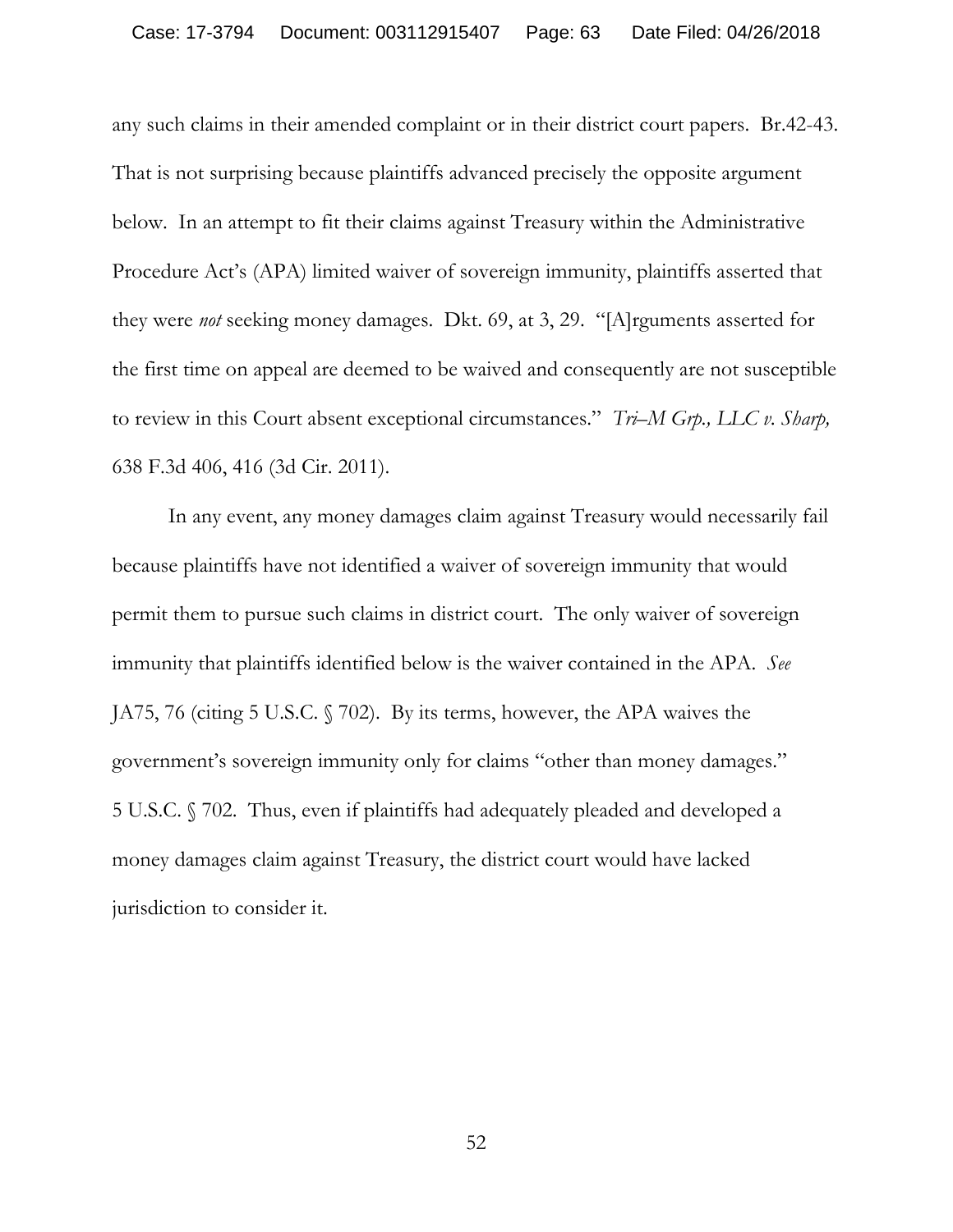any such claims in their amended complaint or in their district court papers. Br.42-43. That is not surprising because plaintiffs advanced precisely the opposite argument below. In an attempt to fit their claims against Treasury within the Administrative Procedure Act's (APA) limited waiver of sovereign immunity, plaintiffs asserted that they were *not* seeking money damages. Dkt. 69, at 3, 29. "[A]rguments asserted for the first time on appeal are deemed to be waived and consequently are not susceptible to review in this Court absent exceptional circumstances." *Tri–M Grp., LLC v. Sharp,* 638 F.3d 406, 416 (3d Cir. 2011).

In any event, any money damages claim against Treasury would necessarily fail because plaintiffs have not identified a waiver of sovereign immunity that would permit them to pursue such claims in district court. The only waiver of sovereign immunity that plaintiffs identified below is the waiver contained in the APA. *See* JA75, 76 (citing 5 U.S.C. § 702). By its terms, however, the APA waives the government's sovereign immunity only for claims "other than money damages." 5 U.S.C. § 702. Thus, even if plaintiffs had adequately pleaded and developed a money damages claim against Treasury, the district court would have lacked jurisdiction to consider it.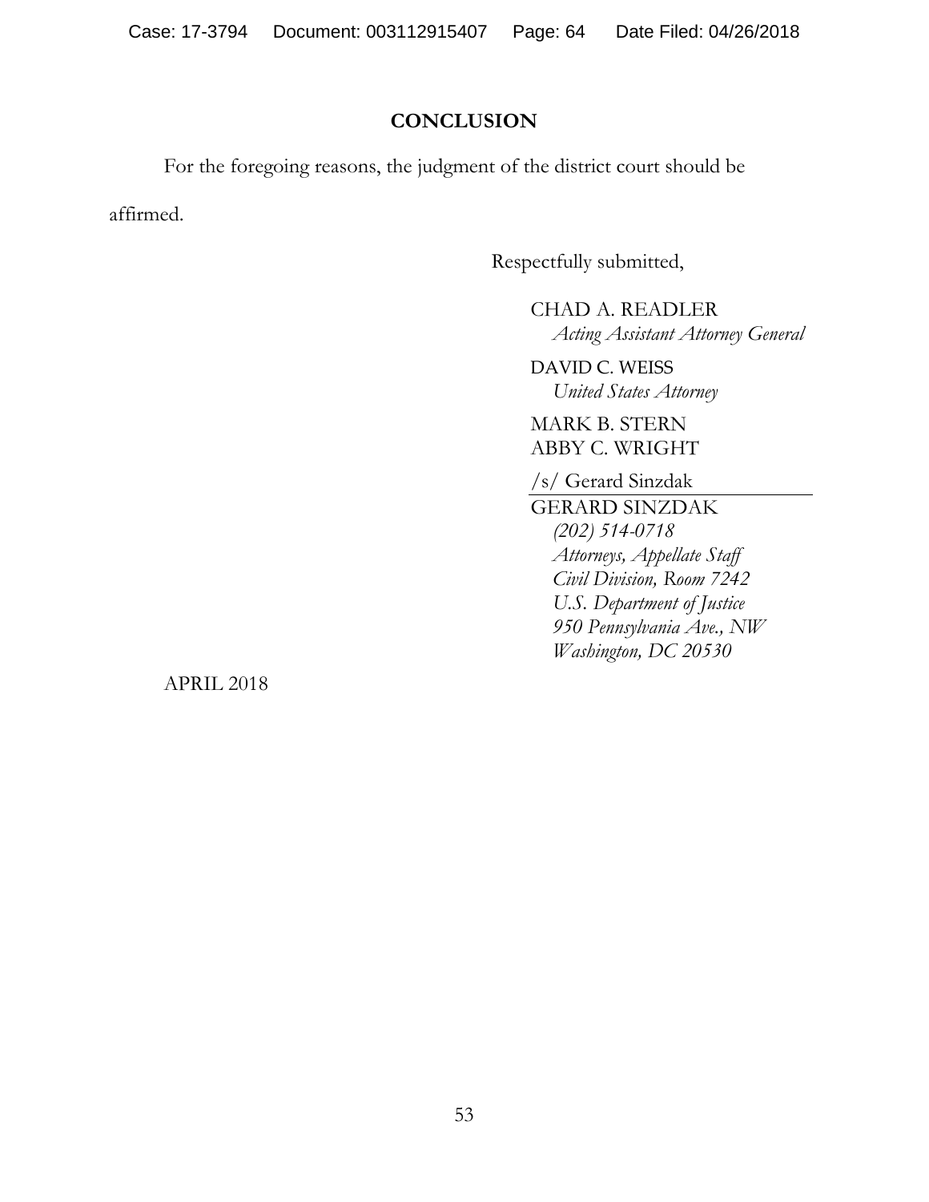## CONCLUSION

For the foregoing reasons, the judgment of the district court should be affirmed.

Respectfully submitted,

CHAD A. READLER
*Acting Assistant Attorney General*

DAVID C. WEISS
*United States Attorney*

MARK B. STERN
ABBY C. WRIGHT

/s/ Gerard Sinzdak

GERARD SINZDAK
*(202) 514-0718*
*Attorneys, Appellate Staff*
*Civil Division, Room 7242*
*U.S. Department of Justice*
*950 Pennsylvania Ave., NW*
*Washington, DC 20530*

APRIL 2018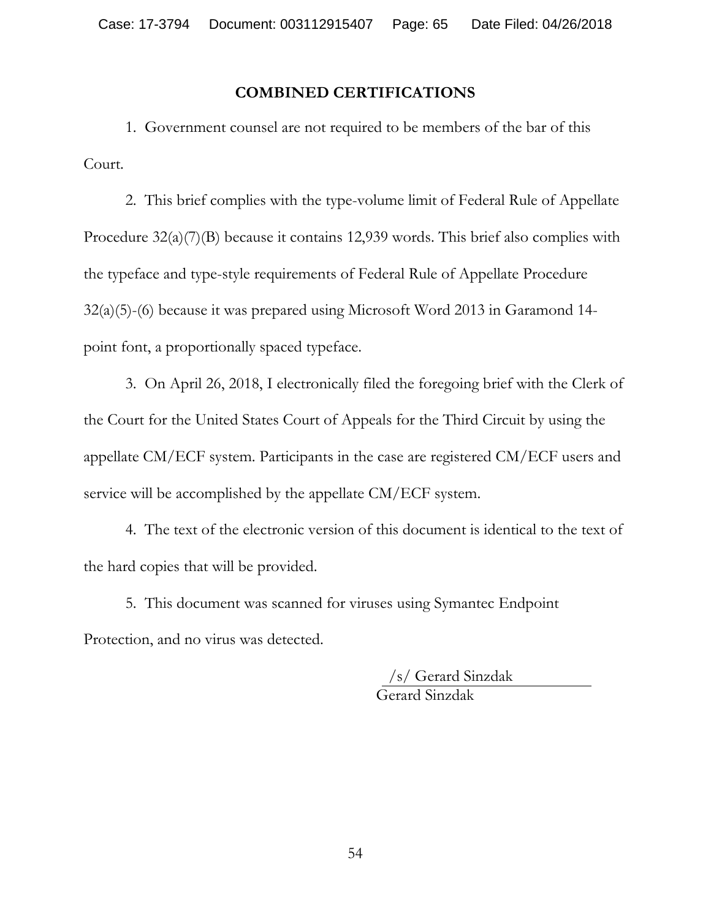## COMBINED CERTIFICATIONS

1. Government counsel are not required to be members of the bar of this Court.

2. This brief complies with the type-volume limit of Federal Rule of Appellate Procedure 32(a)(7)(B) because it contains 12,939 words. This brief also complies with the typeface and type-style requirements of Federal Rule of Appellate Procedure 32(a)(5)-(6) because it was prepared using Microsoft Word 2013 in Garamond 14-point font, a proportionally spaced typeface.

3. On April 26, 2018, I electronically filed the foregoing brief with the Clerk of the Court for the United States Court of Appeals for the Third Circuit by using the appellate CM/ECF system. Participants in the case are registered CM/ECF users and service will be accomplished by the appellate CM/ECF system.

4. The text of the electronic version of this document is identical to the text of the hard copies that will be provided.

5. This document was scanned for viruses using Symantec Endpoint Protection, and no virus was detected.

/s/ Gerard Sinzdak
Gerard Sinzdak